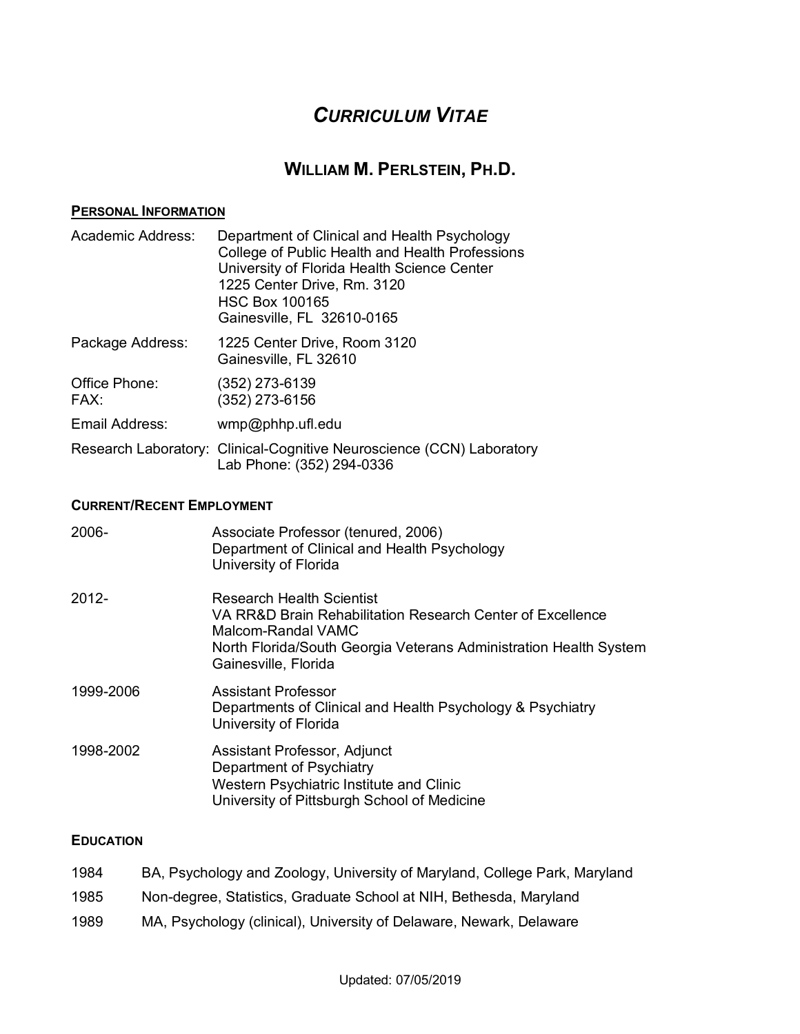# *CURRICULUM VITAE*

## WILLIAM M. PERLSTEIN, PH.D.

### PERSONAL INFORMATION

| | |
|---|---|
| Academic Address: | Department of Clinical and Health Psychology<br>College of Public Health and Health Professions<br>University of Florida Health Science Center<br>1225 Center Drive, Rm. 3120<br>HSC Box 100165<br>Gainesville, FL 32610-0165 |
| Package Address: | 1225 Center Drive, Room 3120<br>Gainesville, FL 32610 |
| Office Phone:<br>FAX: | (352) 273-6139<br>(352) 273-6156 |
| Email Address: | wmp@phhp.ufl.edu |
| Research Laboratory: | Clinical-Cognitive Neuroscience (CCN) Laboratory<br>Lab Phone: (352) 294-0336 |

### CURRENT/RECENT EMPLOYMENT

| | |
|---|---|
| 2006- | Associate Professor (tenured, 2006)<br>Department of Clinical and Health Psychology<br>University of Florida |
| 2012- | Research Health Scientist<br>VA RR&D Brain Rehabilitation Research Center of Excellence<br>Malcom-Randal VAMC<br>North Florida/South Georgia Veterans Administration Health System<br>Gainesville, Florida |
| 1999-2006 | Assistant Professor<br>Departments of Clinical and Health Psychology & Psychiatry<br>University of Florida |
| 1998-2002 | Assistant Professor, Adjunct<br>Department of Psychiatry<br>Western Psychiatric Institute and Clinic<br>University of Pittsburgh School of Medicine |

### EDUCATION

| | |
|---|---|
| 1984 | BA, Psychology and Zoology, University of Maryland, College Park, Maryland |
| 1985 | Non-degree, Statistics, Graduate School at NIH, Bethesda, Maryland |
| 1989 | MA, Psychology (clinical), University of Delaware, Newark, Delaware |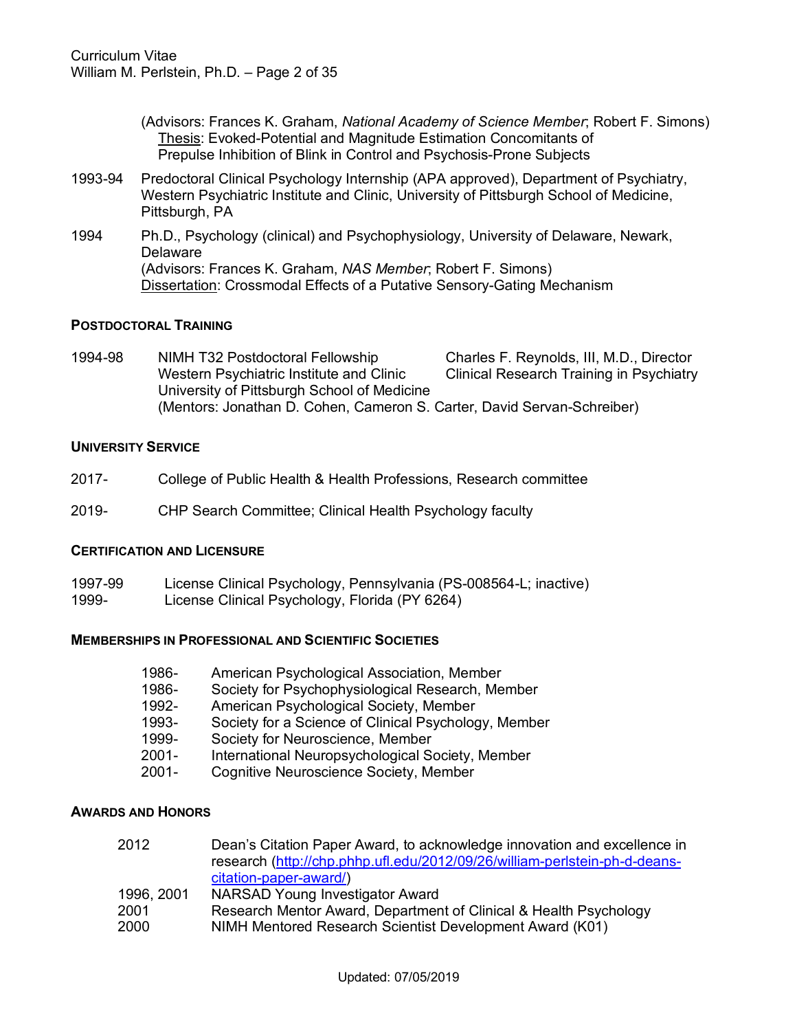(Advisors: Frances K. Graham, *National Academy of Science Member*; Robert F. Simons)
Thesis: Evoked-Potential and Magnitude Estimation Concomitants of Prepulse Inhibition of Blink in Control and Psychosis-Prone Subjects

1993-94 Predoctoral Clinical Psychology Internship (APA approved), Department of Psychiatry, Western Psychiatric Institute and Clinic, University of Pittsburgh School of Medicine, Pittsburgh, PA

1994 Ph.D., Psychology (clinical) and Psychophysiology, University of Delaware, Newark, Delaware
(Advisors: Frances K. Graham, *NAS Member*; Robert F. Simons)
Dissertation: Crossmodal Effects of a Putative Sensory-Gating Mechanism

## POSTDOCTORAL TRAINING

1994-98 NIMH T32 Postdoctoral Fellowship — Charles F. Reynolds, III, M.D., Director, Clinical Research Training in Psychiatry
Western Psychiatric Institute and Clinic
University of Pittsburgh School of Medicine
(Mentors: Jonathan D. Cohen, Cameron S. Carter, David Servan-Schreiber)

## UNIVERSITY SERVICE

2017- College of Public Health & Health Professions, Research committee

2019- CHP Search Committee; Clinical Health Psychology faculty

## CERTIFICATION AND LICENSURE

1997-99 License Clinical Psychology, Pennsylvania (PS-008564-L; inactive)
1999- License Clinical Psychology, Florida (PY 6264)

## MEMBERSHIPS IN PROFESSIONAL AND SCIENTIFIC SOCIETIES

- 1986- American Psychological Association, Member
- 1986- Society for Psychophysiological Research, Member
- 1992- American Psychological Society, Member
- 1993- Society for a Science of Clinical Psychology, Member
- 1999- Society for Neuroscience, Member
- 2001- International Neuropsychological Society, Member
- 2001- Cognitive Neuroscience Society, Member

## AWARDS AND HONORS

- 2012 Dean's Citation Paper Award, to acknowledge innovation and excellence in research (http://chp.phhp.ufl.edu/2012/09/26/william-perlstein-ph-d-deans-citation-paper-award/)
- 1996, 2001 NARSAD Young Investigator Award
- 2001 Research Mentor Award, Department of Clinical & Health Psychology
- 2000 NIMH Mentored Research Scientist Development Award (K01)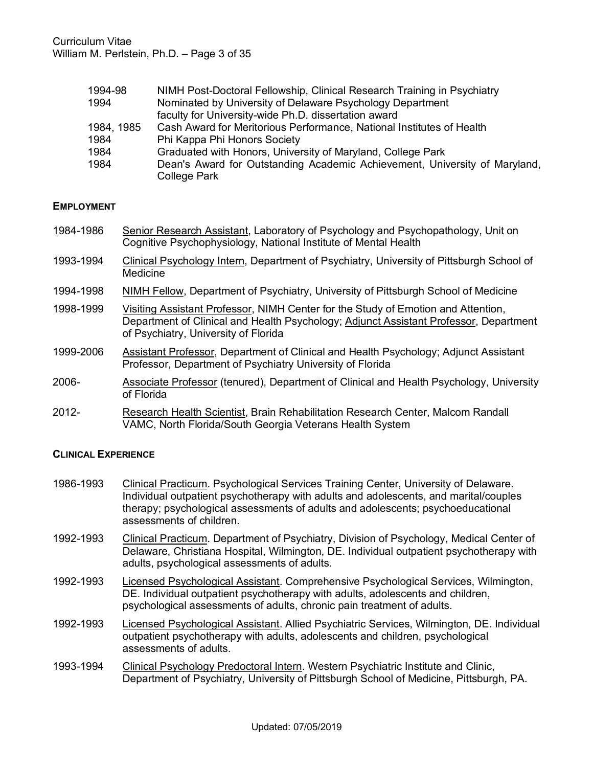| | |
|---|---|
| 1994-98 | NIMH Post-Doctoral Fellowship, Clinical Research Training in Psychiatry |
| 1994 | Nominated by University of Delaware Psychology Department faculty for University-wide Ph.D. dissertation award |
| 1984, 1985 | Cash Award for Meritorious Performance, National Institutes of Health |
| 1984 | Phi Kappa Phi Honors Society |
| 1984 | Graduated with Honors, University of Maryland, College Park |
| 1984 | Dean's Award for Outstanding Academic Achievement, University of Maryland, College Park |

## EMPLOYMENT

1984-1986 Senior Research Assistant, Laboratory of Psychology and Psychopathology, Unit on Cognitive Psychophysiology, National Institute of Mental Health

1993-1994 Clinical Psychology Intern, Department of Psychiatry, University of Pittsburgh School of Medicine

1994-1998 NIMH Fellow, Department of Psychiatry, University of Pittsburgh School of Medicine

1998-1999 Visiting Assistant Professor, NIMH Center for the Study of Emotion and Attention, Department of Clinical and Health Psychology; Adjunct Assistant Professor, Department of Psychiatry, University of Florida

1999-2006 Assistant Professor, Department of Clinical and Health Psychology; Adjunct Assistant Professor, Department of Psychiatry University of Florida

2006- Associate Professor (tenured), Department of Clinical and Health Psychology, University of Florida

2012- Research Health Scientist, Brain Rehabilitation Research Center, Malcom Randall VAMC, North Florida/South Georgia Veterans Health System

## CLINICAL EXPERIENCE

1986-1993 Clinical Practicum. Psychological Services Training Center, University of Delaware. Individual outpatient psychotherapy with adults and adolescents, and marital/couples therapy; psychological assessments of adults and adolescents; psychoeducational assessments of children.

1992-1993 Clinical Practicum. Department of Psychiatry, Division of Psychology, Medical Center of Delaware, Christiana Hospital, Wilmington, DE. Individual outpatient psychotherapy with adults, psychological assessments of adults.

1992-1993 Licensed Psychological Assistant. Comprehensive Psychological Services, Wilmington, DE. Individual outpatient psychotherapy with adults, adolescents and children, psychological assessments of adults, chronic pain treatment of adults.

1992-1993 Licensed Psychological Assistant. Allied Psychiatric Services, Wilmington, DE. Individual outpatient psychotherapy with adults, adolescents and children, psychological assessments of adults.

1993-1994 Clinical Psychology Predoctoral Intern. Western Psychiatric Institute and Clinic, Department of Psychiatry, University of Pittsburgh School of Medicine, Pittsburgh, PA.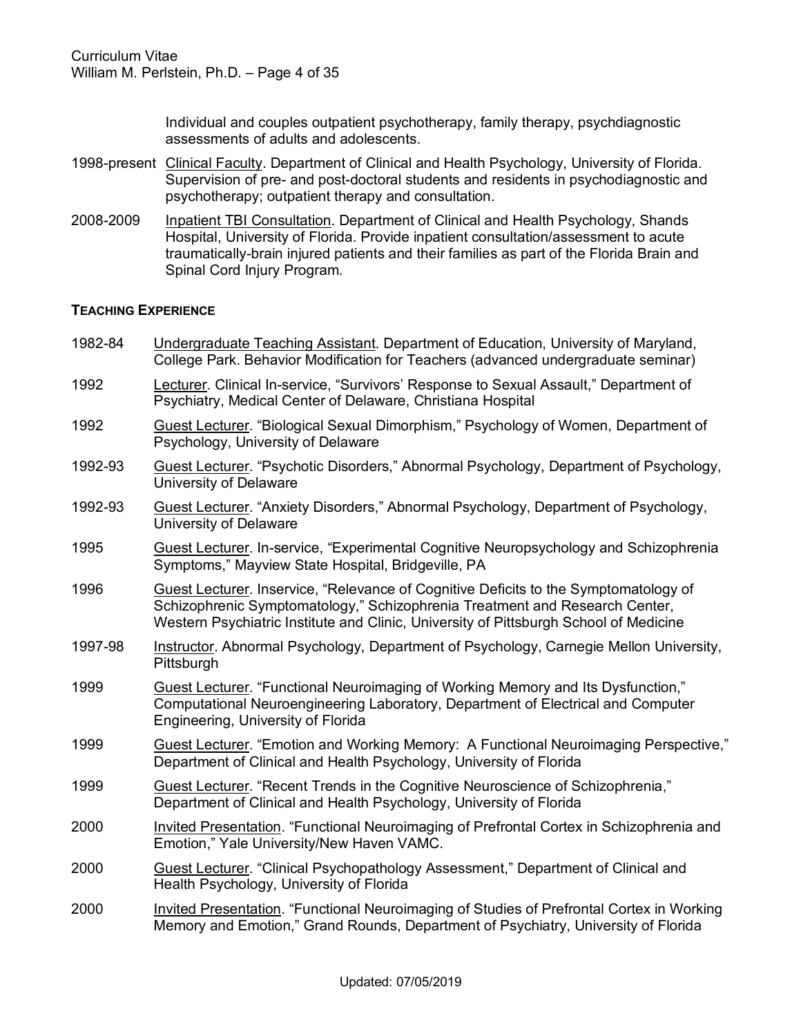Individual and couples outpatient psychotherapy, family therapy, psychdiagnostic assessments of adults and adolescents.

1998-present Clinical Faculty. Department of Clinical and Health Psychology, University of Florida. Supervision of pre- and post-doctoral students and residents in psychodiagnostic and psychotherapy; outpatient therapy and consultation.

2008-2009 Inpatient TBI Consultation. Department of Clinical and Health Psychology, Shands Hospital, University of Florida. Provide inpatient consultation/assessment to acute traumatically-brain injured patients and their families as part of the Florida Brain and Spinal Cord Injury Program.

## TEACHING EXPERIENCE

1982-84 Undergraduate Teaching Assistant. Department of Education, University of Maryland, College Park. Behavior Modification for Teachers (advanced undergraduate seminar)

1992 Lecturer. Clinical In-service, "Survivors' Response to Sexual Assault," Department of Psychiatry, Medical Center of Delaware, Christiana Hospital

1992 Guest Lecturer. "Biological Sexual Dimorphism," Psychology of Women, Department of Psychology, University of Delaware

1992-93 Guest Lecturer. "Psychotic Disorders," Abnormal Psychology, Department of Psychology, University of Delaware

1992-93 Guest Lecturer. "Anxiety Disorders," Abnormal Psychology, Department of Psychology, University of Delaware

1995 Guest Lecturer. In-service, "Experimental Cognitive Neuropsychology and Schizophrenia Symptoms," Mayview State Hospital, Bridgeville, PA

1996 Guest Lecturer. Inservice, "Relevance of Cognitive Deficits to the Symptomatology of Schizophrenic Symptomatology," Schizophrenia Treatment and Research Center, Western Psychiatric Institute and Clinic, University of Pittsburgh School of Medicine

1997-98 Instructor. Abnormal Psychology, Department of Psychology, Carnegie Mellon University, Pittsburgh

1999 Guest Lecturer. "Functional Neuroimaging of Working Memory and Its Dysfunction," Computational Neuroengineering Laboratory, Department of Electrical and Computer Engineering, University of Florida

1999 Guest Lecturer. "Emotion and Working Memory: A Functional Neuroimaging Perspective," Department of Clinical and Health Psychology, University of Florida

1999 Guest Lecturer. "Recent Trends in the Cognitive Neuroscience of Schizophrenia," Department of Clinical and Health Psychology, University of Florida

2000 Invited Presentation. "Functional Neuroimaging of Prefrontal Cortex in Schizophrenia and Emotion," Yale University/New Haven VAMC.

2000 Guest Lecturer. "Clinical Psychopathology Assessment," Department of Clinical and Health Psychology, University of Florida

2000 Invited Presentation. "Functional Neuroimaging of Studies of Prefrontal Cortex in Working Memory and Emotion," Grand Rounds, Department of Psychiatry, University of Florida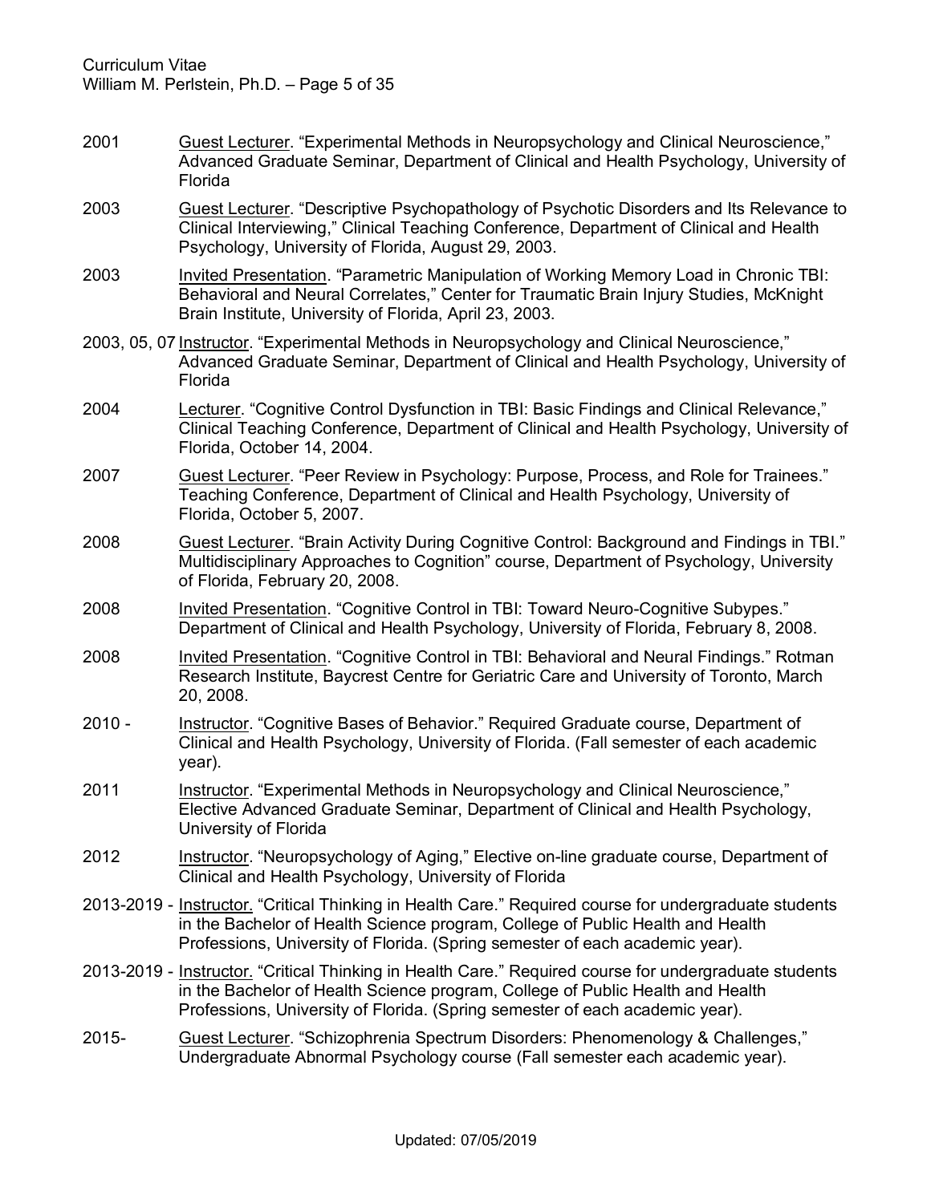2001 Guest Lecturer. "Experimental Methods in Neuropsychology and Clinical Neuroscience," Advanced Graduate Seminar, Department of Clinical and Health Psychology, University of Florida

2003 Guest Lecturer. "Descriptive Psychopathology of Psychotic Disorders and Its Relevance to Clinical Interviewing," Clinical Teaching Conference, Department of Clinical and Health Psychology, University of Florida, August 29, 2003.

2003 Invited Presentation. "Parametric Manipulation of Working Memory Load in Chronic TBI: Behavioral and Neural Correlates," Center for Traumatic Brain Injury Studies, McKnight Brain Institute, University of Florida, April 23, 2003.

2003, 05, 07 Instructor. "Experimental Methods in Neuropsychology and Clinical Neuroscience," Advanced Graduate Seminar, Department of Clinical and Health Psychology, University of Florida

2004 Lecturer. "Cognitive Control Dysfunction in TBI: Basic Findings and Clinical Relevance," Clinical Teaching Conference, Department of Clinical and Health Psychology, University of Florida, October 14, 2004.

2007 Guest Lecturer. "Peer Review in Psychology: Purpose, Process, and Role for Trainees." Teaching Conference, Department of Clinical and Health Psychology, University of Florida, October 5, 2007.

2008 Guest Lecturer. "Brain Activity During Cognitive Control: Background and Findings in TBI." Multidisciplinary Approaches to Cognition" course, Department of Psychology, University of Florida, February 20, 2008.

2008 Invited Presentation. "Cognitive Control in TBI: Toward Neuro-Cognitive Subypes." Department of Clinical and Health Psychology, University of Florida, February 8, 2008.

2008 Invited Presentation. "Cognitive Control in TBI: Behavioral and Neural Findings." Rotman Research Institute, Baycrest Centre for Geriatric Care and University of Toronto, March 20, 2008.

2010 - Instructor. "Cognitive Bases of Behavior." Required Graduate course, Department of Clinical and Health Psychology, University of Florida. (Fall semester of each academic year).

2011 Instructor. "Experimental Methods in Neuropsychology and Clinical Neuroscience," Elective Advanced Graduate Seminar, Department of Clinical and Health Psychology, University of Florida

2012 Instructor. "Neuropsychology of Aging," Elective on-line graduate course, Department of Clinical and Health Psychology, University of Florida

2013-2019 - Instructor. "Critical Thinking in Health Care." Required course for undergraduate students in the Bachelor of Health Science program, College of Public Health and Health Professions, University of Florida. (Spring semester of each academic year).

2013-2019 - Instructor. "Critical Thinking in Health Care." Required course for undergraduate students in the Bachelor of Health Science program, College of Public Health and Health Professions, University of Florida. (Spring semester of each academic year).

2015- Guest Lecturer. "Schizophrenia Spectrum Disorders: Phenomenology & Challenges," Undergraduate Abnormal Psychology course (Fall semester each academic year).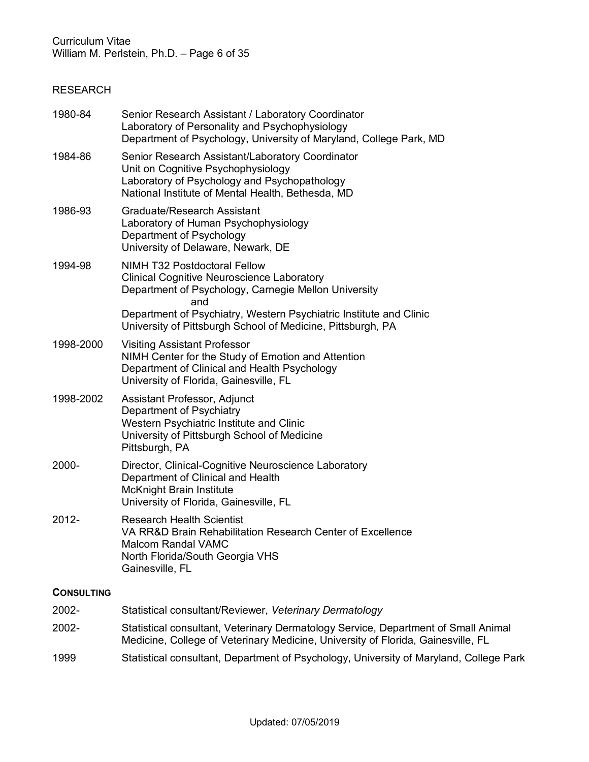## RESEARCH

**1980-84**
Senior Research Assistant / Laboratory Coordinator
Laboratory of Personality and Psychophysiology
Department of Psychology, University of Maryland, College Park, MD

**1984-86**
Senior Research Assistant/Laboratory Coordinator
Unit on Cognitive Psychophysiology
Laboratory of Psychology and Psychopathology
National Institute of Mental Health, Bethesda, MD

**1986-93**
Graduate/Research Assistant
Laboratory of Human Psychophysiology
Department of Psychology
University of Delaware, Newark, DE

**1994-98**
NIMH T32 Postdoctoral Fellow
Clinical Cognitive Neuroscience Laboratory
Department of Psychology, Carnegie Mellon University
and
Department of Psychiatry, Western Psychiatric Institute and Clinic
University of Pittsburgh School of Medicine, Pittsburgh, PA

**1998-2000**
Visiting Assistant Professor
NIMH Center for the Study of Emotion and Attention
Department of Clinical and Health Psychology
University of Florida, Gainesville, FL

**1998-2002**
Assistant Professor, Adjunct
Department of Psychiatry
Western Psychiatric Institute and Clinic
University of Pittsburgh School of Medicine
Pittsburgh, PA

**2000-**
Director, Clinical-Cognitive Neuroscience Laboratory
Department of Clinical and Health
McKnight Brain Institute
University of Florida, Gainesville, FL

**2012-**
Research Health Scientist
VA RR&D Brain Rehabilitation Research Center of Excellence
Malcom Randal VAMC
North Florida/South Georgia VHS
Gainesville, FL

## CONSULTING

**2002-** Statistical consultant/Reviewer, *Veterinary Dermatology*

**2002-** Statistical consultant, Veterinary Dermatology Service, Department of Small Animal Medicine, College of Veterinary Medicine, University of Florida, Gainesville, FL

**1999** Statistical consultant, Department of Psychology, University of Maryland, College Park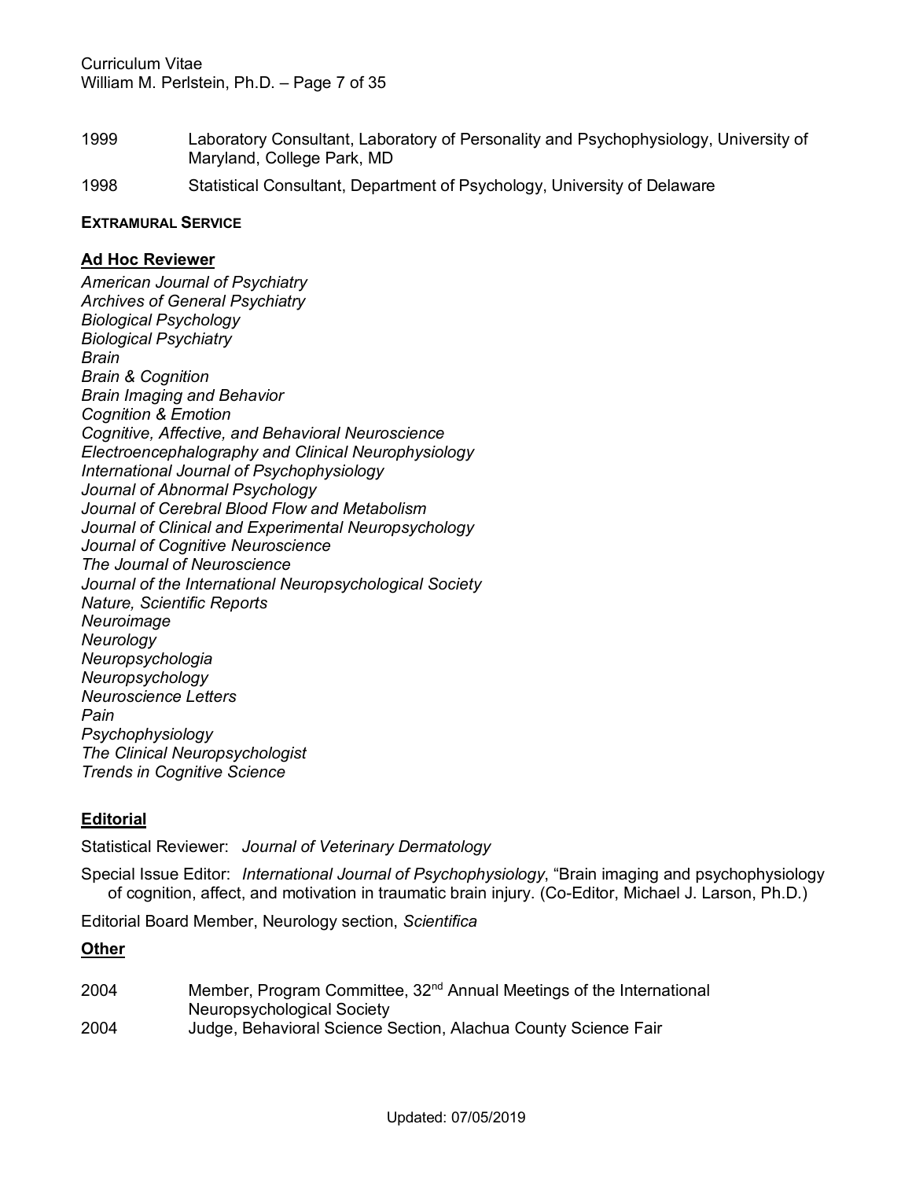1999 Laboratory Consultant, Laboratory of Personality and Psychophysiology, University of Maryland, College Park, MD

1998 Statistical Consultant, Department of Psychology, University of Delaware

**EXTRAMURAL SERVICE**

**Ad Hoc Reviewer**

*American Journal of Psychiatry*
*Archives of General Psychiatry*
*Biological Psychology*
*Biological Psychiatry*
*Brain*
*Brain & Cognition*
*Brain Imaging and Behavior*
*Cognition & Emotion*
*Cognitive, Affective, and Behavioral Neuroscience*
*Electroencephalography and Clinical Neurophysiology*
*International Journal of Psychophysiology*
*Journal of Abnormal Psychology*
*Journal of Cerebral Blood Flow and Metabolism*
*Journal of Clinical and Experimental Neuropsychology*
*Journal of Cognitive Neuroscience*
*The Journal of Neuroscience*
*Journal of the International Neuropsychological Society*
*Nature, Scientific Reports*
*Neuroimage*
*Neurology*
*Neuropsychologia*
*Neuropsychology*
*Neuroscience Letters*
*Pain*
*Psychophysiology*
*The Clinical Neuropsychologist*
*Trends in Cognitive Science*

**Editorial**

Statistical Reviewer: *Journal of Veterinary Dermatology*

Special Issue Editor: *International Journal of Psychophysiology*, "Brain imaging and psychophysiology of cognition, affect, and motivation in traumatic brain injury. (Co-Editor, Michael J. Larson, Ph.D.)

Editorial Board Member, Neurology section, *Scientifica*

**Other**

2004 Member, Program Committee, 32nd Annual Meetings of the International Neuropsychological Society

2004 Judge, Behavioral Science Section, Alachua County Science Fair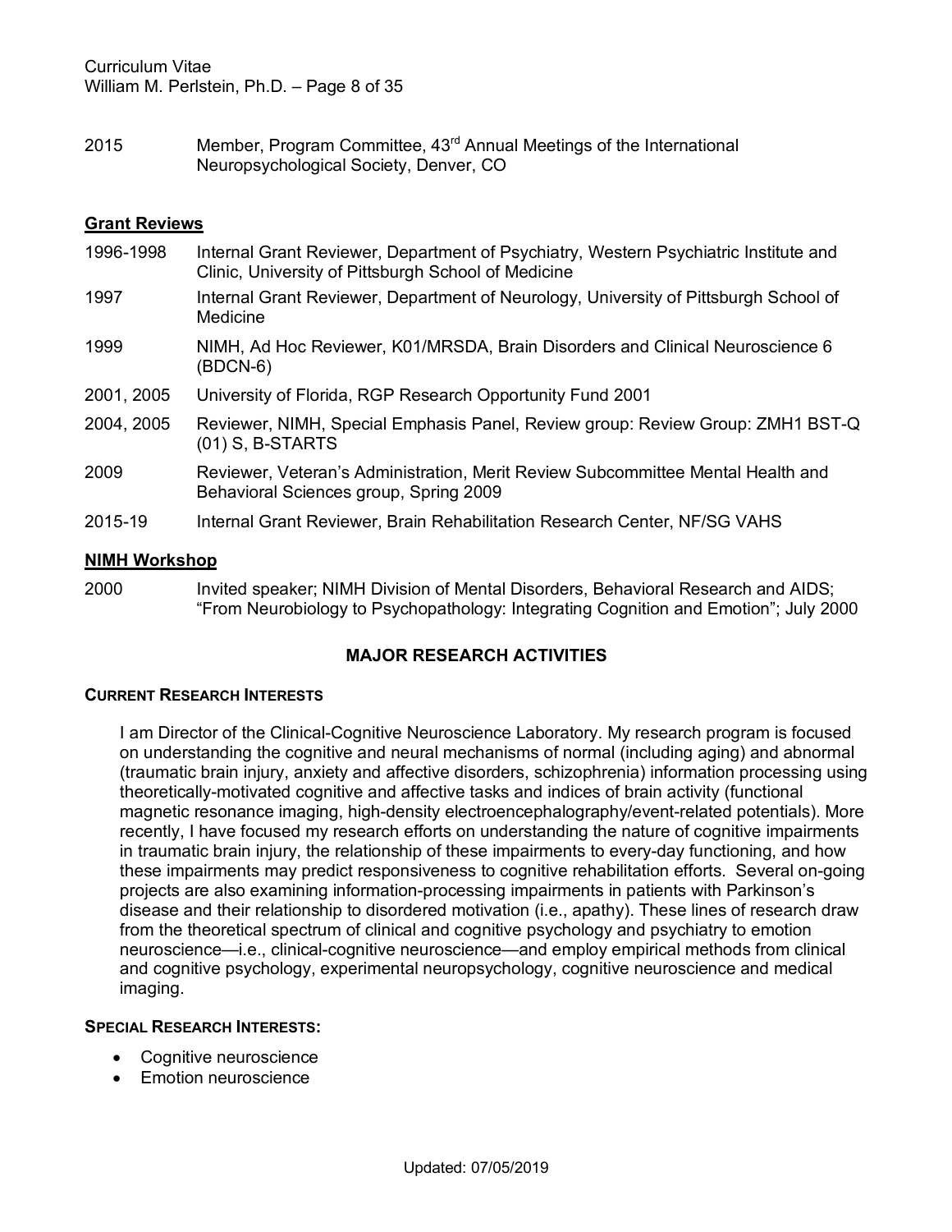2015 Member, Program Committee, 43rd Annual Meetings of the International Neuropsychological Society, Denver, CO

## Grant Reviews

| | |
|---|---|
| 1996-1998 | Internal Grant Reviewer, Department of Psychiatry, Western Psychiatric Institute and Clinic, University of Pittsburgh School of Medicine |
| 1997 | Internal Grant Reviewer, Department of Neurology, University of Pittsburgh School of Medicine |
| 1999 | NIMH, Ad Hoc Reviewer, K01/MRSDA, Brain Disorders and Clinical Neuroscience 6 (BDCN-6) |
| 2001, 2005 | University of Florida, RGP Research Opportunity Fund 2001 |
| 2004, 2005 | Reviewer, NIMH, Special Emphasis Panel, Review group: Review Group: ZMH1 BST-Q (01) S, B-STARTS |
| 2009 | Reviewer, Veteran's Administration, Merit Review Subcommittee Mental Health and Behavioral Sciences group, Spring 2009 |
| 2015-19 | Internal Grant Reviewer, Brain Rehabilitation Research Center, NF/SG VAHS |

## NIMH Workshop

2000 Invited speaker; NIMH Division of Mental Disorders, Behavioral Research and AIDS; "From Neurobiology to Psychopathology: Integrating Cognition and Emotion"; July 2000

# MAJOR RESEARCH ACTIVITIES

### Current Research Interests

I am Director of the Clinical-Cognitive Neuroscience Laboratory. My research program is focused on understanding the cognitive and neural mechanisms of normal (including aging) and abnormal (traumatic brain injury, anxiety and affective disorders, schizophrenia) information processing using theoretically-motivated cognitive and affective tasks and indices of brain activity (functional magnetic resonance imaging, high-density electroencephalography/event-related potentials). More recently, I have focused my research efforts on understanding the nature of cognitive impairments in traumatic brain injury, the relationship of these impairments to every-day functioning, and how these impairments may predict responsiveness to cognitive rehabilitation efforts. Several on-going projects are also examining information-processing impairments in patients with Parkinson's disease and their relationship to disordered motivation (i.e., apathy). These lines of research draw from the theoretical spectrum of clinical and cognitive psychology and psychiatry to emotion neuroscience—i.e., clinical-cognitive neuroscience—and employ empirical methods from clinical and cognitive psychology, experimental neuropsychology, cognitive neuroscience and medical imaging.

### Special Research Interests:

- Cognitive neuroscience
- Emotion neuroscience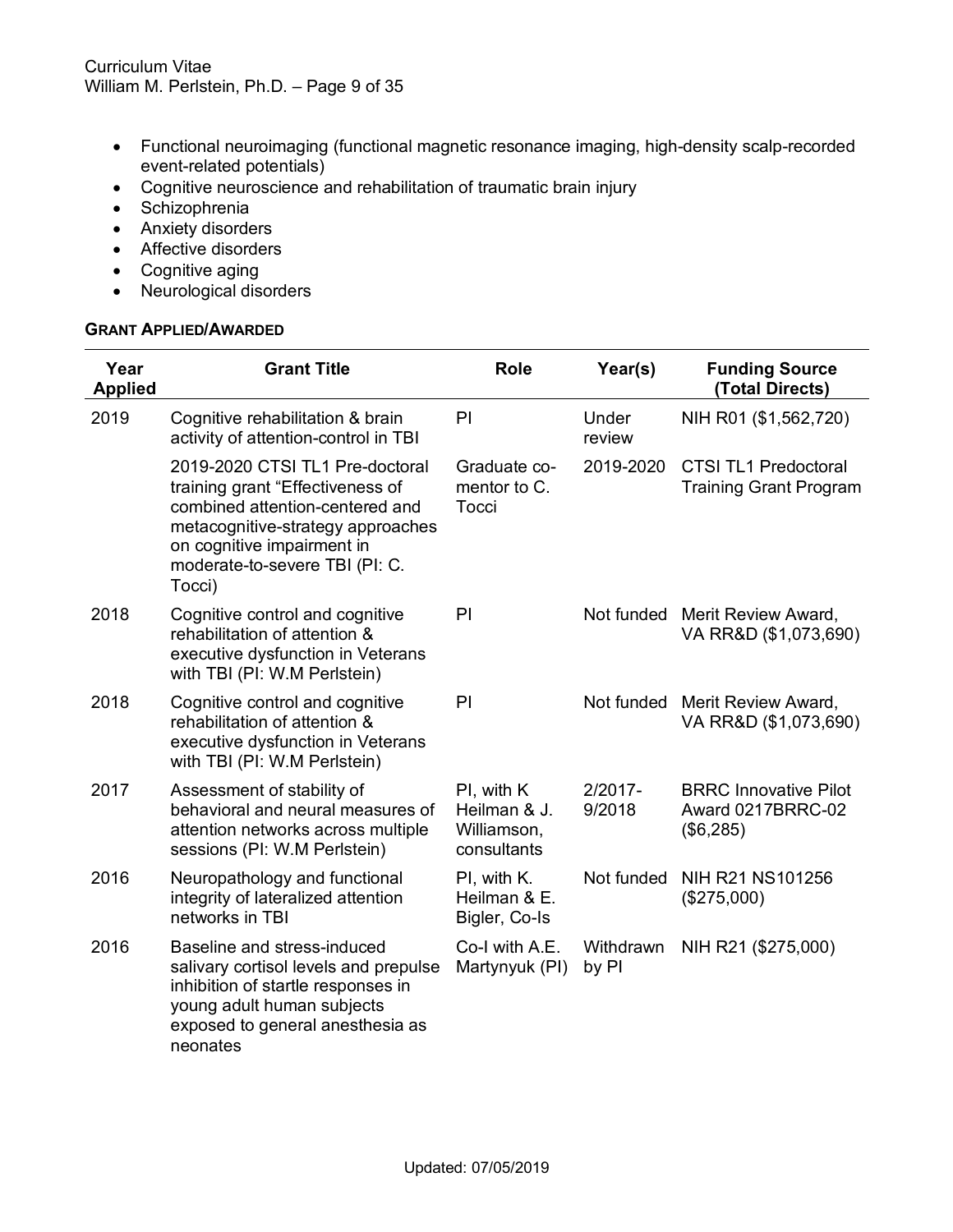- Functional neuroimaging (functional magnetic resonance imaging, high-density scalp-recorded event-related potentials)
- Cognitive neuroscience and rehabilitation of traumatic brain injury
- Schizophrenia
- Anxiety disorders
- Affective disorders
- Cognitive aging
- Neurological disorders

**GRANT APPLIED/AWARDED**

| Year Applied | Grant Title | Role | Year(s) | Funding Source (Total Directs) |
|---|---|---|---|---|
| 2019 | Cognitive rehabilitation & brain activity of attention-control in TBI | PI | Under review | NIH R01 ($1,562,720) |
| | 2019-2020 CTSI TL1 Pre-doctoral training grant "Effectiveness of combined attention-centered and metacognitive-strategy approaches on cognitive impairment in moderate-to-severe TBI (PI: C. Tocci) | Graduate co-mentor to C. Tocci | 2019-2020 | CTSI TL1 Predoctoral Training Grant Program |
| 2018 | Cognitive control and cognitive rehabilitation of attention & executive dysfunction in Veterans with TBI (PI: W.M Perlstein) | PI | Not funded | Merit Review Award, VA RR&D ($1,073,690) |
| 2018 | Cognitive control and cognitive rehabilitation of attention & executive dysfunction in Veterans with TBI (PI: W.M Perlstein) | PI | Not funded | Merit Review Award, VA RR&D ($1,073,690) |
| 2017 | Assessment of stability of behavioral and neural measures of attention networks across multiple sessions (PI: W.M Perlstein) | PI, with K Heilman & J. Williamson, consultants | 2/2017-9/2018 | BRRC Innovative Pilot Award 0217BRRC-02 ($6,285) |
| 2016 | Neuropathology and functional integrity of lateralized attention networks in TBI | PI, with K. Heilman & E. Bigler, Co-Is | Not funded | NIH R21 NS101256 ($275,000) |
| 2016 | Baseline and stress-induced salivary cortisol levels and prepulse inhibition of startle responses in young adult human subjects exposed to general anesthesia as neonates | Co-I with A.E. Martynyuk (PI) | Withdrawn by PI | NIH R21 ($275,000) |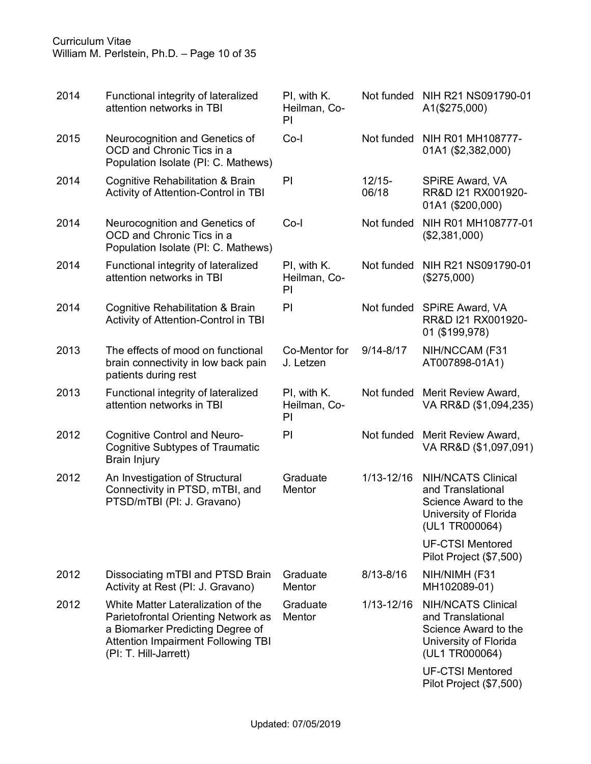| | | | | |
|---|---|---|---|---|
| 2014 | Functional integrity of lateralized attention networks in TBI | PI, with K. Heilman, Co-PI | Not funded | NIH R21 NS091790-01 A1($275,000) |
| 2015 | Neurocognition and Genetics of OCD and Chronic Tics in a Population Isolate (PI: C. Mathews) | Co-I | Not funded | NIH R01 MH108777-01A1 ($2,382,000) |
| 2014 | Cognitive Rehabilitation & Brain Activity of Attention-Control in TBI | PI | 12/15-06/18 | SPiRE Award, VA RR&D I21 RX001920-01A1 ($200,000) |
| 2014 | Neurocognition and Genetics of OCD and Chronic Tics in a Population Isolate (PI: C. Mathews) | Co-I | Not funded | NIH R01 MH108777-01 ($2,381,000) |
| 2014 | Functional integrity of lateralized attention networks in TBI | PI, with K. Heilman, Co-PI | Not funded | NIH R21 NS091790-01 ($275,000) |
| 2014 | Cognitive Rehabilitation & Brain Activity of Attention-Control in TBI | PI | Not funded | SPiRE Award, VA RR&D I21 RX001920-01 ($199,978) |
| 2013 | The effects of mood on functional brain connectivity in low back pain patients during rest | Co-Mentor for J. Letzen | 9/14-8/17 | NIH/NCCAM (F31 AT007898-01A1) |
| 2013 | Functional integrity of lateralized attention networks in TBI | PI, with K. Heilman, Co-PI | Not funded | Merit Review Award, VA RR&D ($1,094,235) |
| 2012 | Cognitive Control and Neuro-Cognitive Subtypes of Traumatic Brain Injury | PI | Not funded | Merit Review Award, VA RR&D ($1,097,091) |
| 2012 | An Investigation of Structural Connectivity in PTSD, mTBI, and PTSD/mTBI (PI: J. Gravano) | Graduate Mentor | 1/13-12/16 | NIH/NCATS Clinical and Translational Science Award to the University of Florida (UL1 TR000064)<br>UF-CTSI Mentored Pilot Project ($7,500) |
| 2012 | Dissociating mTBI and PTSD Brain Activity at Rest (PI: J. Gravano) | Graduate Mentor | 8/13-8/16 | NIH/NIMH (F31 MH102089-01) |
| 2012 | White Matter Lateralization of the Parietofrontal Orienting Network as a Biomarker Predicting Degree of Attention Impairment Following TBI (PI: T. Hill-Jarrett) | Graduate Mentor | 1/13-12/16 | NIH/NCATS Clinical and Translational Science Award to the University of Florida (UL1 TR000064)<br>UF-CTSI Mentored Pilot Project ($7,500) |

Updated: 07/05/2019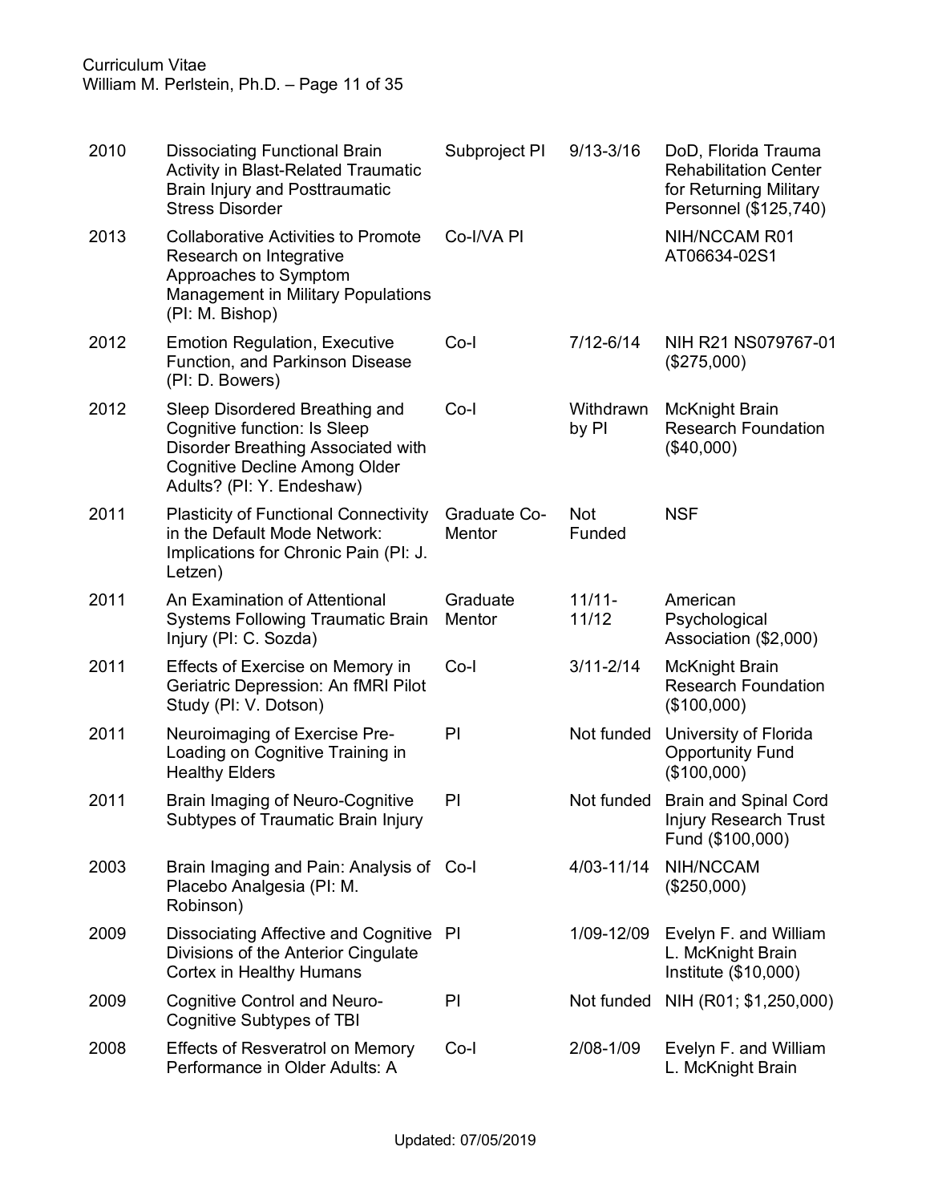| | | | | |
|---|---|---|---|---|
| 2010 | Dissociating Functional Brain Activity in Blast-Related Traumatic Brain Injury and Posttraumatic Stress Disorder | Subproject PI | 9/13-3/16 | DoD, Florida Trauma Rehabilitation Center for Returning Military Personnel ($125,740) |
| 2013 | Collaborative Activities to Promote Research on Integrative Approaches to Symptom Management in Military Populations (PI: M. Bishop) | Co-I/VA PI | | NIH/NCCAM R01 AT06634-02S1 |
| 2012 | Emotion Regulation, Executive Function, and Parkinson Disease (PI: D. Bowers) | Co-I | 7/12-6/14 | NIH R21 NS079767-01 ($275,000) |
| 2012 | Sleep Disordered Breathing and Cognitive function: Is Sleep Disorder Breathing Associated with Cognitive Decline Among Older Adults? (PI: Y. Endeshaw) | Co-I | Withdrawn by PI | McKnight Brain Research Foundation ($40,000) |
| 2011 | Plasticity of Functional Connectivity in the Default Mode Network: Implications for Chronic Pain (PI: J. Letzen) | Graduate Co-Mentor | Not Funded | NSF |
| 2011 | An Examination of Attentional Systems Following Traumatic Brain Injury (PI: C. Sozda) | Graduate Mentor | 11/11-11/12 | American Psychological Association ($2,000) |
| 2011 | Effects of Exercise on Memory in Geriatric Depression: An fMRI Pilot Study (PI: V. Dotson) | Co-I | 3/11-2/14 | McKnight Brain Research Foundation ($100,000) |
| 2011 | Neuroimaging of Exercise Pre-Loading on Cognitive Training in Healthy Elders | PI | Not funded | University of Florida Opportunity Fund ($100,000) |
| 2011 | Brain Imaging of Neuro-Cognitive Subtypes of Traumatic Brain Injury | PI | Not funded | Brain and Spinal Cord Injury Research Trust Fund ($100,000) |
| 2003 | Brain Imaging and Pain: Analysis of Placebo Analgesia (PI: M. Robinson) | Co-I | 4/03-11/14 | NIH/NCCAM ($250,000) |
| 2009 | Dissociating Affective and Cognitive Divisions of the Anterior Cingulate Cortex in Healthy Humans | PI | 1/09-12/09 | Evelyn F. and William L. McKnight Brain Institute ($10,000) |
| 2009 | Cognitive Control and Neuro-Cognitive Subtypes of TBI | PI | Not funded | NIH (R01; $1,250,000) |
| 2008 | Effects of Resveratrol on Memory Performance in Older Adults: A | Co-I | 2/08-1/09 | Evelyn F. and William L. McKnight Brain |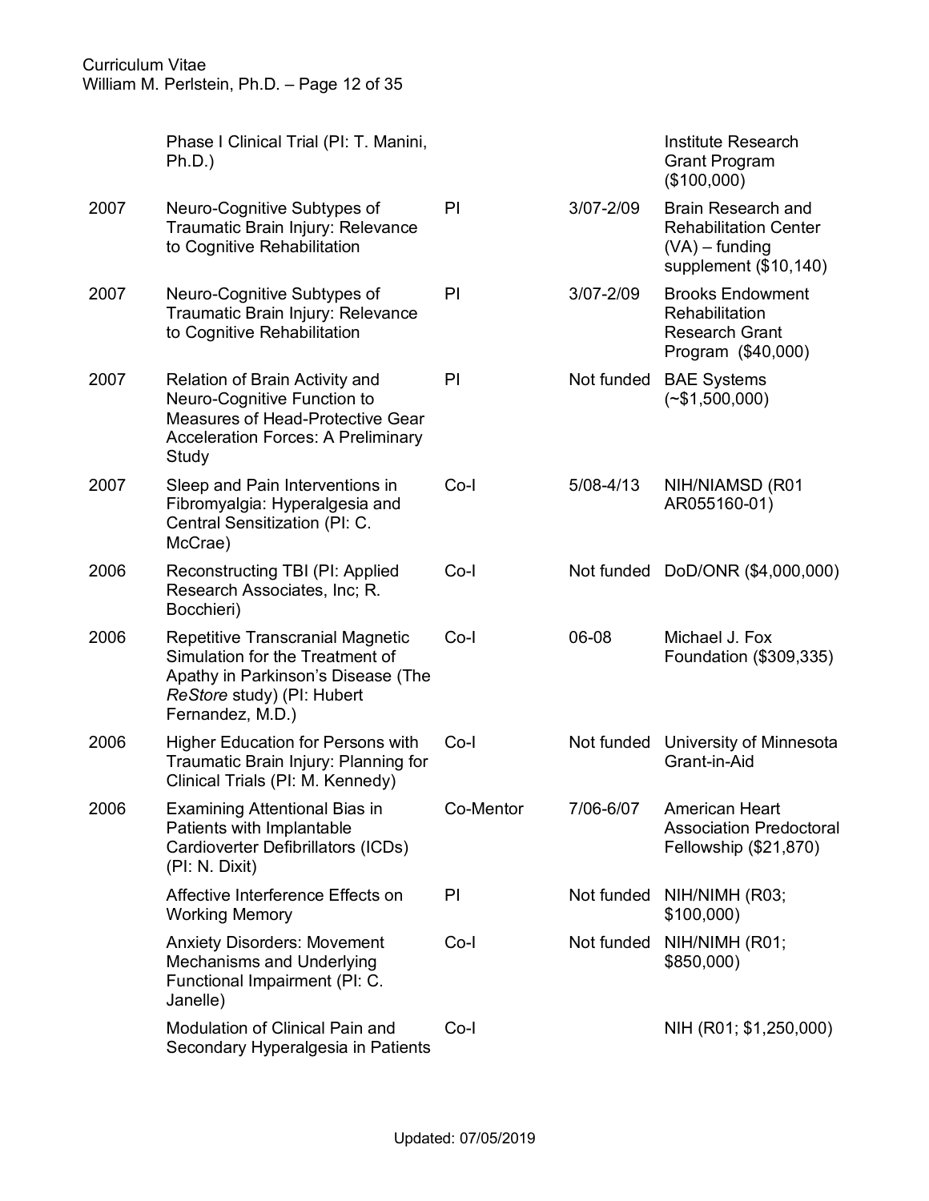| | | | | |
|---|---|---|---|---|
| | Phase I Clinical Trial (PI: T. Manini, Ph.D.) | | | Institute Research Grant Program ($100,000) |
| 2007 | Neuro-Cognitive Subtypes of Traumatic Brain Injury: Relevance to Cognitive Rehabilitation | PI | 3/07-2/09 | Brain Research and Rehabilitation Center (VA) – funding supplement ($10,140) |
| 2007 | Neuro-Cognitive Subtypes of Traumatic Brain Injury: Relevance to Cognitive Rehabilitation | PI | 3/07-2/09 | Brooks Endowment Rehabilitation Research Grant Program ($40,000) |
| 2007 | Relation of Brain Activity and Neuro-Cognitive Function to Measures of Head-Protective Gear Acceleration Forces: A Preliminary Study | PI | Not funded | BAE Systems (~$1,500,000) |
| 2007 | Sleep and Pain Interventions in Fibromyalgia: Hyperalgesia and Central Sensitization (PI: C. McCrae) | Co-I | 5/08-4/13 | NIH/NIAMSD (R01 AR055160-01) |
| 2006 | Reconstructing TBI (PI: Applied Research Associates, Inc; R. Bocchieri) | Co-I | Not funded | DoD/ONR ($4,000,000) |
| 2006 | Repetitive Transcranial Magnetic Simulation for the Treatment of Apathy in Parkinson's Disease (The *ReStore* study) (PI: Hubert Fernandez, M.D.) | Co-I | 06-08 | Michael J. Fox Foundation ($309,335) |
| 2006 | Higher Education for Persons with Traumatic Brain Injury: Planning for Clinical Trials (PI: M. Kennedy) | Co-I | Not funded | University of Minnesota Grant-in-Aid |
| 2006 | Examining Attentional Bias in Patients with Implantable Cardioverter Defibrillators (ICDs) (PI: N. Dixit) | Co-Mentor | 7/06-6/07 | American Heart Association Predoctoral Fellowship ($21,870) |
| | Affective Interference Effects on Working Memory | PI | Not funded | NIH/NIMH (R03; $100,000) |
| | Anxiety Disorders: Movement Mechanisms and Underlying Functional Impairment (PI: C. Janelle) | Co-I | Not funded | NIH/NIMH (R01; $850,000) |
| | Modulation of Clinical Pain and Secondary Hyperalgesia in Patients | Co-I | | NIH (R01; $1,250,000) |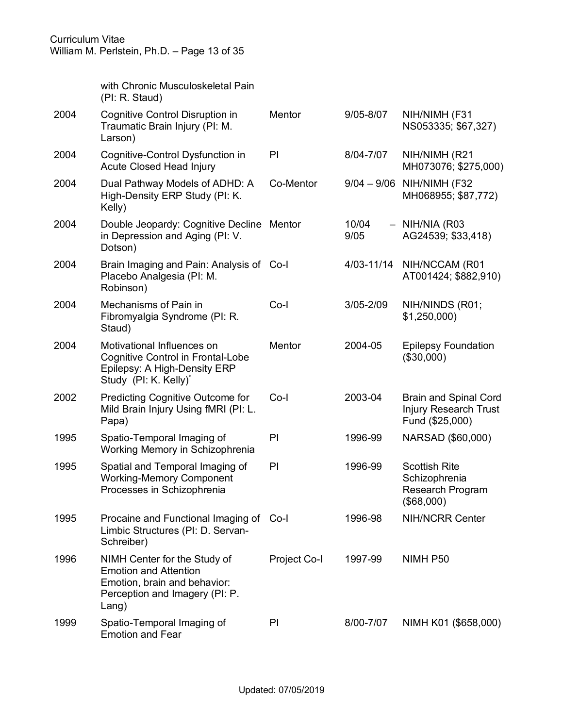| | | | | |
|---|---|---|---|---|
| | with Chronic Musculoskeletal Pain (PI: R. Staud) | | | |
| 2004 | Cognitive Control Disruption in Traumatic Brain Injury (PI: M. Larson) | Mentor | 9/05-8/07 | NIH/NIMH (F31 NS053335; $67,327) |
| 2004 | Cognitive-Control Dysfunction in Acute Closed Head Injury | PI | 8/04-7/07 | NIH/NIMH (R21 MH073076; $275,000) |
| 2004 | Dual Pathway Models of ADHD: A High-Density ERP Study (PI: K. Kelly) | Co-Mentor | 9/04 – 9/06 | NIH/NIMH (F32 MH068955; $87,772) |
| 2004 | Double Jeopardy: Cognitive Decline in Depression and Aging (PI: V. Dotson) | Mentor | 10/04 – 9/05 | NIH/NIA (R03 AG24539; $33,418) |
| 2004 | Brain Imaging and Pain: Analysis of Placebo Analgesia (PI: M. Robinson) | Co-I | 4/03-11/14 | NIH/NCCAM (R01 AT001424; $882,910) |
| 2004 | Mechanisms of Pain in Fibromyalgia Syndrome (PI: R. Staud) | Co-I | 3/05-2/09 | NIH/NINDS (R01; $1,250,000) |
| 2004 | Motivational Influences on Cognitive Control in Frontal-Lobe Epilepsy: A High-Density ERP Study (PI: K. Kelly)* | Mentor | 2004-05 | Epilepsy Foundation ($30,000) |
| 2002 | Predicting Cognitive Outcome for Mild Brain Injury Using fMRI (PI: L. Papa) | Co-I | 2003-04 | Brain and Spinal Cord Injury Research Trust Fund ($25,000) |
| 1995 | Spatio-Temporal Imaging of Working Memory in Schizophrenia | PI | 1996-99 | NARSAD ($60,000) |
| 1995 | Spatial and Temporal Imaging of Working-Memory Component Processes in Schizophrenia | PI | 1996-99 | Scottish Rite Schizophrenia Research Program ($68,000) |
| 1995 | Procaine and Functional Imaging of Limbic Structures (PI: D. Servan-Schreiber) | Co-I | 1996-98 | NIH/NCRR Center |
| 1996 | NIMH Center for the Study of Emotion and Attention Emotion, brain and behavior: Perception and Imagery (PI: P. Lang) | Project Co-I | 1997-99 | NIMH P50 |
| 1999 | Spatio-Temporal Imaging of Emotion and Fear | PI | 8/00-7/07 | NIMH K01 ($658,000) |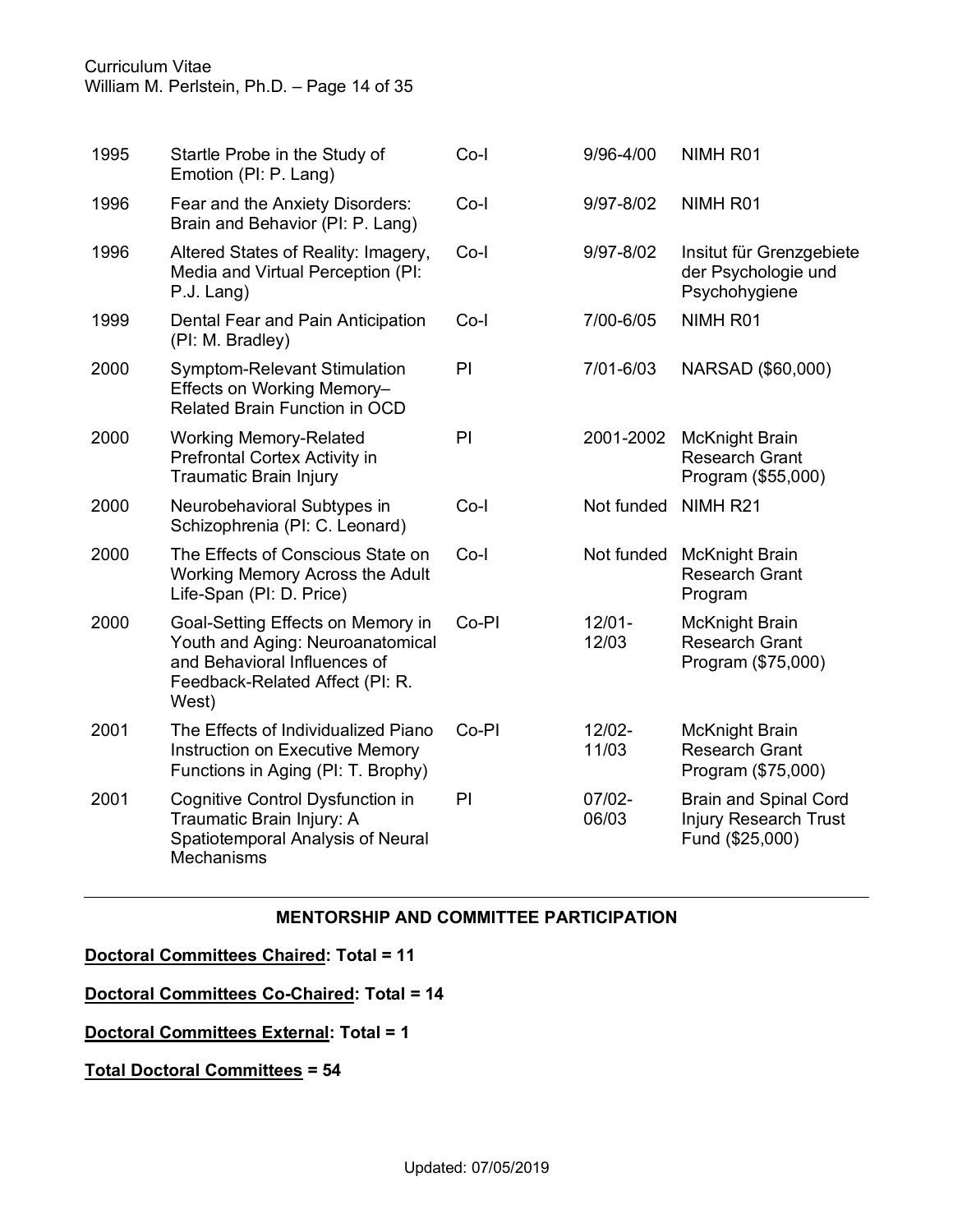| | | | | |
|---|---|---|---|---|
| 1995 | Startle Probe in the Study of Emotion (PI: P. Lang) | Co-I | 9/96-4/00 | NIMH R01 |
| 1996 | Fear and the Anxiety Disorders: Brain and Behavior (PI: P. Lang) | Co-I | 9/97-8/02 | NIMH R01 |
| 1996 | Altered States of Reality: Imagery, Media and Virtual Perception (PI: P.J. Lang) | Co-I | 9/97-8/02 | Insitut für Grenzgebiete der Psychologie und Psychohygiene |
| 1999 | Dental Fear and Pain Anticipation (PI: M. Bradley) | Co-I | 7/00-6/05 | NIMH R01 |
| 2000 | Symptom-Relevant Stimulation Effects on Working Memory–Related Brain Function in OCD | PI | 7/01-6/03 | NARSAD ($60,000) |
| 2000 | Working Memory-Related Prefrontal Cortex Activity in Traumatic Brain Injury | PI | 2001-2002 | McKnight Brain Research Grant Program ($55,000) |
| 2000 | Neurobehavioral Subtypes in Schizophrenia (PI: C. Leonard) | Co-I | Not funded | NIMH R21 |
| 2000 | The Effects of Conscious State on Working Memory Across the Adult Life-Span (PI: D. Price) | Co-I | Not funded | McKnight Brain Research Grant Program |
| 2000 | Goal-Setting Effects on Memory in Youth and Aging: Neuroanatomical and Behavioral Influences of Feedback-Related Affect (PI: R. West) | Co-PI | 12/01-12/03 | McKnight Brain Research Grant Program ($75,000) |
| 2001 | The Effects of Individualized Piano Instruction on Executive Memory Functions in Aging (PI: T. Brophy) | Co-PI | 12/02-11/03 | McKnight Brain Research Grant Program ($75,000) |
| 2001 | Cognitive Control Dysfunction in Traumatic Brain Injury: A Spatiotemporal Analysis of Neural Mechanisms | PI | 07/02-06/03 | Brain and Spinal Cord Injury Research Trust Fund ($25,000) |

## MENTORSHIP AND COMMITTEE PARTICIPATION

**Doctoral Committees Chaired: Total = 11**

**Doctoral Committees Co-Chaired: Total = 14**

**Doctoral Committees External: Total = 1**

**Total Doctoral Committees = 54**

Updated: 07/05/2019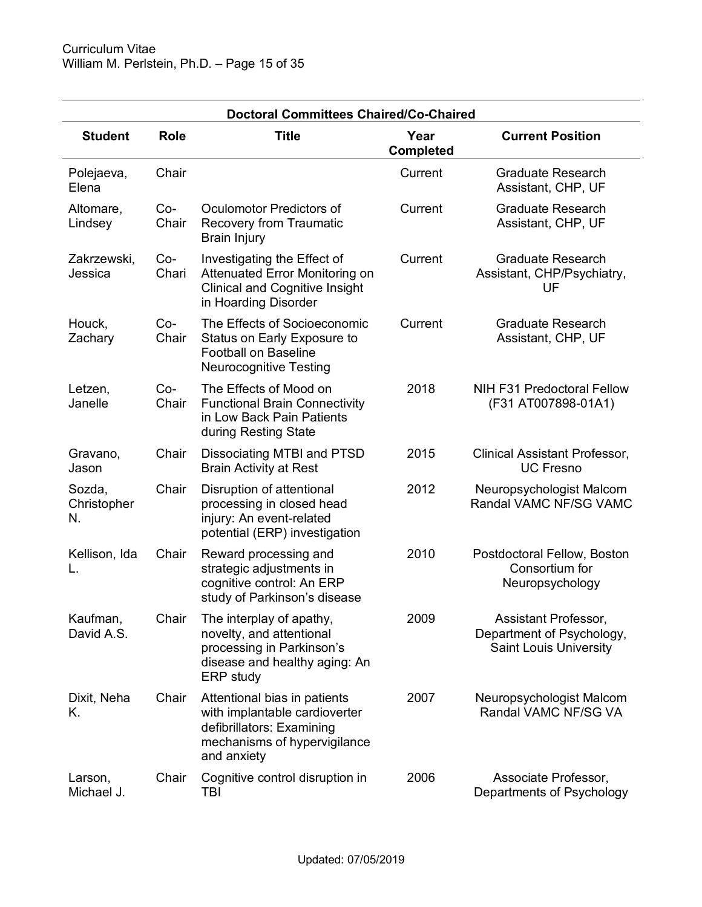| Doctoral Committees Chaired/Co-Chaired | | | | |
|---|---|---|---|---|
| **Student** | **Role** | **Title** | **Year Completed** | **Current Position** |
| Polejaeva, Elena | Chair | | Current | Graduate Research Assistant, CHP, UF |
| Altomare, Lindsey | Co-Chair | Oculomotor Predictors of Recovery from Traumatic Brain Injury | Current | Graduate Research Assistant, CHP, UF |
| Zakrzewski, Jessica | Co-Chari | Investigating the Effect of Attenuated Error Monitoring on Clinical and Cognitive Insight in Hoarding Disorder | Current | Graduate Research Assistant, CHP/Psychiatry, UF |
| Houck, Zachary | Co-Chair | The Effects of Socioeconomic Status on Early Exposure to Football on Baseline Neurocognitive Testing | Current | Graduate Research Assistant, CHP, UF |
| Letzen, Janelle | Co-Chair | The Effects of Mood on Functional Brain Connectivity in Low Back Pain Patients during Resting State | 2018 | NIH F31 Predoctoral Fellow (F31 AT007898-01A1) |
| Gravano, Jason | Chair | Dissociating MTBI and PTSD Brain Activity at Rest | 2015 | Clinical Assistant Professor, UC Fresno |
| Sozda, Christopher N. | Chair | Disruption of attentional processing in closed head injury: An event-related potential (ERP) investigation | 2012 | Neuropsychologist Malcom Randal VAMC NF/SG VAMC |
| Kellison, Ida L. | Chair | Reward processing and strategic adjustments in cognitive control: An ERP study of Parkinson's disease | 2010 | Postdoctoral Fellow, Boston Consortium for Neuropsychology |
| Kaufman, David A.S. | Chair | The interplay of apathy, novelty, and attentional processing in Parkinson's disease and healthy aging: An ERP study | 2009 | Assistant Professor, Department of Psychology, Saint Louis University |
| Dixit, Neha K. | Chair | Attentional bias in patients with implantable cardioverter defibrillators: Examining mechanisms of hypervigilance and anxiety | 2007 | Neuropsychologist Malcom Randal VAMC NF/SG VA |
| Larson, Michael J. | Chair | Cognitive control disruption in TBI | 2006 | Associate Professor, Departments of Psychology |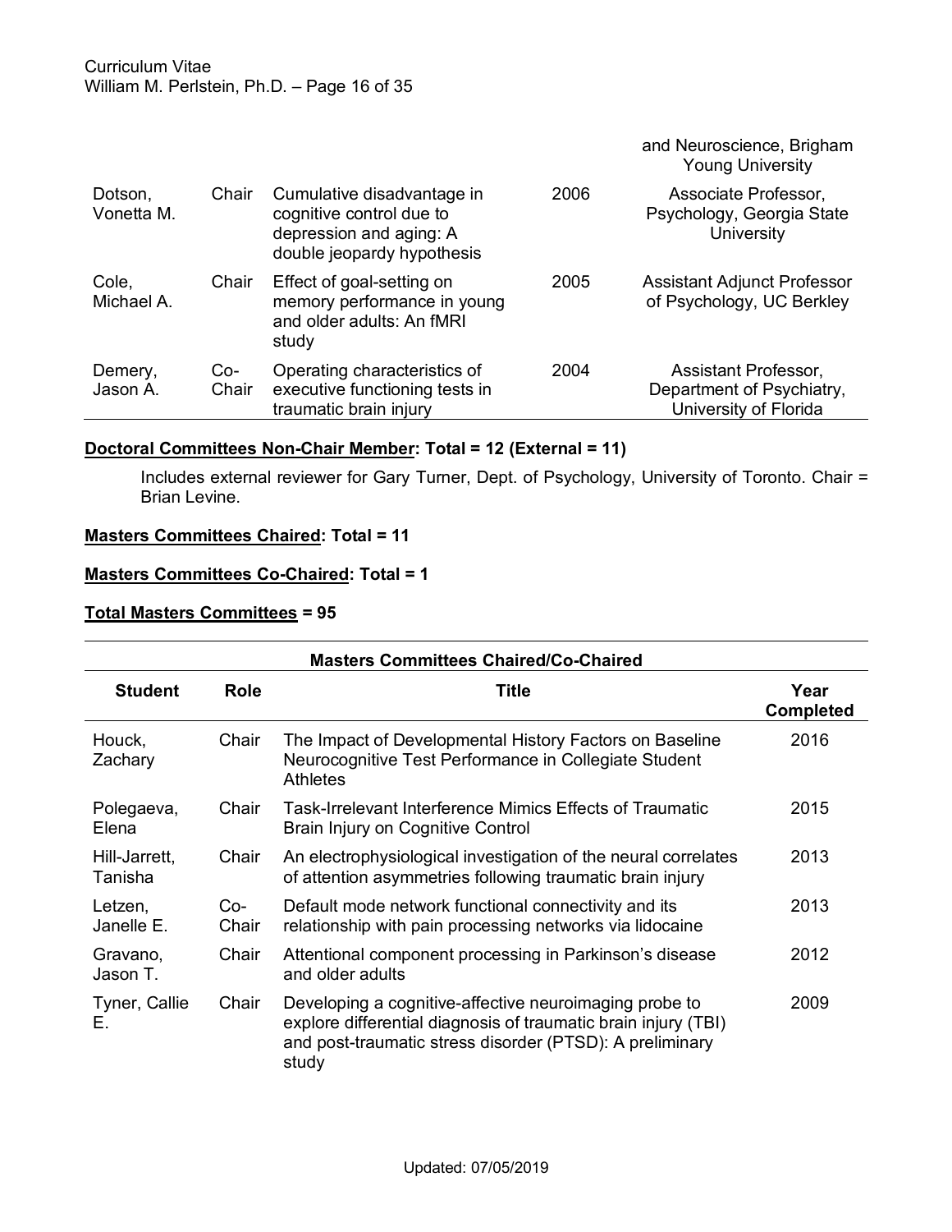| | | | | |
|---|---|---|---|---|
| | | | | and Neuroscience, Brigham Young University |
| Dotson, Vonetta M. | Chair | Cumulative disadvantage in cognitive control due to depression and aging: A double jeopardy hypothesis | 2006 | Associate Professor, Psychology, Georgia State University |
| Cole, Michael A. | Chair | Effect of goal-setting on memory performance in young and older adults: An fMRI study | 2005 | Assistant Adjunct Professor of Psychology, UC Berkley |
| Demery, Jason A. | Co-Chair | Operating characteristics of executive functioning tests in traumatic brain injury | 2004 | Assistant Professor, Department of Psychiatry, University of Florida |

**<u>Doctoral Committees Non-Chair Member</u>: Total = 12 (External = 11)**

Includes external reviewer for Gary Turner, Dept. of Psychology, University of Toronto. Chair = Brian Levine.

**<u>Masters Committees Chaired</u>: Total = 11**

**<u>Masters Committees Co-Chaired</u>: Total = 1**

**<u>Total Masters Committees</u> = 95**

**Masters Committees Chaired/Co-Chaired**

| Student | Role | Title | Year Completed |
|---|---|---|---|
| Houck, Zachary | Chair | The Impact of Developmental History Factors on Baseline Neurocognitive Test Performance in Collegiate Student Athletes | 2016 |
| Polegaeva, Elena | Chair | Task-Irrelevant Interference Mimics Effects of Traumatic Brain Injury on Cognitive Control | 2015 |
| Hill-Jarrett, Tanisha | Chair | An electrophysiological investigation of the neural correlates of attention asymmetries following traumatic brain injury | 2013 |
| Letzen, Janelle E. | Co-Chair | Default mode network functional connectivity and its relationship with pain processing networks via lidocaine | 2013 |
| Gravano, Jason T. | Chair | Attentional component processing in Parkinson's disease and older adults | 2012 |
| Tyner, Callie E. | Chair | Developing a cognitive-affective neuroimaging probe to explore differential diagnosis of traumatic brain injury (TBI) and post-traumatic stress disorder (PTSD): A preliminary study | 2009 |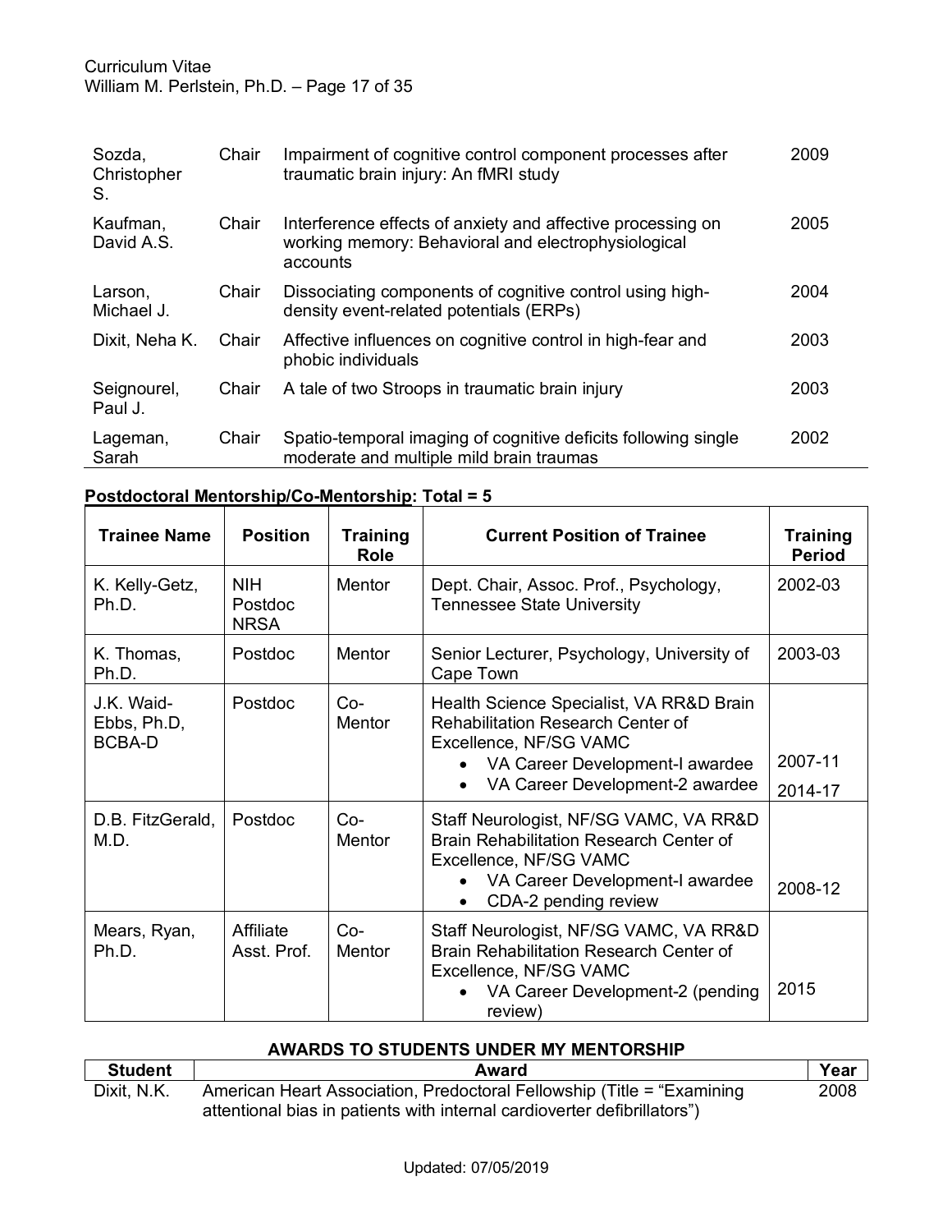| | | | |
|---|---|---|---|
| Sozda, Christopher S. | Chair | Impairment of cognitive control component processes after traumatic brain injury: An fMRI study | 2009 |
| Kaufman, David A.S. | Chair | Interference effects of anxiety and affective processing on working memory: Behavioral and electrophysiological accounts | 2005 |
| Larson, Michael J. | Chair | Dissociating components of cognitive control using high-density event-related potentials (ERPs) | 2004 |
| Dixit, Neha K. | Chair | Affective influences on cognitive control in high-fear and phobic individuals | 2003 |
| Seignourel, Paul J. | Chair | A tale of two Stroops in traumatic brain injury | 2003 |
| Lageman, Sarah | Chair | Spatio-temporal imaging of cognitive deficits following single moderate and multiple mild brain traumas | 2002 |

**Postdoctoral Mentorship/Co-Mentorship: Total = 5**

| Trainee Name | Position | Training Role | Current Position of Trainee | Training Period |
|---|---|---|---|---|
| K. Kelly-Getz, Ph.D. | NIH Postdoc NRSA | Mentor | Dept. Chair, Assoc. Prof., Psychology, Tennessee State University | 2002-03 |
| K. Thomas, Ph.D. | Postdoc | Mentor | Senior Lecturer, Psychology, University of Cape Town | 2003-03 |
| J.K. Waid-Ebbs, Ph.D, BCBA-D | Postdoc | Co-Mentor | Health Science Specialist, VA RR&D Brain Rehabilitation Research Center of Excellence, NF/SG VAMC<br>• VA Career Development-I awardee<br>• VA Career Development-2 awardee | 2007-11<br>2014-17 |
| D.B. FitzGerald, M.D. | Postdoc | Co-Mentor | Staff Neurologist, NF/SG VAMC, VA RR&D Brain Rehabilitation Research Center of Excellence, NF/SG VAMC<br>• VA Career Development-I awardee<br>• CDA-2 pending review | 2008-12 |
| Mears, Ryan, Ph.D. | Affiliate Asst. Prof. | Co-Mentor | Staff Neurologist, NF/SG VAMC, VA RR&D Brain Rehabilitation Research Center of Excellence, NF/SG VAMC<br>• VA Career Development-2 (pending review) | 2015 |

**AWARDS TO STUDENTS UNDER MY MENTORSHIP**

| Student | Award | Year |
|---|---|---|
| Dixit, N.K. | American Heart Association, Predoctoral Fellowship (Title = "Examining attentional bias in patients with internal cardioverter defibrillators") | 2008 |

Updated: 07/05/2019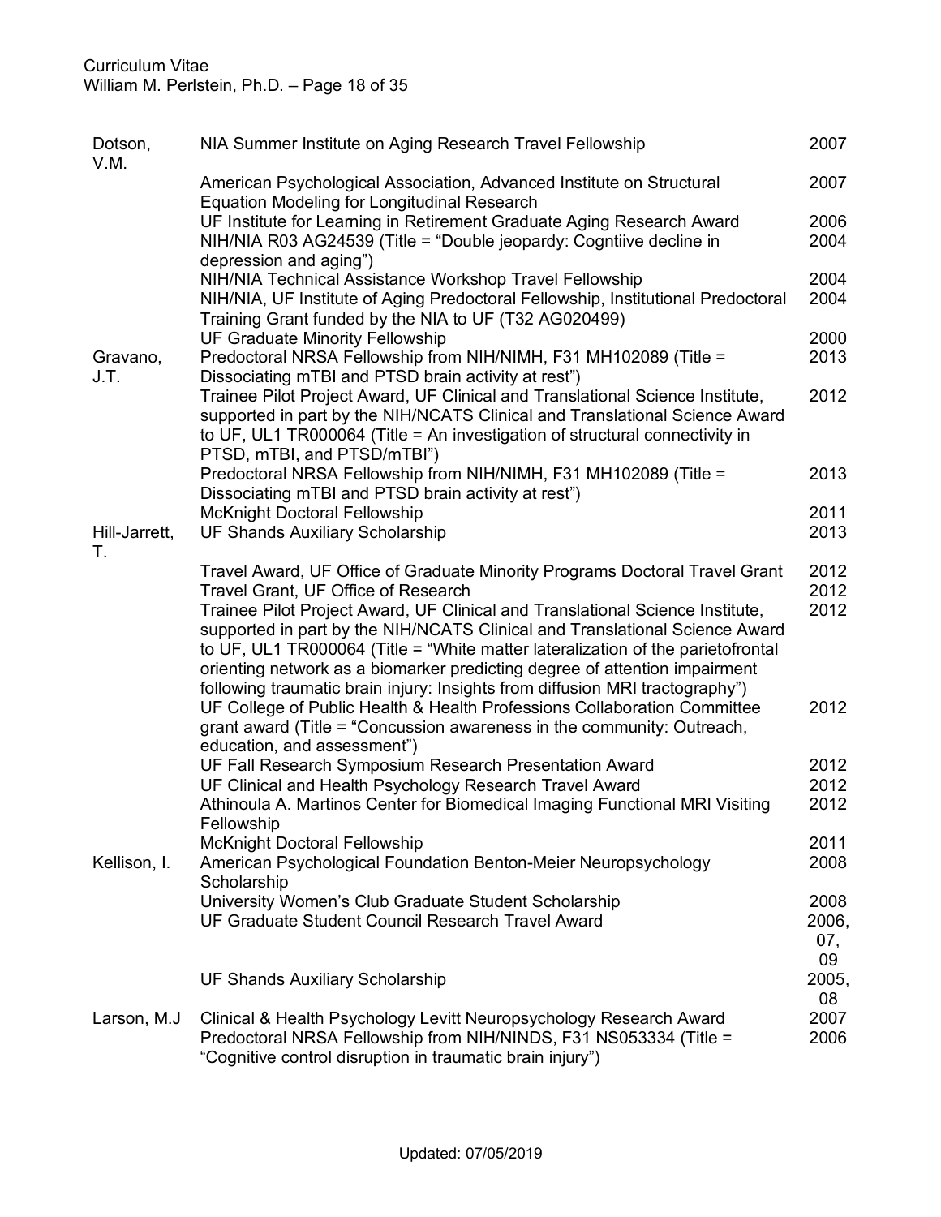| | | |
|---|---|---|
| Dotson, V.M. | NIA Summer Institute on Aging Research Travel Fellowship | 2007 |
| | American Psychological Association, Advanced Institute on Structural Equation Modeling for Longitudinal Research | 2007 |
| | UF Institute for Learning in Retirement Graduate Aging Research Award | 2006 |
| | NIH/NIA R03 AG24539 (Title = "Double jeopardy: Cogntiive decline in depression and aging") | 2004 |
| | NIH/NIA Technical Assistance Workshop Travel Fellowship | 2004 |
| | NIH/NIA, UF Institute of Aging Predoctoral Fellowship, Institutional Predoctoral Training Grant funded by the NIA to UF (T32 AG020499) | 2004 |
| | UF Graduate Minority Fellowship | 2000 |
| Gravano, J.T. | Predoctoral NRSA Fellowship from NIH/NIMH, F31 MH102089 (Title = Dissociating mTBI and PTSD brain activity at rest") | 2013 |
| | Trainee Pilot Project Award, UF Clinical and Translational Science Institute, supported in part by the NIH/NCATS Clinical and Translational Science Award to UF, UL1 TR000064 (Title = An investigation of structural connectivity in PTSD, mTBI, and PTSD/mTBI") | 2012 |
| | Predoctoral NRSA Fellowship from NIH/NIMH, F31 MH102089 (Title = Dissociating mTBI and PTSD brain activity at rest") | 2013 |
| | McKnight Doctoral Fellowship | 2011 |
| Hill-Jarrett, T. | UF Shands Auxiliary Scholarship | 2013 |
| | Travel Award, UF Office of Graduate Minority Programs Doctoral Travel Grant | 2012 |
| | Travel Grant, UF Office of Research | 2012 |
| | Trainee Pilot Project Award, UF Clinical and Translational Science Institute, supported in part by the NIH/NCATS Clinical and Translational Science Award to UF, UL1 TR000064 (Title = "White matter lateralization of the parietofrontal orienting network as a biomarker predicting degree of attention impairment following traumatic brain injury: Insights from diffusion MRI tractography") | 2012 |
| | UF College of Public Health & Health Professions Collaboration Committee grant award (Title = "Concussion awareness in the community: Outreach, education, and assessment") | 2012 |
| | UF Fall Research Symposium Research Presentation Award | 2012 |
| | UF Clinical and Health Psychology Research Travel Award | 2012 |
| | Athinoula A. Martinos Center for Biomedical Imaging Functional MRI Visiting Fellowship | 2012 |
| | McKnight Doctoral Fellowship | 2011 |
| Kellison, I. | American Psychological Foundation Benton-Meier Neuropsychology Scholarship | 2008 |
| | University Women's Club Graduate Student Scholarship | 2008 |
| | UF Graduate Student Council Research Travel Award | 2006, 07, 09 |
| | UF Shands Auxiliary Scholarship | 2005, 08 |
| Larson, M.J | Clinical & Health Psychology Levitt Neuropsychology Research Award | 2007 |
| | Predoctoral NRSA Fellowship from NIH/NINDS, F31 NS053334 (Title = "Cognitive control disruption in traumatic brain injury") | 2006 |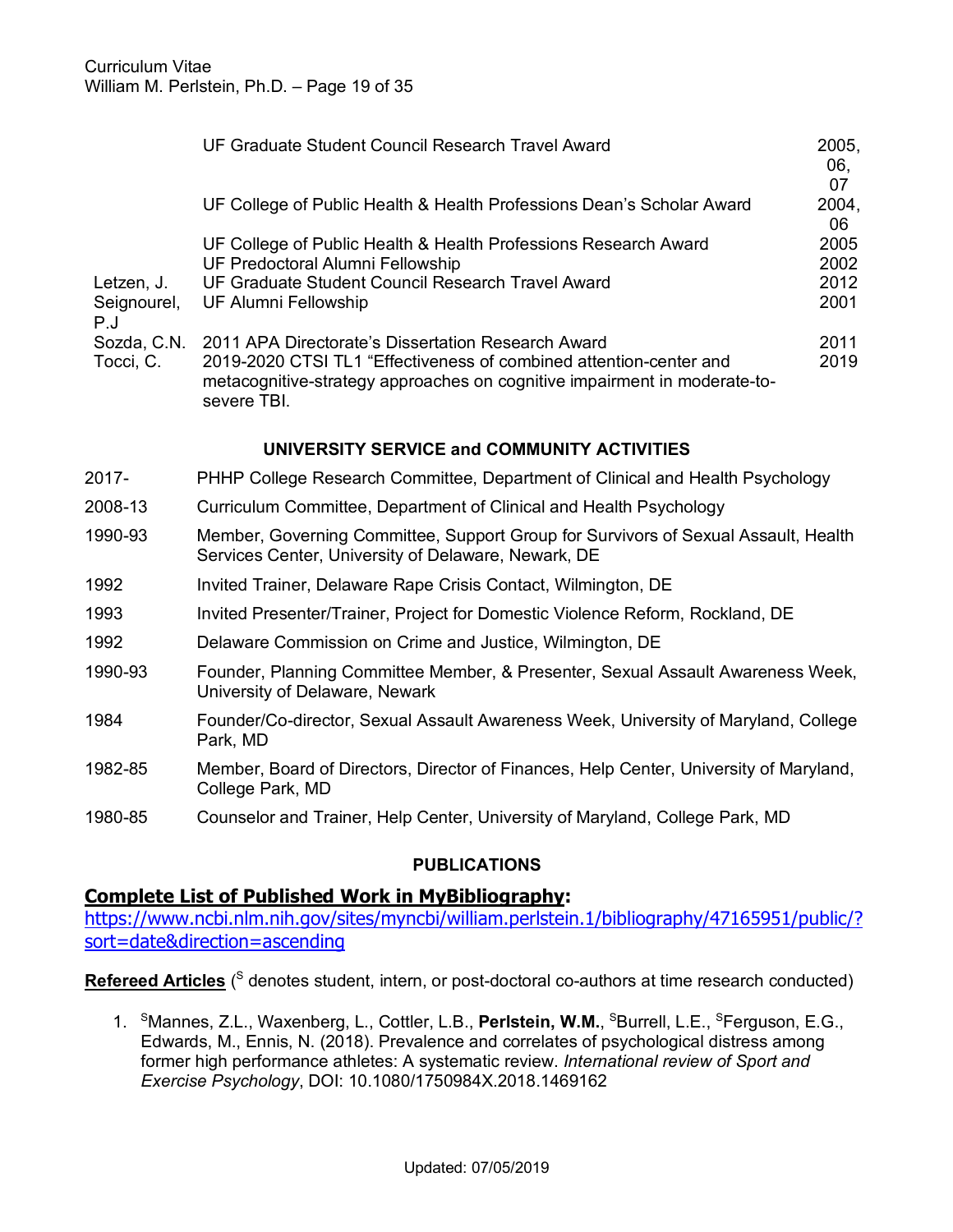| | | |
|---|---|---|
| | UF Graduate Student Council Research Travel Award | 2005, 06, 07 |
| | UF College of Public Health & Health Professions Dean's Scholar Award | 2004, 06 |
| | UF College of Public Health & Health Professions Research Award | 2005 |
| | UF Predoctoral Alumni Fellowship | 2002 |
| Letzen, J. | UF Graduate Student Council Research Travel Award | 2012 |
| Seignourel, P.J | UF Alumni Fellowship | 2001 |
| Sozda, C.N. | 2011 APA Directorate's Dissertation Research Award | 2011 |
| Tocci, C. | 2019-2020 CTSI TL1 "Effectiveness of combined attention-center and metacognitive-strategy approaches on cognitive impairment in moderate-to-severe TBI. | 2019 |

## UNIVERSITY SERVICE and COMMUNITY ACTIVITIES

| | |
|---|---|
| 2017- | PHHP College Research Committee, Department of Clinical and Health Psychology |
| 2008-13 | Curriculum Committee, Department of Clinical and Health Psychology |
| 1990-93 | Member, Governing Committee, Support Group for Survivors of Sexual Assault, Health Services Center, University of Delaware, Newark, DE |
| 1992 | Invited Trainer, Delaware Rape Crisis Contact, Wilmington, DE |
| 1993 | Invited Presenter/Trainer, Project for Domestic Violence Reform, Rockland, DE |
| 1992 | Delaware Commission on Crime and Justice, Wilmington, DE |
| 1990-93 | Founder, Planning Committee Member, & Presenter, Sexual Assault Awareness Week, University of Delaware, Newark |
| 1984 | Founder/Co-director, Sexual Assault Awareness Week, University of Maryland, College Park, MD |
| 1982-85 | Member, Board of Directors, Director of Finances, Help Center, University of Maryland, College Park, MD |
| 1980-85 | Counselor and Trainer, Help Center, University of Maryland, College Park, MD |

## PUBLICATIONS

### Complete List of Published Work in MyBibliography:

https://www.ncbi.nlm.nih.gov/sites/myncbi/william.perlstein.1/bibliography/47165951/public/?sort=date&direction=ascending

**Refereed Articles** ([S] denotes student, intern, or post-doctoral co-authors at time research conducted)

1. [S]Mannes, Z.L., Waxenberg, L., Cottler, L.B., **Perlstein, W.M.**, [S]Burrell, L.E., [S]Ferguson, E.G., Edwards, M., Ennis, N. (2018). Prevalence and correlates of psychological distress among former high performance athletes: A systematic review. *International review of Sport and Exercise Psychology*, DOI: 10.1080/1750984X.2018.1469162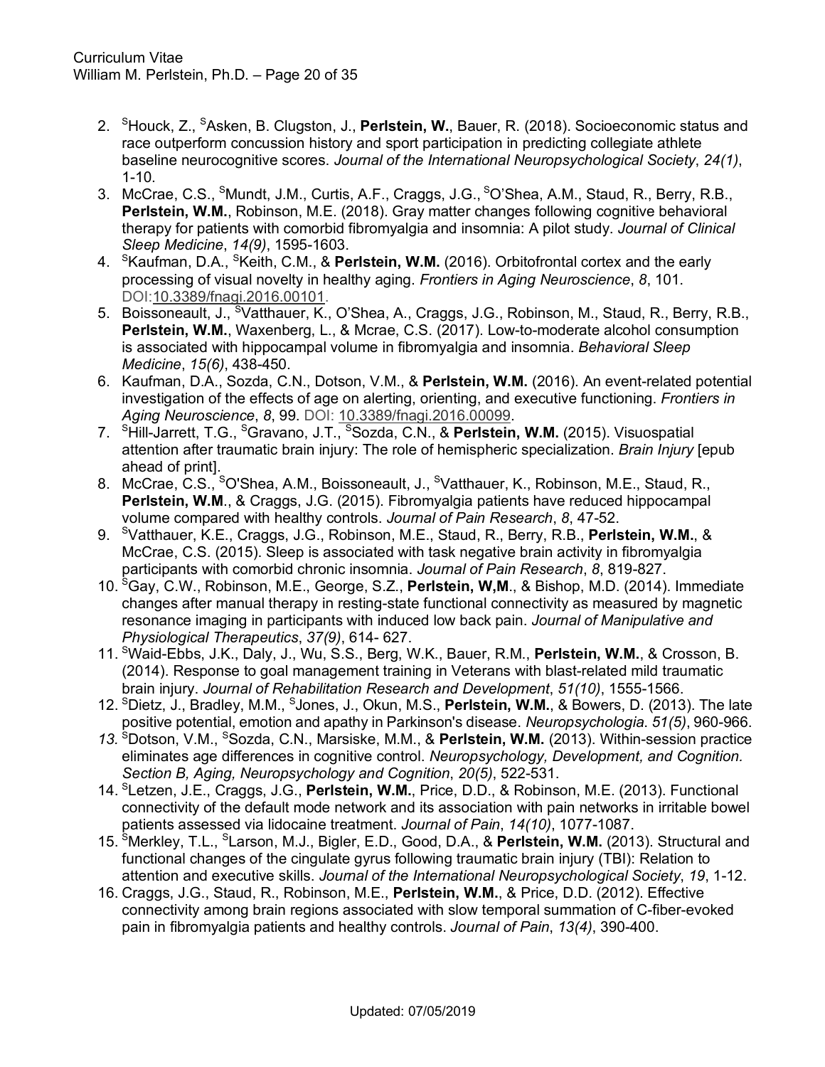2. [S]Houck, Z., [S]Asken, B. Clugston, J., **Perlstein, W.**, Bauer, R. (2018). Socioeconomic status and race outperform concussion history and sport participation in predicting collegiate athlete baseline neurocognitive scores. *Journal of the International Neuropsychological Society*, *24(1)*, 1-10.
3. McCrae, C.S., [S]Mundt, J.M., Curtis, A.F., Craggs, J.G., [S]O'Shea, A.M., Staud, R., Berry, R.B., **Perlstein, W.M.**, Robinson, M.E. (2018). Gray matter changes following cognitive behavioral therapy for patients with comorbid fibromyalgia and insomnia: A pilot study. *Journal of Clinical Sleep Medicine*, *14(9)*, 1595-1603.
4. [S]Kaufman, D.A., [S]Keith, C.M., & **Perlstein, W.M.** (2016). Orbitofrontal cortex and the early processing of visual novelty in healthy aging. *Frontiers in Aging Neuroscience*, *8*, 101. DOI:10.3389/fnagi.2016.00101.
5. Boissoneault, J., [S]Vatthauer, K., O'Shea, A., Craggs, J.G., Robinson, M., Staud, R., Berry, R.B., **Perlstein, W.M.**, Waxenberg, L., & Mcrae, C.S. (2017). Low-to-moderate alcohol consumption is associated with hippocampal volume in fibromyalgia and insomnia. *Behavioral Sleep Medicine*, *15(6)*, 438-450.
6. Kaufman, D.A., Sozda, C.N., Dotson, V.M., & **Perlstein, W.M.** (2016). An event-related potential investigation of the effects of age on alerting, orienting, and executive functioning. *Frontiers in Aging Neuroscience*, *8*, 99. DOI: 10.3389/fnagi.2016.00099.
7. [S]Hill-Jarrett, T.G., [S]Gravano, J.T., [S]Sozda, C.N., & **Perlstein, W.M.** (2015). Visuospatial attention after traumatic brain injury: The role of hemispheric specialization. *Brain Injury* [epub ahead of print].
8. McCrae, C.S., [S]O'Shea, A.M., Boissoneault, J., [S]Vatthauer, K., Robinson, M.E., Staud, R., **Perlstein, W.M**., & Craggs, J.G. (2015). Fibromyalgia patients have reduced hippocampal volume compared with healthy controls. *Journal of Pain Research*, *8*, 47-52.
9. [S]Vatthauer, K.E., Craggs, J.G., Robinson, M.E., Staud, R., Berry, R.B., **Perlstein, W.M.**, & McCrae, C.S. (2015). Sleep is associated with task negative brain activity in fibromyalgia participants with comorbid chronic insomnia. *Journal of Pain Research*, *8*, 819-827.
10. [S]Gay, C.W., Robinson, M.E., George, S.Z., **Perlstein, W,M**., & Bishop, M.D. (2014). Immediate changes after manual therapy in resting-state functional connectivity as measured by magnetic resonance imaging in participants with induced low back pain. *Journal of Manipulative and Physiological Therapeutics*, *37(9)*, 614- 627.
11. [S]Waid-Ebbs, J.K., Daly, J., Wu, S.S., Berg, W.K., Bauer, R.M., **Perlstein, W.M.**, & Crosson, B. (2014). Response to goal management training in Veterans with blast-related mild traumatic brain injury. *Journal of Rehabilitation Research and Development*, *51(10)*, 1555-1566.
12. [S]Dietz, J., Bradley, M.M., [S]Jones, J., Okun, M.S., **Perlstein, W.M.**, & Bowers, D. (2013). The late positive potential, emotion and apathy in Parkinson's disease. *Neuropsychologia*. *51(5)*, 960-966.
13. [S]Dotson, V.M., [S]Sozda, C.N., Marsiske, M.M., & **Perlstein, W.M.** (2013). Within-session practice eliminates age differences in cognitive control. *Neuropsychology, Development, and Cognition. Section B, Aging, Neuropsychology and Cognition*, *20(5)*, 522-531.
14. [S]Letzen, J.E., Craggs, J.G., **Perlstein, W.M.**, Price, D.D., & Robinson, M.E. (2013). Functional connectivity of the default mode network and its association with pain networks in irritable bowel patients assessed via lidocaine treatment. *Journal of Pain*, *14(10)*, 1077-1087.
15. [S]Merkley, T.L., [S]Larson, M.J., Bigler, E.D., Good, D.A., & **Perlstein, W.M.** (2013). Structural and functional changes of the cingulate gyrus following traumatic brain injury (TBI): Relation to attention and executive skills. *Journal of the International Neuropsychological Society*, *19*, 1-12.
16. Craggs, J.G., Staud, R., Robinson, M.E., **Perlstein, W.M.**, & Price, D.D. (2012). Effective connectivity among brain regions associated with slow temporal summation of C-fiber-evoked pain in fibromyalgia patients and healthy controls. *Journal of Pain*, *13(4)*, 390-400.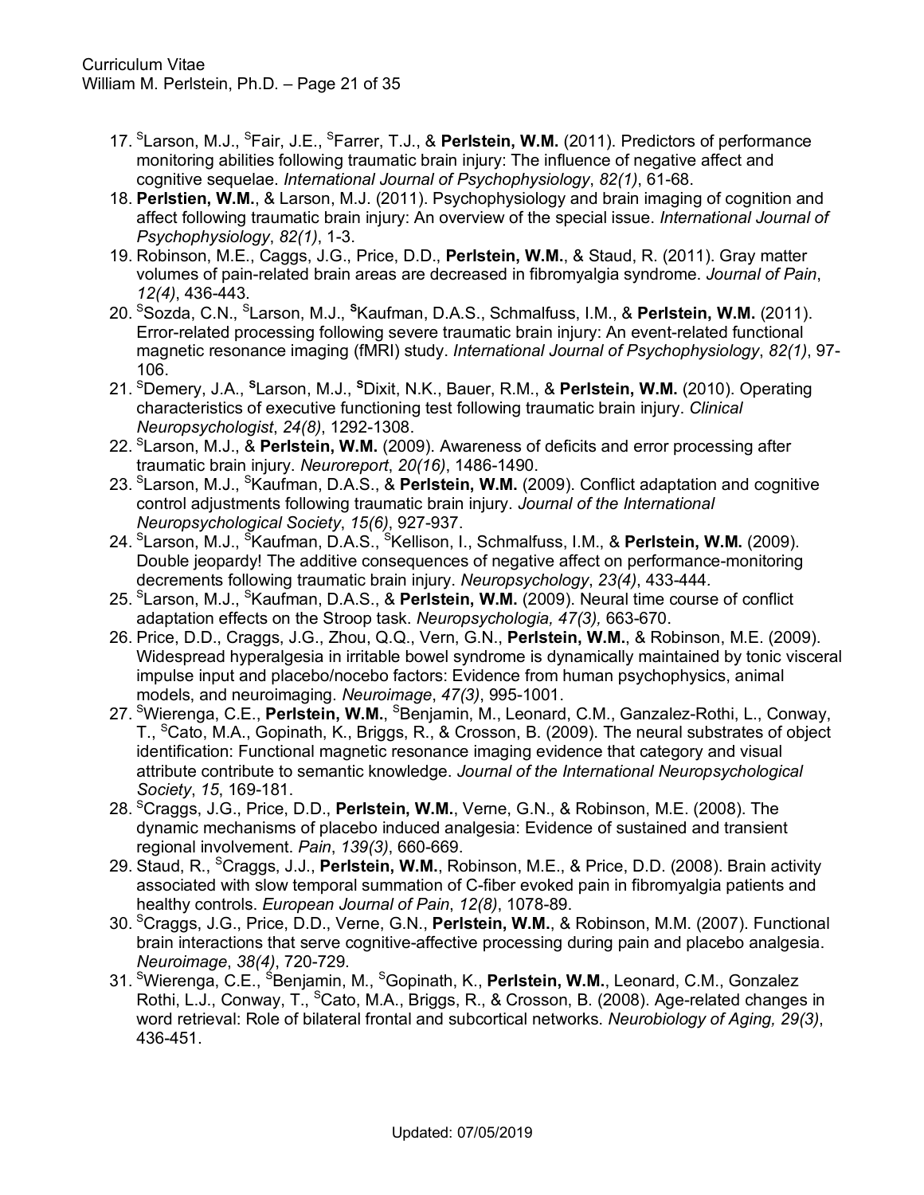17. [S]Larson, M.J., [S]Fair, J.E., [S]Farrer, T.J., & **Perlstein, W.M.** (2011). Predictors of performance monitoring abilities following traumatic brain injury: The influence of negative affect and cognitive sequelae. *International Journal of Psychophysiology*, *82(1)*, 61-68.
18. **Perlstien, W.M.**, & Larson, M.J. (2011). Psychophysiology and brain imaging of cognition and affect following traumatic brain injury: An overview of the special issue. *International Journal of Psychophysiology*, *82(1)*, 1-3.
19. Robinson, M.E., Caggs, J.G., Price, D.D., **Perlstein, W.M.**, & Staud, R. (2011). Gray matter volumes of pain-related brain areas are decreased in fibromyalgia syndrome. *Journal of Pain*, *12(4)*, 436-443.
20. [S]Sozda, C.N., [S]Larson, M.J., **[S]**Kaufman, D.A.S., Schmalfuss, I.M., & **Perlstein, W.M.** (2011). Error-related processing following severe traumatic brain injury: An event-related functional magnetic resonance imaging (fMRI) study. *International Journal of Psychophysiology*, *82(1)*, 97-106.
21. [S]Demery, J.A., **[S]**Larson, M.J., **[S]**Dixit, N.K., Bauer, R.M., & **Perlstein, W.M.** (2010). Operating characteristics of executive functioning test following traumatic brain injury. *Clinical Neuropsychologist*, *24(8)*, 1292-1308.
22. [S]Larson, M.J., & **Perlstein, W.M.** (2009). Awareness of deficits and error processing after traumatic brain injury. *Neuroreport*, *20(16)*, 1486-1490.
23. [S]Larson, M.J., [S]Kaufman, D.A.S., & **Perlstein, W.M.** (2009). Conflict adaptation and cognitive control adjustments following traumatic brain injury. *Journal of the International Neuropsychological Society*, *15(6)*, 927-937.
24. [S]Larson, M.J., [S]Kaufman, D.A.S., [S]Kellison, I., Schmalfuss, I.M., & **Perlstein, W.M.** (2009). Double jeopardy! The additive consequences of negative affect on performance-monitoring decrements following traumatic brain injury. *Neuropsychology*, *23(4)*, 433-444.
25. [S]Larson, M.J., [S]Kaufman, D.A.S., & **Perlstein, W.M.** (2009). Neural time course of conflict adaptation effects on the Stroop task. *Neuropsychologia, 47(3),* 663-670.
26. Price, D.D., Craggs, J.G., Zhou, Q.Q., Vern, G.N., **Perlstein, W.M.**, & Robinson, M.E. (2009). Widespread hyperalgesia in irritable bowel syndrome is dynamically maintained by tonic visceral impulse input and placebo/nocebo factors: Evidence from human psychophysics, animal models, and neuroimaging. *Neuroimage*, *47(3)*, 995-1001.
27. [S]Wierenga, C.E., **Perlstein, W.M.**, [S]Benjamin, M., Leonard, C.M., Ganzalez-Rothi, L., Conway, T., [S]Cato, M.A., Gopinath, K., Briggs, R., & Crosson, B. (2009). The neural substrates of object identification: Functional magnetic resonance imaging evidence that category and visual attribute contribute to semantic knowledge. *Journal of the International Neuropsychological Society*, *15*, 169-181.
28. [S]Craggs, J.G., Price, D.D., **Perlstein, W.M.**, Verne, G.N., & Robinson, M.E. (2008). The dynamic mechanisms of placebo induced analgesia: Evidence of sustained and transient regional involvement. *Pain*, *139(3)*, 660-669.
29. Staud, R., [S]Craggs, J.J., **Perlstein, W.M.**, Robinson, M.E., & Price, D.D. (2008). Brain activity associated with slow temporal summation of C-fiber evoked pain in fibromyalgia patients and healthy controls. *European Journal of Pain*, *12(8)*, 1078-89.
30. [S]Craggs, J.G., Price, D.D., Verne, G.N., **Perlstein, W.M.**, & Robinson, M.M. (2007). Functional brain interactions that serve cognitive-affective processing during pain and placebo analgesia. *Neuroimage*, *38(4)*, 720-729.
31. [S]Wierenga, C.E., [S]Benjamin, M., [S]Gopinath, K., **Perlstein, W.M.**, Leonard, C.M., Gonzalez Rothi, L.J., Conway, T., [S]Cato, M.A., Briggs, R., & Crosson, B. (2008). Age-related changes in word retrieval: Role of bilateral frontal and subcortical networks. *Neurobiology of Aging, 29(3)*, 436-451.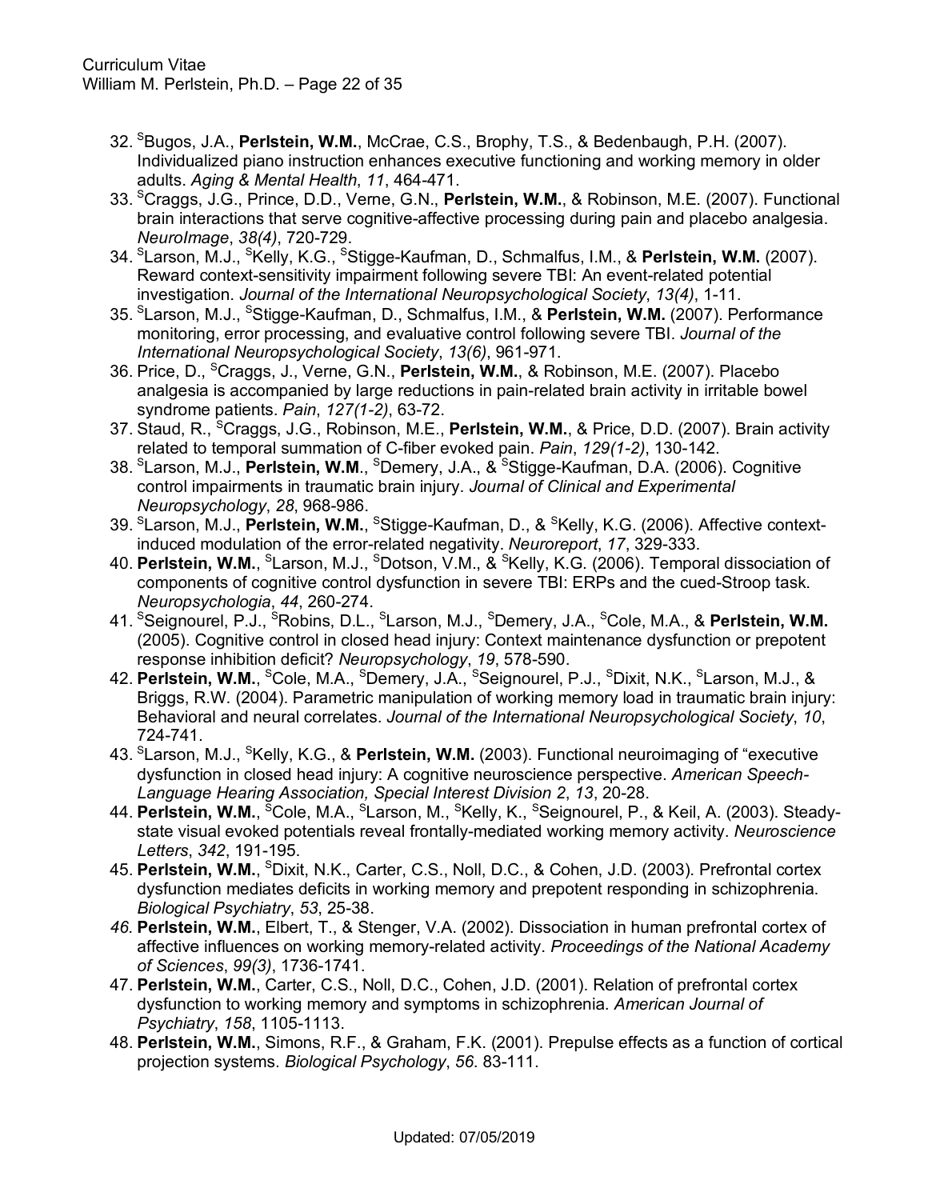32. [S]Bugos, J.A., **Perlstein, W.M.**, McCrae, C.S., Brophy, T.S., & Bedenbaugh, P.H. (2007). Individualized piano instruction enhances executive functioning and working memory in older adults. *Aging & Mental Health*, *11*, 464-471.
33. [S]Craggs, J.G., Prince, D.D., Verne, G.N., **Perlstein, W.M.**, & Robinson, M.E. (2007). Functional brain interactions that serve cognitive-affective processing during pain and placebo analgesia. *NeuroImage*, *38(4)*, 720-729.
34. [S]Larson, M.J., [S]Kelly, K.G., [S]Stigge-Kaufman, D., Schmalfus, I.M., & **Perlstein, W.M.** (2007). Reward context-sensitivity impairment following severe TBI: An event-related potential investigation. *Journal of the International Neuropsychological Society*, *13(4)*, 1-11.
35. [S]Larson, M.J., [S]Stigge-Kaufman, D., Schmalfus, I.M., & **Perlstein, W.M.** (2007). Performance monitoring, error processing, and evaluative control following severe TBI. *Journal of the International Neuropsychological Society*, *13(6)*, 961-971.
36. Price, D., [S]Craggs, J., Verne, G.N., **Perlstein, W.M.**, & Robinson, M.E. (2007). Placebo analgesia is accompanied by large reductions in pain-related brain activity in irritable bowel syndrome patients. *Pain*, *127(1-2)*, 63-72.
37. Staud, R., [S]Craggs, J.G., Robinson, M.E., **Perlstein, W.M.**, & Price, D.D. (2007). Brain activity related to temporal summation of C-fiber evoked pain. *Pain*, *129(1-2)*, 130-142.
38. [S]Larson, M.J., **Perlstein, W.M**., [S]Demery, J.A., & [S]Stigge-Kaufman, D.A. (2006). Cognitive control impairments in traumatic brain injury. *Journal of Clinical and Experimental Neuropsychology*, *28*, 968-986.
39. [S]Larson, M.J., **Perlstein, W.M.**, [S]Stigge-Kaufman, D., & [S]Kelly, K.G. (2006). Affective context-induced modulation of the error-related negativity. *Neuroreport*, *17*, 329-333.
40. **Perlstein, W.M.**, [S]Larson, M.J., [S]Dotson, V.M., & [S]Kelly, K.G. (2006). Temporal dissociation of components of cognitive control dysfunction in severe TBI: ERPs and the cued-Stroop task. *Neuropsychologia*, *44*, 260-274.
41. [S]Seignourel, P.J., [S]Robins, D.L., [S]Larson, M.J., [S]Demery, J.A., [S]Cole, M.A., & **Perlstein, W.M.** (2005). Cognitive control in closed head injury: Context maintenance dysfunction or prepotent response inhibition deficit? *Neuropsychology*, *19*, 578-590.
42. **Perlstein, W.M.**, [S]Cole, M.A., [S]Demery, J.A., [S]Seignourel, P.J., [S]Dixit, N.K., [S]Larson, M.J., & Briggs, R.W. (2004). Parametric manipulation of working memory load in traumatic brain injury: Behavioral and neural correlates. *Journal of the International Neuropsychological Society*, *10*, 724-741.
43. [S]Larson, M.J., [S]Kelly, K.G., & **Perlstein, W.M.** (2003). Functional neuroimaging of "executive dysfunction in closed head injury: A cognitive neuroscience perspective. *American Speech-Language Hearing Association, Special Interest Division 2*, *13*, 20-28.
44. **Perlstein, W.M.**, [S]Cole, M.A., [S]Larson, M., [S]Kelly, K., [S]Seignourel, P., & Keil, A. (2003). Steady-state visual evoked potentials reveal frontally-mediated working memory activity. *Neuroscience Letters*, *342*, 191-195.
45. **Perlstein, W.M.**, [S]Dixit, N.K., Carter, C.S., Noll, D.C., & Cohen, J.D. (2003). Prefrontal cortex dysfunction mediates deficits in working memory and prepotent responding in schizophrenia. *Biological Psychiatry*, *53*, 25-38.
46. **Perlstein, W.M.**, Elbert, T., & Stenger, V.A. (2002). Dissociation in human prefrontal cortex of affective influences on working memory-related activity. *Proceedings of the National Academy of Sciences*, *99(3)*, 1736-1741.
47. **Perlstein, W.M.**, Carter, C.S., Noll, D.C., Cohen, J.D. (2001). Relation of prefrontal cortex dysfunction to working memory and symptoms in schizophrenia. *American Journal of Psychiatry*, *158*, 1105-1113.
48. **Perlstein, W.M.**, Simons, R.F., & Graham, F.K. (2001). Prepulse effects as a function of cortical projection systems. *Biological Psychology*, *56*. 83-111.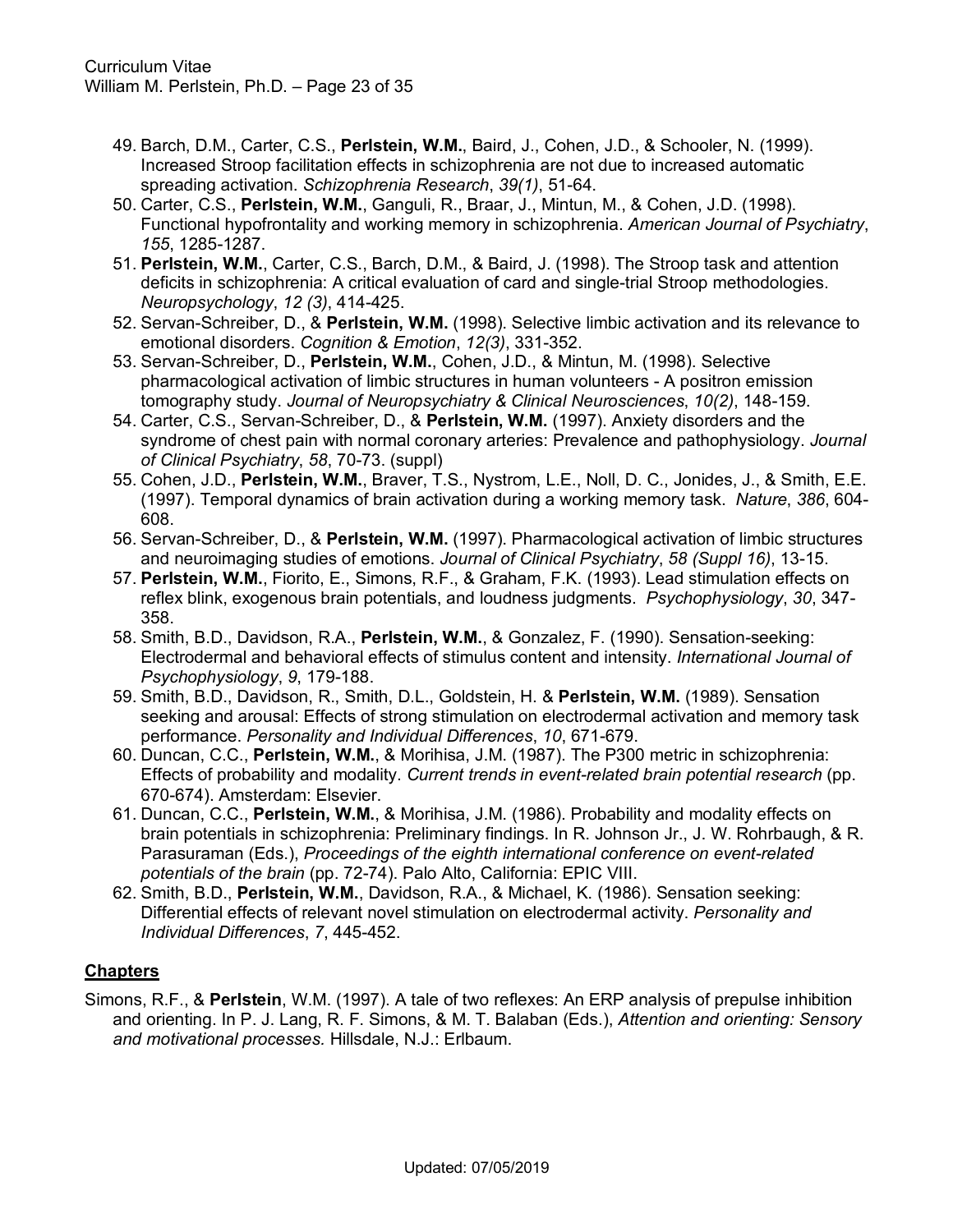49. Barch, D.M., Carter, C.S., **Perlstein, W.M.**, Baird, J., Cohen, J.D., & Schooler, N. (1999). Increased Stroop facilitation effects in schizophrenia are not due to increased automatic spreading activation. *Schizophrenia Research*, *39(1)*, 51-64.
50. Carter, C.S., **Perlstein, W.M.**, Ganguli, R., Braar, J., Mintun, M., & Cohen, J.D. (1998). Functional hypofrontality and working memory in schizophrenia. *American Journal of Psychiatry*, *155*, 1285-1287.
51. **Perlstein, W.M.**, Carter, C.S., Barch, D.M., & Baird, J. (1998). The Stroop task and attention deficits in schizophrenia: A critical evaluation of card and single-trial Stroop methodologies. *Neuropsychology*, *12 (3)*, 414-425.
52. Servan-Schreiber, D., & **Perlstein, W.M.** (1998). Selective limbic activation and its relevance to emotional disorders. *Cognition & Emotion*, *12(3)*, 331-352.
53. Servan-Schreiber, D., **Perlstein, W.M.**, Cohen, J.D., & Mintun, M. (1998). Selective pharmacological activation of limbic structures in human volunteers - A positron emission tomography study. *Journal of Neuropsychiatry & Clinical Neurosciences*, *10(2)*, 148-159.
54. Carter, C.S., Servan-Schreiber, D., & **Perlstein, W.M.** (1997). Anxiety disorders and the syndrome of chest pain with normal coronary arteries: Prevalence and pathophysiology. *Journal of Clinical Psychiatry*, *58*, 70-73. (suppl)
55. Cohen, J.D., **Perlstein, W.M.**, Braver, T.S., Nystrom, L.E., Noll, D. C., Jonides, J., & Smith, E.E. (1997). Temporal dynamics of brain activation during a working memory task. *Nature*, *386*, 604-608.
56. Servan-Schreiber, D., & **Perlstein, W.M.** (1997). Pharmacological activation of limbic structures and neuroimaging studies of emotions. *Journal of Clinical Psychiatry*, *58 (Suppl 16)*, 13-15.
57. **Perlstein, W.M.**, Fiorito, E., Simons, R.F., & Graham, F.K. (1993). Lead stimulation effects on reflex blink, exogenous brain potentials, and loudness judgments. *Psychophysiology*, *30*, 347-358.
58. Smith, B.D., Davidson, R.A., **Perlstein, W.M.**, & Gonzalez, F. (1990). Sensation-seeking: Electrodermal and behavioral effects of stimulus content and intensity. *International Journal of Psychophysiology*, *9*, 179-188.
59. Smith, B.D., Davidson, R., Smith, D.L., Goldstein, H. & **Perlstein, W.M.** (1989). Sensation seeking and arousal: Effects of strong stimulation on electrodermal activation and memory task performance. *Personality and Individual Differences*, *10*, 671-679.
60. Duncan, C.C., **Perlstein, W.M.**, & Morihisa, J.M. (1987). The P300 metric in schizophrenia: Effects of probability and modality. *Current trends in event-related brain potential research* (pp. 670-674). Amsterdam: Elsevier.
61. Duncan, C.C., **Perlstein, W.M.**, & Morihisa, J.M. (1986). Probability and modality effects on brain potentials in schizophrenia: Preliminary findings. In R. Johnson Jr., J. W. Rohrbaugh, & R. Parasuraman (Eds.), *Proceedings of the eighth international conference on event-related potentials of the brain* (pp. 72-74). Palo Alto, California: EPIC VIII.
62. Smith, B.D., **Perlstein, W.M.**, Davidson, R.A., & Michael, K. (1986). Sensation seeking: Differential effects of relevant novel stimulation on electrodermal activity. *Personality and Individual Differences*, *7*, 445-452.

## Chapters

Simons, R.F., & **Perlstein**, W.M. (1997). A tale of two reflexes: An ERP analysis of prepulse inhibition and orienting. In P. J. Lang, R. F. Simons, & M. T. Balaban (Eds.), *Attention and orienting: Sensory and motivational processes.* Hillsdale, N.J.: Erlbaum.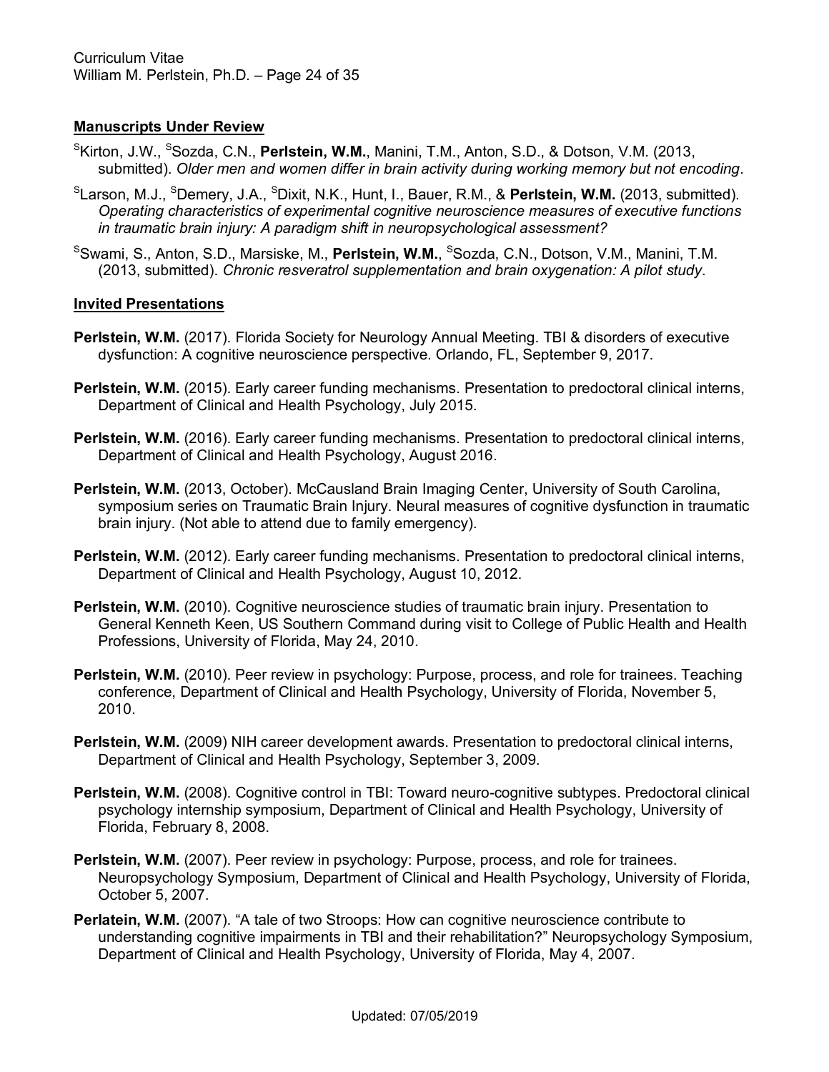## Manuscripts Under Review

[S]Kirton, J.W., [S]Sozda, C.N., **Perlstein, W.M.**, Manini, T.M., Anton, S.D., & Dotson, V.M. (2013, submitted). *Older men and women differ in brain activity during working memory but not encoding*.

[S]Larson, M.J., [S]Demery, J.A., [S]Dixit, N.K., Hunt, I., Bauer, R.M., & **Perlstein, W.M.** (2013, submitted). *Operating characteristics of experimental cognitive neuroscience measures of executive functions in traumatic brain injury: A paradigm shift in neuropsychological assessment?*

[S]Swami, S., Anton, S.D., Marsiske, M., **Perlstein, W.M.**, [S]Sozda, C.N., Dotson, V.M., Manini, T.M. (2013, submitted). *Chronic resveratrol supplementation and brain oxygenation: A pilot study*.

## Invited Presentations

**Perlstein, W.M.** (2017). Florida Society for Neurology Annual Meeting. TBI & disorders of executive dysfunction: A cognitive neuroscience perspective. Orlando, FL, September 9, 2017.

**Perlstein, W.M.** (2015). Early career funding mechanisms. Presentation to predoctoral clinical interns, Department of Clinical and Health Psychology, July 2015.

**Perlstein, W.M.** (2016). Early career funding mechanisms. Presentation to predoctoral clinical interns, Department of Clinical and Health Psychology, August 2016.

**Perlstein, W.M.** (2013, October). McCausland Brain Imaging Center, University of South Carolina, symposium series on Traumatic Brain Injury. Neural measures of cognitive dysfunction in traumatic brain injury. (Not able to attend due to family emergency).

**Perlstein, W.M.** (2012). Early career funding mechanisms. Presentation to predoctoral clinical interns, Department of Clinical and Health Psychology, August 10, 2012.

**Perlstein, W.M.** (2010). Cognitive neuroscience studies of traumatic brain injury. Presentation to General Kenneth Keen, US Southern Command during visit to College of Public Health and Health Professions, University of Florida, May 24, 2010.

**Perlstein, W.M.** (2010). Peer review in psychology: Purpose, process, and role for trainees. Teaching conference, Department of Clinical and Health Psychology, University of Florida, November 5, 2010.

**Perlstein, W.M.** (2009) NIH career development awards. Presentation to predoctoral clinical interns, Department of Clinical and Health Psychology, September 3, 2009.

**Perlstein, W.M.** (2008). Cognitive control in TBI: Toward neuro-cognitive subtypes. Predoctoral clinical psychology internship symposium, Department of Clinical and Health Psychology, University of Florida, February 8, 2008.

**Perlstein, W.M.** (2007). Peer review in psychology: Purpose, process, and role for trainees. Neuropsychology Symposium, Department of Clinical and Health Psychology, University of Florida, October 5, 2007.

**Perlatein, W.M.** (2007). "A tale of two Stroops: How can cognitive neuroscience contribute to understanding cognitive impairments in TBI and their rehabilitation?" Neuropsychology Symposium, Department of Clinical and Health Psychology, University of Florida, May 4, 2007.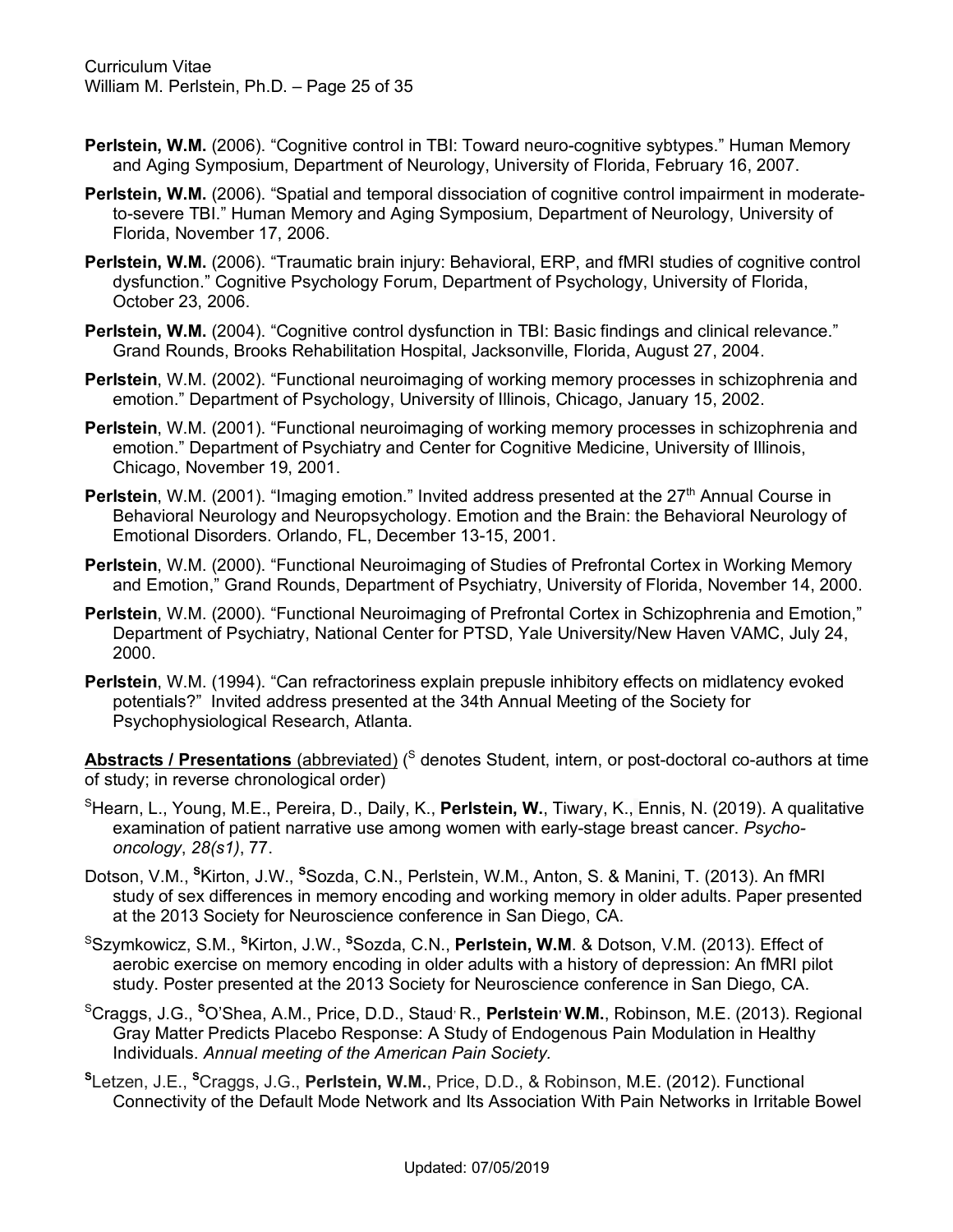**Perlstein, W.M.** (2006). "Cognitive control in TBI: Toward neuro-cognitive sybtypes." Human Memory and Aging Symposium, Department of Neurology, University of Florida, February 16, 2007.

**Perlstein, W.M.** (2006). "Spatial and temporal dissociation of cognitive control impairment in moderate-to-severe TBI." Human Memory and Aging Symposium, Department of Neurology, University of Florida, November 17, 2006.

**Perlstein, W.M.** (2006). "Traumatic brain injury: Behavioral, ERP, and fMRI studies of cognitive control dysfunction." Cognitive Psychology Forum, Department of Psychology, University of Florida, October 23, 2006.

**Perlstein, W.M.** (2004). "Cognitive control dysfunction in TBI: Basic findings and clinical relevance." Grand Rounds, Brooks Rehabilitation Hospital, Jacksonville, Florida, August 27, 2004.

**Perlstein**, W.M. (2002). "Functional neuroimaging of working memory processes in schizophrenia and emotion." Department of Psychology, University of Illinois, Chicago, January 15, 2002.

**Perlstein**, W.M. (2001). "Functional neuroimaging of working memory processes in schizophrenia and emotion." Department of Psychiatry and Center for Cognitive Medicine, University of Illinois, Chicago, November 19, 2001.

**Perlstein**, W.M. (2001). "Imaging emotion." Invited address presented at the 27th Annual Course in Behavioral Neurology and Neuropsychology. Emotion and the Brain: the Behavioral Neurology of Emotional Disorders. Orlando, FL, December 13-15, 2001.

**Perlstein**, W.M. (2000). "Functional Neuroimaging of Studies of Prefrontal Cortex in Working Memory and Emotion," Grand Rounds, Department of Psychiatry, University of Florida, November 14, 2000.

**Perlstein**, W.M. (2000). "Functional Neuroimaging of Prefrontal Cortex in Schizophrenia and Emotion," Department of Psychiatry, National Center for PTSD, Yale University/New Haven VAMC, July 24, 2000.

**Perlstein**, W.M. (1994). "Can refractoriness explain prepulse inhibitory effects on midlatency evoked potentials?" Invited address presented at the 34th Annual Meeting of the Society for Psychophysiological Research, Atlanta.

**Abstracts / Presentations** (abbreviated) ([S] denotes Student, intern, or post-doctoral co-authors at time of study; in reverse chronological order)

[S]Hearn, L., Young, M.E., Pereira, D., Daily, K., **Perlstein, W.**, Tiwary, K., Ennis, N. (2019). A qualitative examination of patient narrative use among women with early-stage breast cancer. *Psycho-oncology*, *28(s1)*, 77.

Dotson, V.M., **[S]**Kirton, J.W., **[S]**Sozda, C.N., Perlstein, W.M., Anton, S. & Manini, T. (2013). An fMRI study of sex differences in memory encoding and working memory in older adults. Paper presented at the 2013 Society for Neuroscience conference in San Diego, CA.

[S]Szymkowicz, S.M., **[S]**Kirton, J.W., **[S]**Sozda, C.N., **Perlstein, W.M**. & Dotson, V.M. (2013). Effect of aerobic exercise on memory encoding in older adults with a history of depression: An fMRI pilot study. Poster presented at the 2013 Society for Neuroscience conference in San Diego, CA.

[S]Craggs, J.G., **[S]**O'Shea, A.M., Price, D.D., Staud, R., **Perlstein, W.M.**, Robinson, M.E. (2013). Regional Gray Matter Predicts Placebo Response: A Study of Endogenous Pain Modulation in Healthy Individuals. *Annual meeting of the American Pain Society.*

**[S]**Letzen, J.E., **[S]**Craggs, J.G., **Perlstein, W.M.**, Price, D.D., & Robinson, M.E. (2012). Functional Connectivity of the Default Mode Network and Its Association With Pain Networks in Irritable Bowel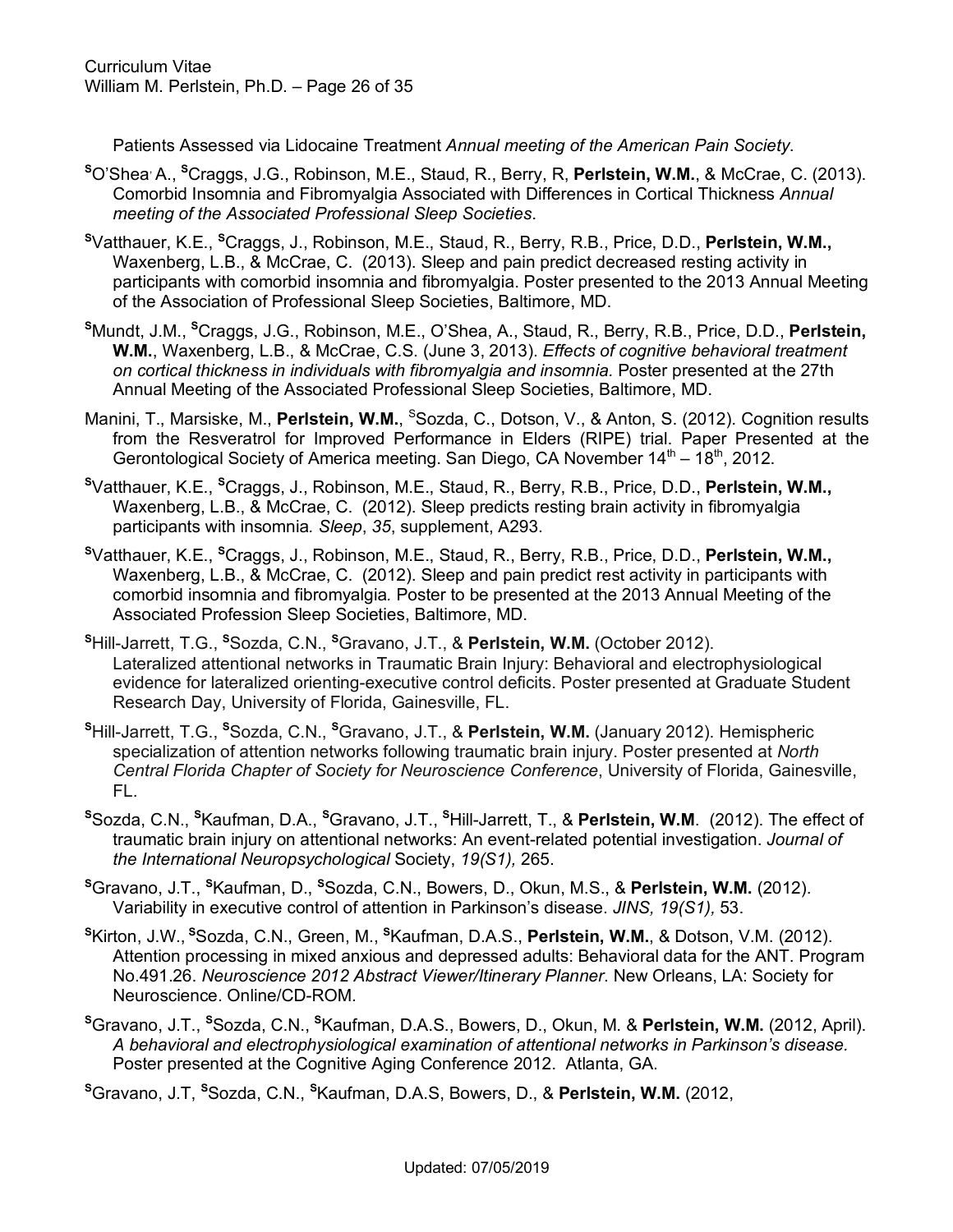Patients Assessed via Lidocaine Treatment *Annual meeting of the American Pain Society*.

[S]O'Shea, A., [S]Craggs, J.G., Robinson, M.E., Staud, R., Berry, R, **Perlstein, W.M.**, & McCrae, C. (2013). Comorbid Insomnia and Fibromyalgia Associated with Differences in Cortical Thickness *Annual meeting of the Associated Professional Sleep Societies*.

[S]Vatthauer, K.E., [S]Craggs, J., Robinson, M.E., Staud, R., Berry, R.B., Price, D.D., **Perlstein, W.M.,** Waxenberg, L.B., & McCrae, C. (2013). Sleep and pain predict decreased resting activity in participants with comorbid insomnia and fibromyalgia. Poster presented to the 2013 Annual Meeting of the Association of Professional Sleep Societies, Baltimore, MD.

[S]Mundt, J.M., [S]Craggs, J.G., Robinson, M.E., O'Shea, A., Staud, R., Berry, R.B., Price, D.D., **Perlstein, W.M.**, Waxenberg, L.B., & McCrae, C.S. (June 3, 2013). *Effects of cognitive behavioral treatment on cortical thickness in individuals with fibromyalgia and insomnia.* Poster presented at the 27th Annual Meeting of the Associated Professional Sleep Societies, Baltimore, MD.

Manini, T., Marsiske, M., **Perlstein, W.M.**, [S]Sozda, C., Dotson, V., & Anton, S. (2012). Cognition results from the Resveratrol for Improved Performance in Elders (RIPE) trial. Paper Presented at the Gerontological Society of America meeting. San Diego, CA November 14th – 18th, 2012.

[S]Vatthauer, K.E., [S]Craggs, J., Robinson, M.E., Staud, R., Berry, R.B., Price, D.D., **Perlstein, W.M.,** Waxenberg, L.B., & McCrae, C. (2012). Sleep predicts resting brain activity in fibromyalgia participants with insomnia*. Sleep*, *35*, supplement, A293.

[S]Vatthauer, K.E., [S]Craggs, J., Robinson, M.E., Staud, R., Berry, R.B., Price, D.D., **Perlstein, W.M.,** Waxenberg, L.B., & McCrae, C. (2012). Sleep and pain predict rest activity in participants with comorbid insomnia and fibromyalgia*.* Poster to be presented at the 2013 Annual Meeting of the Associated Profession Sleep Societies, Baltimore, MD.

[S]Hill-Jarrett, T.G., [S]Sozda, C.N., [S]Gravano, J.T., & **Perlstein, W.M.** (October 2012). Lateralized attentional networks in Traumatic Brain Injury: Behavioral and electrophysiological evidence for lateralized orienting-executive control deficits. Poster presented at Graduate Student Research Day, University of Florida, Gainesville, FL.

[S]Hill-Jarrett, T.G., [S]Sozda, C.N., [S]Gravano, J.T., & **Perlstein, W.M.** (January 2012). Hemispheric specialization of attention networks following traumatic brain injury. Poster presented at *North Central Florida Chapter of Society for Neuroscience Conference*, University of Florida, Gainesville, FL.

[S]Sozda, C.N., [S]Kaufman, D.A., [S]Gravano, J.T., [S]Hill-Jarrett, T., & **Perlstein, W.M**. (2012). The effect of traumatic brain injury on attentional networks: An event-related potential investigation. *Journal of the International Neuropsychological* Society, *19(S1),* 265.

[S]Gravano, J.T., [S]Kaufman, D., [S]Sozda, C.N., Bowers, D., Okun, M.S., & **Perlstein, W.M.** (2012). Variability in executive control of attention in Parkinson's disease. *JINS, 19(S1),* 53.

[S]Kirton, J.W., [S]Sozda, C.N., Green, M., [S]Kaufman, D.A.S., **Perlstein, W.M.**, & Dotson, V.M. (2012). Attention processing in mixed anxious and depressed adults: Behavioral data for the ANT. Program No.491.26. *Neuroscience 2012 Abstract Viewer/Itinerary Planner*. New Orleans, LA: Society for Neuroscience. Online/CD-ROM.

[S]Gravano, J.T., [S]Sozda, C.N., [S]Kaufman, D.A.S., Bowers, D., Okun, M. & **Perlstein, W.M.** (2012, April). *A behavioral and electrophysiological examination of attentional networks in Parkinson's disease.* Poster presented at the Cognitive Aging Conference 2012. Atlanta, GA.

[S]Gravano, J.T, [S]Sozda, C.N., [S]Kaufman, D.A.S, Bowers, D., & **Perlstein, W.M.** (2012,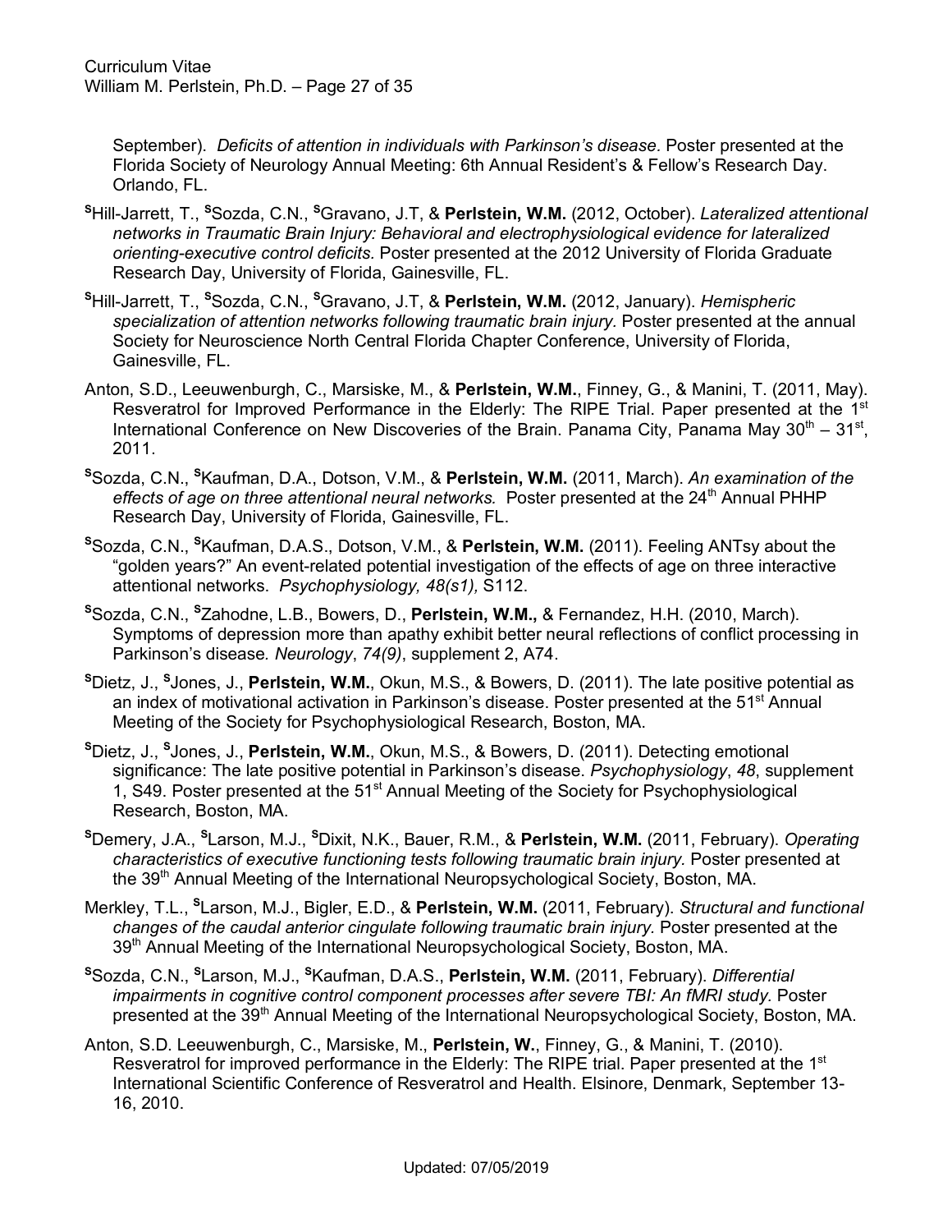September). *Deficits of attention in individuals with Parkinson's disease.* Poster presented at the Florida Society of Neurology Annual Meeting: 6th Annual Resident's & Fellow's Research Day. Orlando, FL.

[S]Hill-Jarrett, T., [S]Sozda, C.N., [S]Gravano, J.T, & **Perlstein, W.M.** (2012, October). *Lateralized attentional networks in Traumatic Brain Injury: Behavioral and electrophysiological evidence for lateralized orienting-executive control deficits.* Poster presented at the 2012 University of Florida Graduate Research Day, University of Florida, Gainesville, FL.

[S]Hill-Jarrett, T., [S]Sozda, C.N., [S]Gravano, J.T, & **Perlstein, W.M.** (2012, January). *Hemispheric specialization of attention networks following traumatic brain injury.* Poster presented at the annual Society for Neuroscience North Central Florida Chapter Conference, University of Florida, Gainesville, FL.

Anton, S.D., Leeuwenburgh, C., Marsiske, M., & **Perlstein, W.M.**, Finney, G., & Manini, T. (2011, May). Resveratrol for Improved Performance in the Elderly: The RIPE Trial. Paper presented at the 1st International Conference on New Discoveries of the Brain. Panama City, Panama May 30th – 31st, 2011.

[S]Sozda, C.N., [S]Kaufman, D.A., Dotson, V.M., & **Perlstein, W.M.** (2011, March). *An examination of the effects of age on three attentional neural networks.* Poster presented at the 24th Annual PHHP Research Day, University of Florida, Gainesville, FL.

[S]Sozda, C.N., [S]Kaufman, D.A.S., Dotson, V.M., & **Perlstein, W.M.** (2011). Feeling ANTsy about the "golden years?" An event-related potential investigation of the effects of age on three interactive attentional networks. *Psychophysiology, 48(s1),* S112.

[S]Sozda, C.N., [S]Zahodne, L.B., Bowers, D., **Perlstein, W.M.,** & Fernandez, H.H. (2010, March). Symptoms of depression more than apathy exhibit better neural reflections of conflict processing in Parkinson's disease*. Neurology*, *74(9)*, supplement 2, A74.

[S]Dietz, J., [S]Jones, J., **Perlstein, W.M.**, Okun, M.S., & Bowers, D. (2011). The late positive potential as an index of motivational activation in Parkinson's disease. Poster presented at the 51st Annual Meeting of the Society for Psychophysiological Research, Boston, MA.

[S]Dietz, J., [S]Jones, J., **Perlstein, W.M.**, Okun, M.S., & Bowers, D. (2011). Detecting emotional significance: The late positive potential in Parkinson's disease. *Psychophysiology*, *48*, supplement 1, S49. Poster presented at the 51st Annual Meeting of the Society for Psychophysiological Research, Boston, MA.

[S]Demery, J.A., [S]Larson, M.J., [S]Dixit, N.K., Bauer, R.M., & **Perlstein, W.M.** (2011, February). *Operating characteristics of executive functioning tests following traumatic brain injury.* Poster presented at the 39th Annual Meeting of the International Neuropsychological Society, Boston, MA.

Merkley, T.L., [S]Larson, M.J., Bigler, E.D., & **Perlstein, W.M.** (2011, February). *Structural and functional changes of the caudal anterior cingulate following traumatic brain injury.* Poster presented at the 39th Annual Meeting of the International Neuropsychological Society, Boston, MA.

[S]Sozda, C.N., [S]Larson, M.J., [S]Kaufman, D.A.S., **Perlstein, W.M.** (2011, February). *Differential impairments in cognitive control component processes after severe TBI: An fMRI study.* Poster presented at the 39th Annual Meeting of the International Neuropsychological Society, Boston, MA.

Anton, S.D. Leeuwenburgh, C., Marsiske, M., **Perlstein, W.**, Finney, G., & Manini, T. (2010). Resveratrol for improved performance in the Elderly: The RIPE trial. Paper presented at the 1st International Scientific Conference of Resveratrol and Health. Elsinore, Denmark, September 13-16, 2010.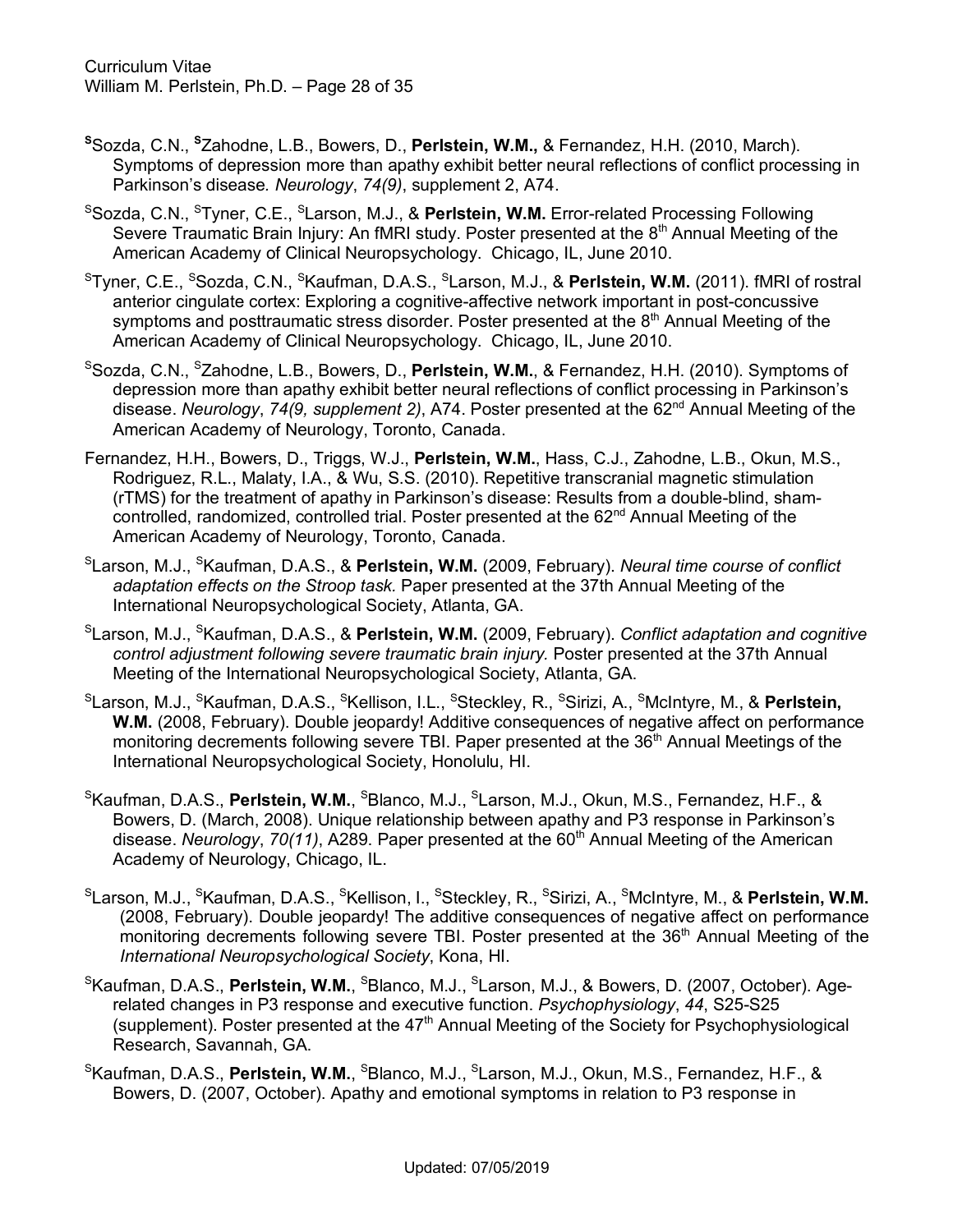[S]Sozda, C.N., [S]Zahodne, L.B., Bowers, D., **Perlstein, W.M.,** & Fernandez, H.H. (2010, March). Symptoms of depression more than apathy exhibit better neural reflections of conflict processing in Parkinson's disease. *Neurology*, *74(9)*, supplement 2, A74.

[S]Sozda, C.N., [S]Tyner, C.E., [S]Larson, M.J., & **Perlstein, W.M.** Error-related Processing Following Severe Traumatic Brain Injury: An fMRI study. Poster presented at the 8[th] Annual Meeting of the American Academy of Clinical Neuropsychology. Chicago, IL, June 2010.

[S]Tyner, C.E., [S]Sozda, C.N., [S]Kaufman, D.A.S., [S]Larson, M.J., & **Perlstein, W.M.** (2011). fMRI of rostral anterior cingulate cortex: Exploring a cognitive-affective network important in post-concussive symptoms and posttraumatic stress disorder. Poster presented at the 8[th] Annual Meeting of the American Academy of Clinical Neuropsychology. Chicago, IL, June 2010.

[S]Sozda, C.N., [S]Zahodne, L.B., Bowers, D., **Perlstein, W.M.**, & Fernandez, H.H. (2010). Symptoms of depression more than apathy exhibit better neural reflections of conflict processing in Parkinson's disease. *Neurology*, *74(9, supplement 2)*, A74. Poster presented at the 62[nd] Annual Meeting of the American Academy of Neurology, Toronto, Canada.

Fernandez, H.H., Bowers, D., Triggs, W.J., **Perlstein, W.M.**, Hass, C.J., Zahodne, L.B., Okun, M.S., Rodriguez, R.L., Malaty, I.A., & Wu, S.S. (2010). Repetitive transcranial magnetic stimulation (rTMS) for the treatment of apathy in Parkinson's disease: Results from a double-blind, sham-controlled, randomized, controlled trial. Poster presented at the 62[nd] Annual Meeting of the American Academy of Neurology, Toronto, Canada.

[S]Larson, M.J., [S]Kaufman, D.A.S., & **Perlstein, W.M.** (2009, February). *Neural time course of conflict adaptation effects on the Stroop task.* Paper presented at the 37th Annual Meeting of the International Neuropsychological Society, Atlanta, GA.

[S]Larson, M.J., [S]Kaufman, D.A.S., & **Perlstein, W.M.** (2009, February). *Conflict adaptation and cognitive control adjustment following severe traumatic brain injury.* Poster presented at the 37th Annual Meeting of the International Neuropsychological Society, Atlanta, GA.

[S]Larson, M.J., [S]Kaufman, D.A.S., [S]Kellison, I.L., [S]Steckley, R., [S]Sirizi, A., [S]McIntyre, M., & **Perlstein, W.M.** (2008, February). Double jeopardy! Additive consequences of negative affect on performance monitoring decrements following severe TBI. Paper presented at the 36[th] Annual Meetings of the International Neuropsychological Society, Honolulu, HI.

[S]Kaufman, D.A.S., **Perlstein, W.M.**, [S]Blanco, M.J., [S]Larson, M.J., Okun, M.S., Fernandez, H.F., & Bowers, D. (March, 2008). Unique relationship between apathy and P3 response in Parkinson's disease. *Neurology*, *70(11)*, A289. Paper presented at the 60[th] Annual Meeting of the American Academy of Neurology, Chicago, IL.

[S]Larson, M.J., [S]Kaufman, D.A.S., [S]Kellison, I., [S]Steckley, R., [S]Sirizi, A., [S]McIntyre, M., & **Perlstein, W.M.** (2008, February). Double jeopardy! The additive consequences of negative affect on performance monitoring decrements following severe TBI. Poster presented at the 36[th] Annual Meeting of the *International Neuropsychological Society*, Kona, HI.

[S]Kaufman, D.A.S., **Perlstein, W.M.**, [S]Blanco, M.J., [S]Larson, M.J., & Bowers, D. (2007, October). Age-related changes in P3 response and executive function. *Psychophysiology*, *44*, S25-S25 (supplement). Poster presented at the 47[th] Annual Meeting of the Society for Psychophysiological Research, Savannah, GA.

[S]Kaufman, D.A.S., **Perlstein, W.M.**, [S]Blanco, M.J., [S]Larson, M.J., Okun, M.S., Fernandez, H.F., & Bowers, D. (2007, October). Apathy and emotional symptoms in relation to P3 response in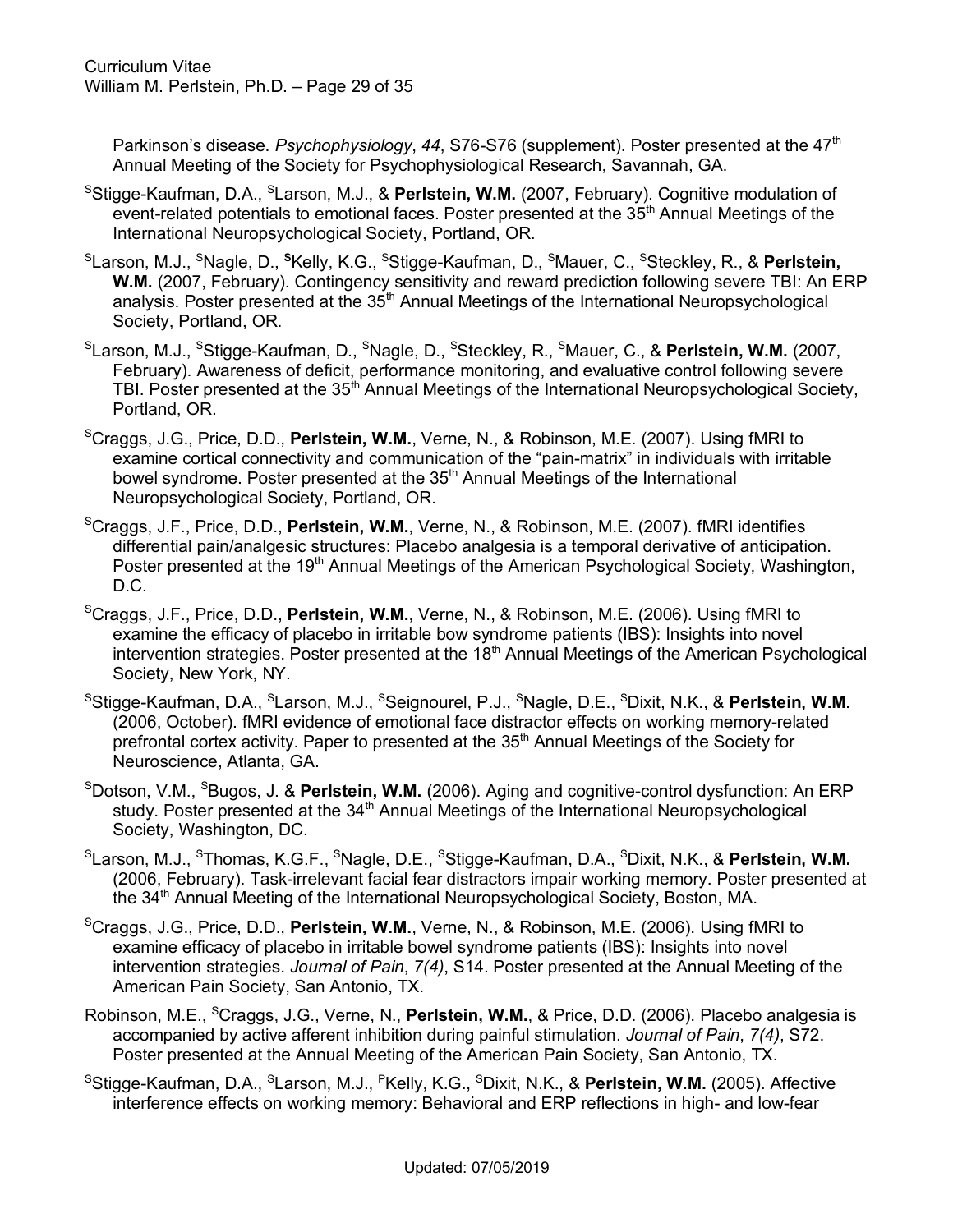Parkinson's disease. *Psychophysiology*, *44*, S76-S76 (supplement). Poster presented at the 47th Annual Meeting of the Society for Psychophysiological Research, Savannah, GA.

[S]Stigge-Kaufman, D.A., [S]Larson, M.J., & **Perlstein, W.M.** (2007, February). Cognitive modulation of event-related potentials to emotional faces. Poster presented at the 35th Annual Meetings of the International Neuropsychological Society, Portland, OR.

[S]Larson, M.J., [S]Nagle, D., [S]Kelly, K.G., [S]Stigge-Kaufman, D., [S]Mauer, C., [S]Steckley, R., & **Perlstein, W.M.** (2007, February). Contingency sensitivity and reward prediction following severe TBI: An ERP analysis. Poster presented at the 35th Annual Meetings of the International Neuropsychological Society, Portland, OR.

[S]Larson, M.J., [S]Stigge-Kaufman, D., [S]Nagle, D., [S]Steckley, R., [S]Mauer, C., & **Perlstein, W.M.** (2007, February). Awareness of deficit, performance monitoring, and evaluative control following severe TBI. Poster presented at the 35th Annual Meetings of the International Neuropsychological Society, Portland, OR.

[S]Craggs, J.G., Price, D.D., **Perlstein, W.M.**, Verne, N., & Robinson, M.E. (2007). Using fMRI to examine cortical connectivity and communication of the "pain-matrix" in individuals with irritable bowel syndrome. Poster presented at the 35th Annual Meetings of the International Neuropsychological Society, Portland, OR.

[S]Craggs, J.F., Price, D.D., **Perlstein, W.M.**, Verne, N., & Robinson, M.E. (2007). fMRI identifies differential pain/analgesic structures: Placebo analgesia is a temporal derivative of anticipation. Poster presented at the 19th Annual Meetings of the American Psychological Society, Washington, D.C.

[S]Craggs, J.F., Price, D.D., **Perlstein, W.M.**, Verne, N., & Robinson, M.E. (2006). Using fMRI to examine the efficacy of placebo in irritable bow syndrome patients (IBS): Insights into novel intervention strategies. Poster presented at the 18th Annual Meetings of the American Psychological Society, New York, NY.

[S]Stigge-Kaufman, D.A., [S]Larson, M.J., [S]Seignourel, P.J., [S]Nagle, D.E., [S]Dixit, N.K., & **Perlstein, W.M.** (2006, October). fMRI evidence of emotional face distractor effects on working memory-related prefrontal cortex activity. Paper to presented at the 35th Annual Meetings of the Society for Neuroscience, Atlanta, GA.

[S]Dotson, V.M., [S]Bugos, J. & **Perlstein, W.M.** (2006). Aging and cognitive-control dysfunction: An ERP study. Poster presented at the 34th Annual Meetings of the International Neuropsychological Society, Washington, DC.

[S]Larson, M.J., [S]Thomas, K.G.F., [S]Nagle, D.E., [S]Stigge-Kaufman, D.A., [S]Dixit, N.K., & **Perlstein, W.M.** (2006, February). Task-irrelevant facial fear distractors impair working memory. Poster presented at the 34th Annual Meeting of the International Neuropsychological Society, Boston, MA.

[S]Craggs, J.G., Price, D.D., **Perlstein, W.M.**, Verne, N., & Robinson, M.E. (2006). Using fMRI to examine efficacy of placebo in irritable bowel syndrome patients (IBS): Insights into novel intervention strategies. *Journal of Pain*, *7(4)*, S14. Poster presented at the Annual Meeting of the American Pain Society, San Antonio, TX.

Robinson, M.E., [S]Craggs, J.G., Verne, N., **Perlstein, W.M.**, & Price, D.D. (2006). Placebo analgesia is accompanied by active afferent inhibition during painful stimulation. *Journal of Pain*, *7(4)*, S72. Poster presented at the Annual Meeting of the American Pain Society, San Antonio, TX.

[S]Stigge-Kaufman, D.A., [S]Larson, M.J., [P]Kelly, K.G., [S]Dixit, N.K., & **Perlstein, W.M.** (2005). Affective interference effects on working memory: Behavioral and ERP reflections in high- and low-fear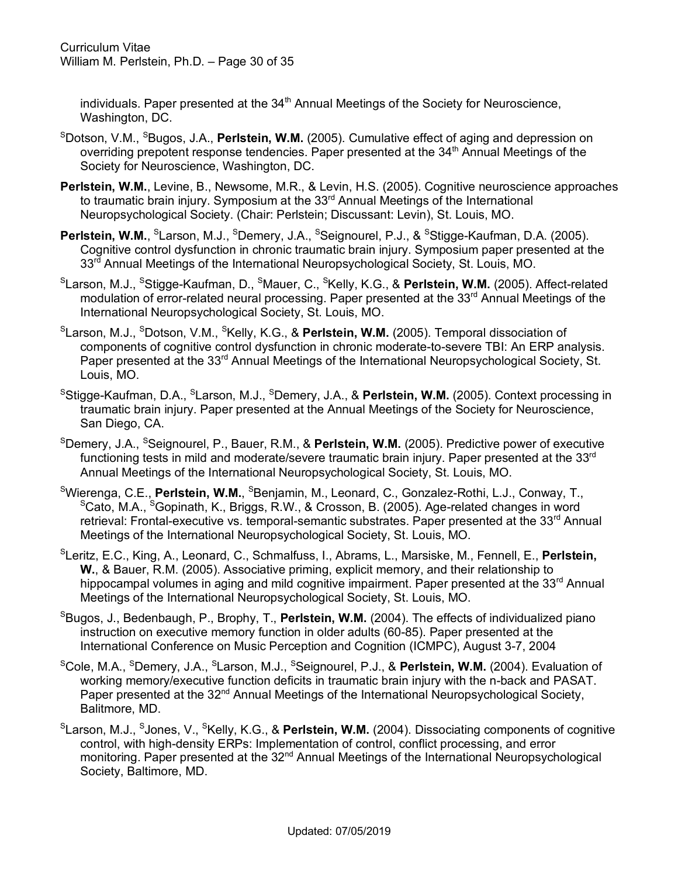individuals. Paper presented at the 34th Annual Meetings of the Society for Neuroscience, Washington, DC.

[S]Dotson, V.M., [S]Bugos, J.A., **Perlstein, W.M.** (2005). Cumulative effect of aging and depression on overriding prepotent response tendencies. Paper presented at the 34th Annual Meetings of the Society for Neuroscience, Washington, DC.

**Perlstein, W.M.**, Levine, B., Newsome, M.R., & Levin, H.S. (2005). Cognitive neuroscience approaches to traumatic brain injury. Symposium at the 33rd Annual Meetings of the International Neuropsychological Society. (Chair: Perlstein; Discussant: Levin), St. Louis, MO.

**Perlstein, W.M.**, [S]Larson, M.J., [S]Demery, J.A., [S]Seignourel, P.J., & [S]Stigge-Kaufman, D.A. (2005). Cognitive control dysfunction in chronic traumatic brain injury. Symposium paper presented at the 33rd Annual Meetings of the International Neuropsychological Society, St. Louis, MO.

[S]Larson, M.J., [S]Stigge-Kaufman, D., [S]Mauer, C., [S]Kelly, K.G., & **Perlstein, W.M.** (2005). Affect-related modulation of error-related neural processing. Paper presented at the 33rd Annual Meetings of the International Neuropsychological Society, St. Louis, MO.

[S]Larson, M.J., [S]Dotson, V.M., [S]Kelly, K.G., & **Perlstein, W.M.** (2005). Temporal dissociation of components of cognitive control dysfunction in chronic moderate-to-severe TBI: An ERP analysis. Paper presented at the 33rd Annual Meetings of the International Neuropsychological Society, St. Louis, MO.

[S]Stigge-Kaufman, D.A., [S]Larson, M.J., [S]Demery, J.A., & **Perlstein, W.M.** (2005). Context processing in traumatic brain injury. Paper presented at the Annual Meetings of the Society for Neuroscience, San Diego, CA.

[S]Demery, J.A., [S]Seignourel, P., Bauer, R.M., & **Perlstein, W.M.** (2005). Predictive power of executive functioning tests in mild and moderate/severe traumatic brain injury. Paper presented at the 33rd Annual Meetings of the International Neuropsychological Society, St. Louis, MO.

[S]Wierenga, C.E., **Perlstein, W.M.**, [S]Benjamin, M., Leonard, C., Gonzalez-Rothi, L.J., Conway, T., [S]Cato, M.A., [S]Gopinath, K., Briggs, R.W., & Crosson, B. (2005). Age-related changes in word retrieval: Frontal-executive vs. temporal-semantic substrates. Paper presented at the 33rd Annual Meetings of the International Neuropsychological Society, St. Louis, MO.

[S]Leritz, E.C., King, A., Leonard, C., Schmalfuss, I., Abrams, L., Marsiske, M., Fennell, E., **Perlstein, W.**, & Bauer, R.M. (2005). Associative priming, explicit memory, and their relationship to hippocampal volumes in aging and mild cognitive impairment. Paper presented at the 33rd Annual Meetings of the International Neuropsychological Society, St. Louis, MO.

[S]Bugos, J., Bedenbaugh, P., Brophy, T., **Perlstein, W.M.** (2004). The effects of individualized piano instruction on executive memory function in older adults (60-85). Paper presented at the International Conference on Music Perception and Cognition (ICMPC), August 3-7, 2004

[S]Cole, M.A., [S]Demery, J.A., [S]Larson, M.J., [S]Seignourel, P.J., & **Perlstein, W.M.** (2004). Evaluation of working memory/executive function deficits in traumatic brain injury with the n-back and PASAT. Paper presented at the 32nd Annual Meetings of the International Neuropsychological Society, Balitmore, MD.

[S]Larson, M.J., [S]Jones, V., [S]Kelly, K.G., & **Perlstein, W.M.** (2004). Dissociating components of cognitive control, with high-density ERPs: Implementation of control, conflict processing, and error monitoring. Paper presented at the 32nd Annual Meetings of the International Neuropsychological Society, Baltimore, MD.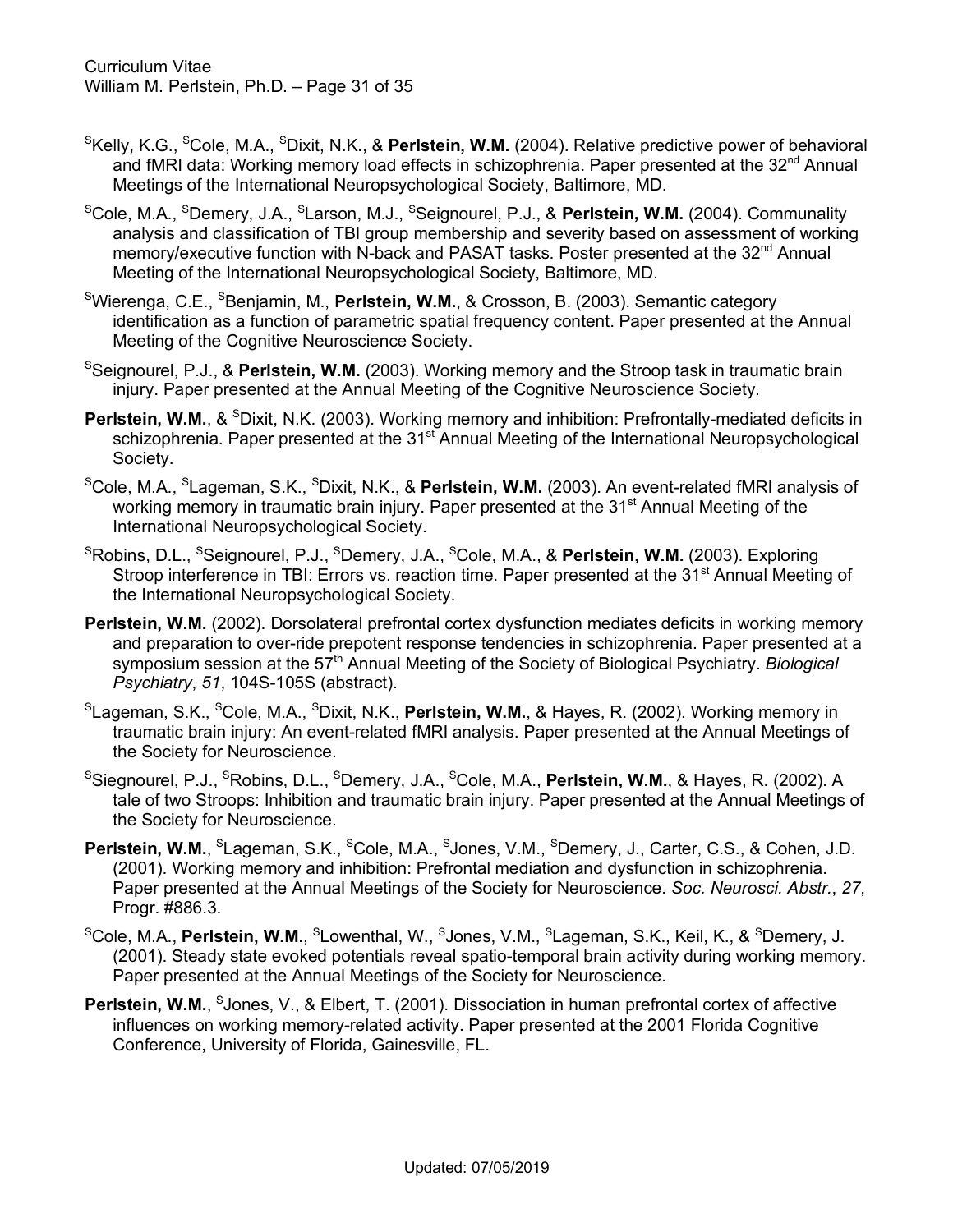[S]Kelly, K.G., [S]Cole, M.A., [S]Dixit, N.K., & **Perlstein, W.M.** (2004). Relative predictive power of behavioral and fMRI data: Working memory load effects in schizophrenia. Paper presented at the 32nd Annual Meetings of the International Neuropsychological Society, Baltimore, MD.

[S]Cole, M.A., [S]Demery, J.A., [S]Larson, M.J., [S]Seignourel, P.J., & **Perlstein, W.M.** (2004). Communality analysis and classification of TBI group membership and severity based on assessment of working memory/executive function with N-back and PASAT tasks. Poster presented at the 32nd Annual Meeting of the International Neuropsychological Society, Baltimore, MD.

[S]Wierenga, C.E., [S]Benjamin, M., **Perlstein, W.M.**, & Crosson, B. (2003). Semantic category identification as a function of parametric spatial frequency content. Paper presented at the Annual Meeting of the Cognitive Neuroscience Society.

[S]Seignourel, P.J., & **Perlstein, W.M.** (2003). Working memory and the Stroop task in traumatic brain injury. Paper presented at the Annual Meeting of the Cognitive Neuroscience Society.

**Perlstein, W.M.**, & [S]Dixit, N.K. (2003). Working memory and inhibition: Prefrontally-mediated deficits in schizophrenia. Paper presented at the 31st Annual Meeting of the International Neuropsychological Society.

[S]Cole, M.A., [S]Lageman, S.K., [S]Dixit, N.K., & **Perlstein, W.M.** (2003). An event-related fMRI analysis of working memory in traumatic brain injury. Paper presented at the 31st Annual Meeting of the International Neuropsychological Society.

[S]Robins, D.L., [S]Seignourel, P.J., [S]Demery, J.A., [S]Cole, M.A., & **Perlstein, W.M.** (2003). Exploring Stroop interference in TBI: Errors vs. reaction time. Paper presented at the 31st Annual Meeting of the International Neuropsychological Society.

**Perlstein, W.M.** (2002). Dorsolateral prefrontal cortex dysfunction mediates deficits in working memory and preparation to over-ride prepotent response tendencies in schizophrenia. Paper presented at a symposium session at the 57th Annual Meeting of the Society of Biological Psychiatry. *Biological Psychiatry*, *51*, 104S-105S (abstract).

[S]Lageman, S.K., [S]Cole, M.A., [S]Dixit, N.K., **Perlstein, W.M.**, & Hayes, R. (2002). Working memory in traumatic brain injury: An event-related fMRI analysis. Paper presented at the Annual Meetings of the Society for Neuroscience.

[S]Siegnourel, P.J., [S]Robins, D.L., [S]Demery, J.A., [S]Cole, M.A., **Perlstein, W.M.**, & Hayes, R. (2002). A tale of two Stroops: Inhibition and traumatic brain injury. Paper presented at the Annual Meetings of the Society for Neuroscience.

**Perlstein, W.M.**, [S]Lageman, S.K., [S]Cole, M.A., [S]Jones, V.M., [S]Demery, J., Carter, C.S., & Cohen, J.D. (2001). Working memory and inhibition: Prefrontal mediation and dysfunction in schizophrenia. Paper presented at the Annual Meetings of the Society for Neuroscience. *Soc. Neurosci. Abstr.*, *27*, Progr. #886.3.

[S]Cole, M.A., **Perlstein, W.M.**, [S]Lowenthal, W., [S]Jones, V.M., [S]Lageman, S.K., Keil, K., & [S]Demery, J. (2001). Steady state evoked potentials reveal spatio-temporal brain activity during working memory. Paper presented at the Annual Meetings of the Society for Neuroscience.

**Perlstein, W.M.**, [S]Jones, V., & Elbert, T. (2001). Dissociation in human prefrontal cortex of affective influences on working memory-related activity. Paper presented at the 2001 Florida Cognitive Conference, University of Florida, Gainesville, FL.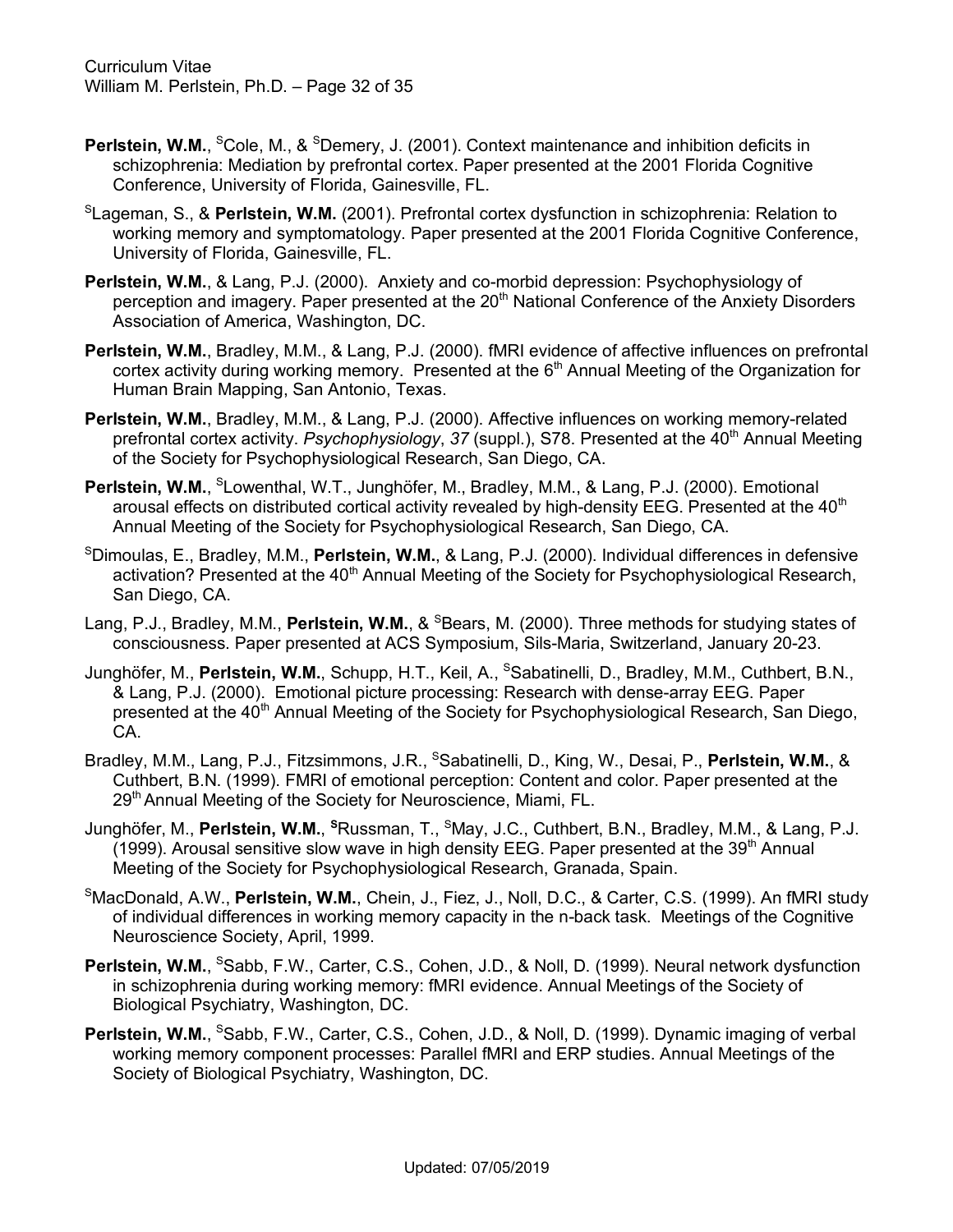**Perlstein, W.M.**, [S]Cole, M., & [S]Demery, J. (2001). Context maintenance and inhibition deficits in schizophrenia: Mediation by prefrontal cortex. Paper presented at the 2001 Florida Cognitive Conference, University of Florida, Gainesville, FL.

[S]Lageman, S., & **Perlstein, W.M.** (2001). Prefrontal cortex dysfunction in schizophrenia: Relation to working memory and symptomatology. Paper presented at the 2001 Florida Cognitive Conference, University of Florida, Gainesville, FL.

**Perlstein, W.M.**, & Lang, P.J. (2000). Anxiety and co-morbid depression: Psychophysiology of perception and imagery. Paper presented at the 20th National Conference of the Anxiety Disorders Association of America, Washington, DC.

**Perlstein, W.M.**, Bradley, M.M., & Lang, P.J. (2000). fMRI evidence of affective influences on prefrontal cortex activity during working memory. Presented at the 6th Annual Meeting of the Organization for Human Brain Mapping, San Antonio, Texas.

**Perlstein, W.M.**, Bradley, M.M., & Lang, P.J. (2000). Affective influences on working memory-related prefrontal cortex activity. *Psychophysiology*, *37* (suppl.), S78. Presented at the 40th Annual Meeting of the Society for Psychophysiological Research, San Diego, CA.

**Perlstein, W.M.**, [S]Lowenthal, W.T., Junghöfer, M., Bradley, M.M., & Lang, P.J. (2000). Emotional arousal effects on distributed cortical activity revealed by high-density EEG. Presented at the 40th Annual Meeting of the Society for Psychophysiological Research, San Diego, CA.

[S]Dimoulas, E., Bradley, M.M., **Perlstein, W.M.**, & Lang, P.J. (2000). Individual differences in defensive activation? Presented at the 40th Annual Meeting of the Society for Psychophysiological Research, San Diego, CA.

Lang, P.J., Bradley, M.M., **Perlstein, W.M.**, & [S]Bears, M. (2000). Three methods for studying states of consciousness. Paper presented at ACS Symposium, Sils-Maria, Switzerland, January 20-23.

Junghöfer, M., **Perlstein, W.M.**, Schupp, H.T., Keil, A., [S]Sabatinelli, D., Bradley, M.M., Cuthbert, B.N., & Lang, P.J. (2000). Emotional picture processing: Research with dense-array EEG. Paper presented at the 40th Annual Meeting of the Society for Psychophysiological Research, San Diego, CA.

Bradley, M.M., Lang, P.J., Fitzsimmons, J.R., [S]Sabatinelli, D., King, W., Desai, P., **Perlstein, W.M.**, & Cuthbert, B.N. (1999). FMRI of emotional perception: Content and color. Paper presented at the 29th Annual Meeting of the Society for Neuroscience, Miami, FL.

Junghöfer, M., **Perlstein, W.M.**, **[S]**Russman, T., [S]May, J.C., Cuthbert, B.N., Bradley, M.M., & Lang, P.J. (1999). Arousal sensitive slow wave in high density EEG. Paper presented at the 39th Annual Meeting of the Society for Psychophysiological Research, Granada, Spain.

[S]MacDonald, A.W., **Perlstein, W.M.**, Chein, J., Fiez, J., Noll, D.C., & Carter, C.S. (1999). An fMRI study of individual differences in working memory capacity in the n-back task. Meetings of the Cognitive Neuroscience Society, April, 1999.

**Perlstein, W.M.**, [S]Sabb, F.W., Carter, C.S., Cohen, J.D., & Noll, D. (1999). Neural network dysfunction in schizophrenia during working memory: fMRI evidence. Annual Meetings of the Society of Biological Psychiatry, Washington, DC.

**Perlstein, W.M.**, [S]Sabb, F.W., Carter, C.S., Cohen, J.D., & Noll, D. (1999). Dynamic imaging of verbal working memory component processes: Parallel fMRI and ERP studies. Annual Meetings of the Society of Biological Psychiatry, Washington, DC.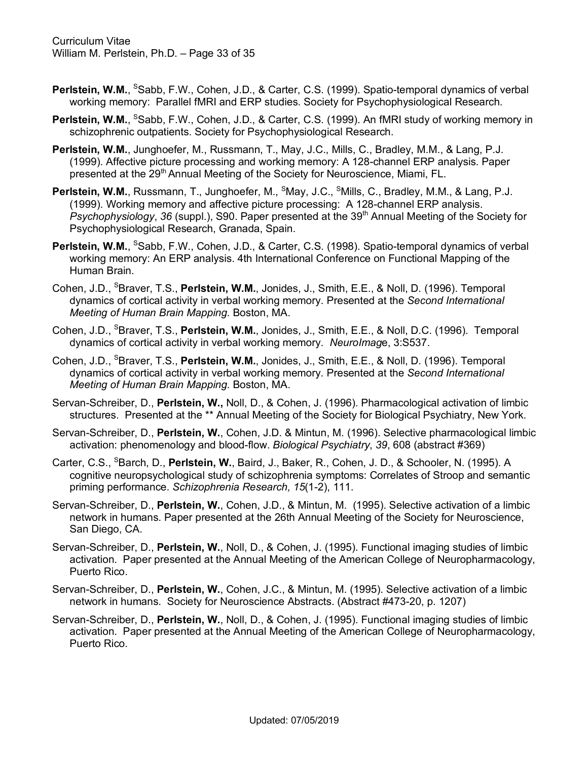**Perlstein, W.M.**, [S]Sabb, F.W., Cohen, J.D., & Carter, C.S. (1999). Spatio-temporal dynamics of verbal working memory: Parallel fMRI and ERP studies. Society for Psychophysiological Research.

**Perlstein, W.M.**, [S]Sabb, F.W., Cohen, J.D., & Carter, C.S. (1999). An fMRI study of working memory in schizophrenic outpatients. Society for Psychophysiological Research.

**Perlstein, W.M.**, Junghoefer, M., Russmann, T., May, J.C., Mills, C., Bradley, M.M., & Lang, P.J. (1999). Affective picture processing and working memory: A 128-channel ERP analysis. Paper presented at the 29[th] Annual Meeting of the Society for Neuroscience, Miami, FL.

**Perlstein, W.M.**, Russmann, T., Junghoefer, M., [S]May, J.C., [S]Mills, C., Bradley, M.M., & Lang, P.J. (1999). Working memory and affective picture processing: A 128-channel ERP analysis. *Psychophysiology*, *36* (suppl.), S90. Paper presented at the 39[th] Annual Meeting of the Society for Psychophysiological Research, Granada, Spain.

**Perlstein, W.M.**, [S]Sabb, F.W., Cohen, J.D., & Carter, C.S. (1998). Spatio-temporal dynamics of verbal working memory: An ERP analysis. 4th International Conference on Functional Mapping of the Human Brain.

Cohen, J.D., [S]Braver, T.S., **Perlstein, W.M.**, Jonides, J., Smith, E.E., & Noll, D. (1996). Temporal dynamics of cortical activity in verbal working memory. Presented at the *Second International Meeting of Human Brain Mapping*. Boston, MA.

Cohen, J.D., [S]Braver, T.S., **Perlstein, W.M.**, Jonides, J., Smith, E.E., & Noll, D.C. (1996). Temporal dynamics of cortical activity in verbal working memory. *NeuroImage*, 3:S537.

Cohen, J.D., [S]Braver, T.S., **Perlstein, W.M.**, Jonides, J., Smith, E.E., & Noll, D. (1996). Temporal dynamics of cortical activity in verbal working memory. Presented at the *Second International Meeting of Human Brain Mapping*. Boston, MA.

Servan-Schreiber, D., **Perlstein, W.,** Noll, D., & Cohen, J. (1996). Pharmacological activation of limbic structures. Presented at the ** Annual Meeting of the Society for Biological Psychiatry, New York.

Servan-Schreiber, D., **Perlstein, W.**, Cohen, J.D. & Mintun, M. (1996). Selective pharmacological limbic activation: phenomenology and blood-flow. *Biological Psychiatry*, *39*, 608 (abstract #369)

Carter, C.S., [S]Barch, D., **Perlstein, W.**, Baird, J., Baker, R., Cohen, J. D., & Schooler, N. (1995). A cognitive neuropsychological study of schizophrenia symptoms: Correlates of Stroop and semantic priming performance. *Schizophrenia Research, 15*(1-2), 111.

Servan-Schreiber, D., **Perlstein, W.**, Cohen, J.D., & Mintun, M. (1995). Selective activation of a limbic network in humans. Paper presented at the 26th Annual Meeting of the Society for Neuroscience, San Diego, CA.

Servan-Schreiber, D., **Perlstein, W.**, Noll, D., & Cohen, J. (1995). Functional imaging studies of limbic activation. Paper presented at the Annual Meeting of the American College of Neuropharmacology, Puerto Rico.

Servan-Schreiber, D., **Perlstein, W.**, Cohen, J.C., & Mintun, M. (1995). Selective activation of a limbic network in humans. Society for Neuroscience Abstracts. (Abstract #473-20, p. 1207)

Servan-Schreiber, D., **Perlstein, W.**, Noll, D., & Cohen, J. (1995). Functional imaging studies of limbic activation. Paper presented at the Annual Meeting of the American College of Neuropharmacology, Puerto Rico.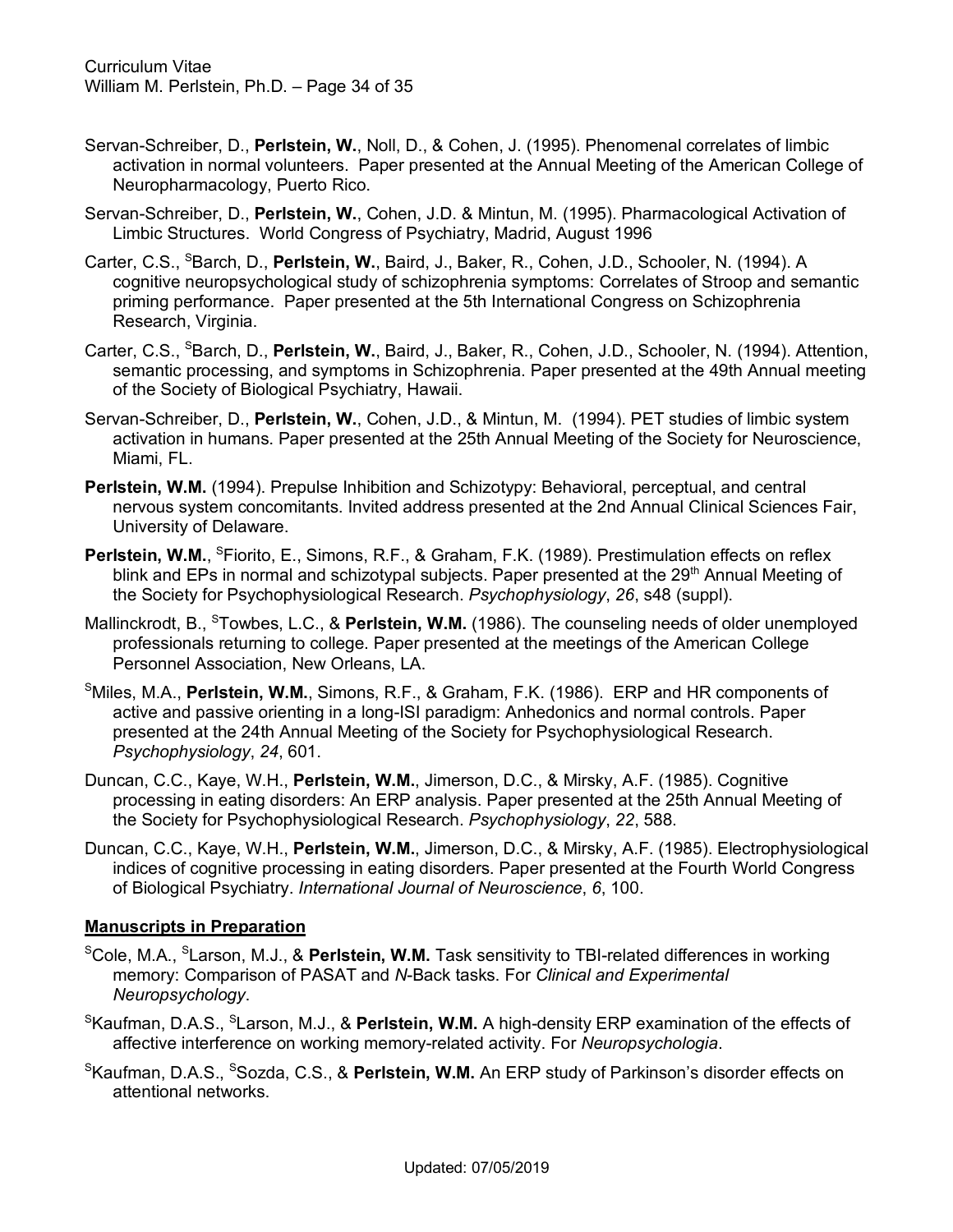Servan-Schreiber, D., **Perlstein, W.**, Noll, D., & Cohen, J. (1995). Phenomenal correlates of limbic activation in normal volunteers. Paper presented at the Annual Meeting of the American College of Neuropharmacology, Puerto Rico.

Servan-Schreiber, D., **Perlstein, W.**, Cohen, J.D. & Mintun, M. (1995). Pharmacological Activation of Limbic Structures. World Congress of Psychiatry, Madrid, August 1996

Carter, C.S., [S]Barch, D., **Perlstein, W.**, Baird, J., Baker, R., Cohen, J.D., Schooler, N. (1994). A cognitive neuropsychological study of schizophrenia symptoms: Correlates of Stroop and semantic priming performance. Paper presented at the 5th International Congress on Schizophrenia Research, Virginia.

Carter, C.S., [S]Barch, D., **Perlstein, W.**, Baird, J., Baker, R., Cohen, J.D., Schooler, N. (1994). Attention, semantic processing, and symptoms in Schizophrenia. Paper presented at the 49th Annual meeting of the Society of Biological Psychiatry, Hawaii.

Servan-Schreiber, D., **Perlstein, W.**, Cohen, J.D., & Mintun, M. (1994). PET studies of limbic system activation in humans. Paper presented at the 25th Annual Meeting of the Society for Neuroscience, Miami, FL.

**Perlstein, W.M.** (1994). Prepulse Inhibition and Schizotypy: Behavioral, perceptual, and central nervous system concomitants. Invited address presented at the 2nd Annual Clinical Sciences Fair, University of Delaware.

**Perlstein, W.M.**, [S]Fiorito, E., Simons, R.F., & Graham, F.K. (1989). Prestimulation effects on reflex blink and EPs in normal and schizotypal subjects. Paper presented at the 29th Annual Meeting of the Society for Psychophysiological Research. *Psychophysiology*, *26*, s48 (suppl).

Mallinckrodt, B., [S]Towbes, L.C., & **Perlstein, W.M.** (1986). The counseling needs of older unemployed professionals returning to college. Paper presented at the meetings of the American College Personnel Association, New Orleans, LA.

[S]Miles, M.A., **Perlstein, W.M.**, Simons, R.F., & Graham, F.K. (1986). ERP and HR components of active and passive orienting in a long-ISI paradigm: Anhedonics and normal controls. Paper presented at the 24th Annual Meeting of the Society for Psychophysiological Research. *Psychophysiology*, *24*, 601.

Duncan, C.C., Kaye, W.H., **Perlstein, W.M.**, Jimerson, D.C., & Mirsky, A.F. (1985). Cognitive processing in eating disorders: An ERP analysis. Paper presented at the 25th Annual Meeting of the Society for Psychophysiological Research. *Psychophysiology*, *22*, 588.

Duncan, C.C., Kaye, W.H., **Perlstein, W.M.**, Jimerson, D.C., & Mirsky, A.F. (1985). Electrophysiological indices of cognitive processing in eating disorders. Paper presented at the Fourth World Congress of Biological Psychiatry. *International Journal of Neuroscience*, *6*, 100.

**Manuscripts in Preparation**

[S]Cole, M.A., [S]Larson, M.J., & **Perlstein, W.M.** Task sensitivity to TBI-related differences in working memory: Comparison of PASAT and *N*-Back tasks. For *Clinical and Experimental Neuropsychology*.

[S]Kaufman, D.A.S., [S]Larson, M.J., & **Perlstein, W.M.** A high-density ERP examination of the effects of affective interference on working memory-related activity. For *Neuropsychologia*.

[S]Kaufman, D.A.S., [S]Sozda, C.S., & **Perlstein, W.M.** An ERP study of Parkinson's disorder effects on attentional networks.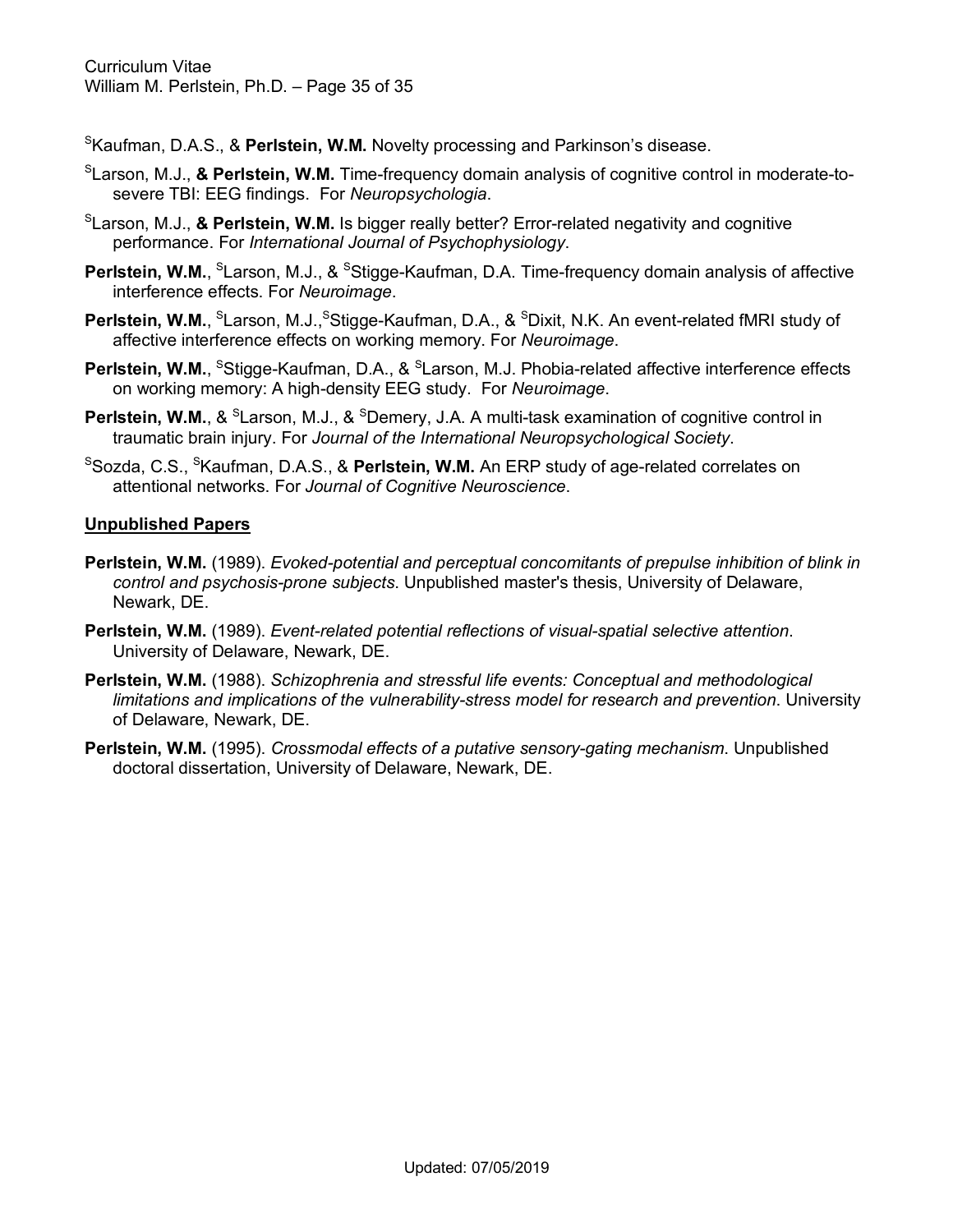[S]Kaufman, D.A.S., & **Perlstein, W.M.** Novelty processing and Parkinson's disease.

[S]Larson, M.J., **& Perlstein, W.M.** Time-frequency domain analysis of cognitive control in moderate-to-severe TBI: EEG findings. For *Neuropsychologia*.

[S]Larson, M.J., **& Perlstein, W.M.** Is bigger really better? Error-related negativity and cognitive performance. For *International Journal of Psychophysiology*.

**Perlstein, W.M.**, [S]Larson, M.J., & [S]Stigge-Kaufman, D.A. Time-frequency domain analysis of affective interference effects. For *Neuroimage*.

**Perlstein, W.M.**, [S]Larson, M.J.,[S]Stigge-Kaufman, D.A., & [S]Dixit, N.K. An event-related fMRI study of affective interference effects on working memory. For *Neuroimage*.

**Perlstein, W.M.**, [S]Stigge-Kaufman, D.A., & [S]Larson, M.J. Phobia-related affective interference effects on working memory: A high-density EEG study. For *Neuroimage*.

**Perlstein, W.M.**, & [S]Larson, M.J., & [S]Demery, J.A. A multi-task examination of cognitive control in traumatic brain injury. For *Journal of the International Neuropsychological Society*.

[S]Sozda, C.S., [S]Kaufman, D.A.S., & **Perlstein, W.M.** An ERP study of age-related correlates on attentional networks. For *Journal of Cognitive Neuroscience*.

## Unpublished Papers

**Perlstein, W.M.** (1989). *Evoked-potential and perceptual concomitants of prepulse inhibition of blink in control and psychosis-prone subjects*. Unpublished master's thesis, University of Delaware, Newark, DE.

**Perlstein, W.M.** (1989). *Event-related potential reflections of visual-spatial selective attention*. University of Delaware, Newark, DE.

**Perlstein, W.M.** (1988). *Schizophrenia and stressful life events: Conceptual and methodological limitations and implications of the vulnerability-stress model for research and prevention*. University of Delaware, Newark, DE.

**Perlstein, W.M.** (1995). *Crossmodal effects of a putative sensory-gating mechanism*. Unpublished doctoral dissertation, University of Delaware, Newark, DE.